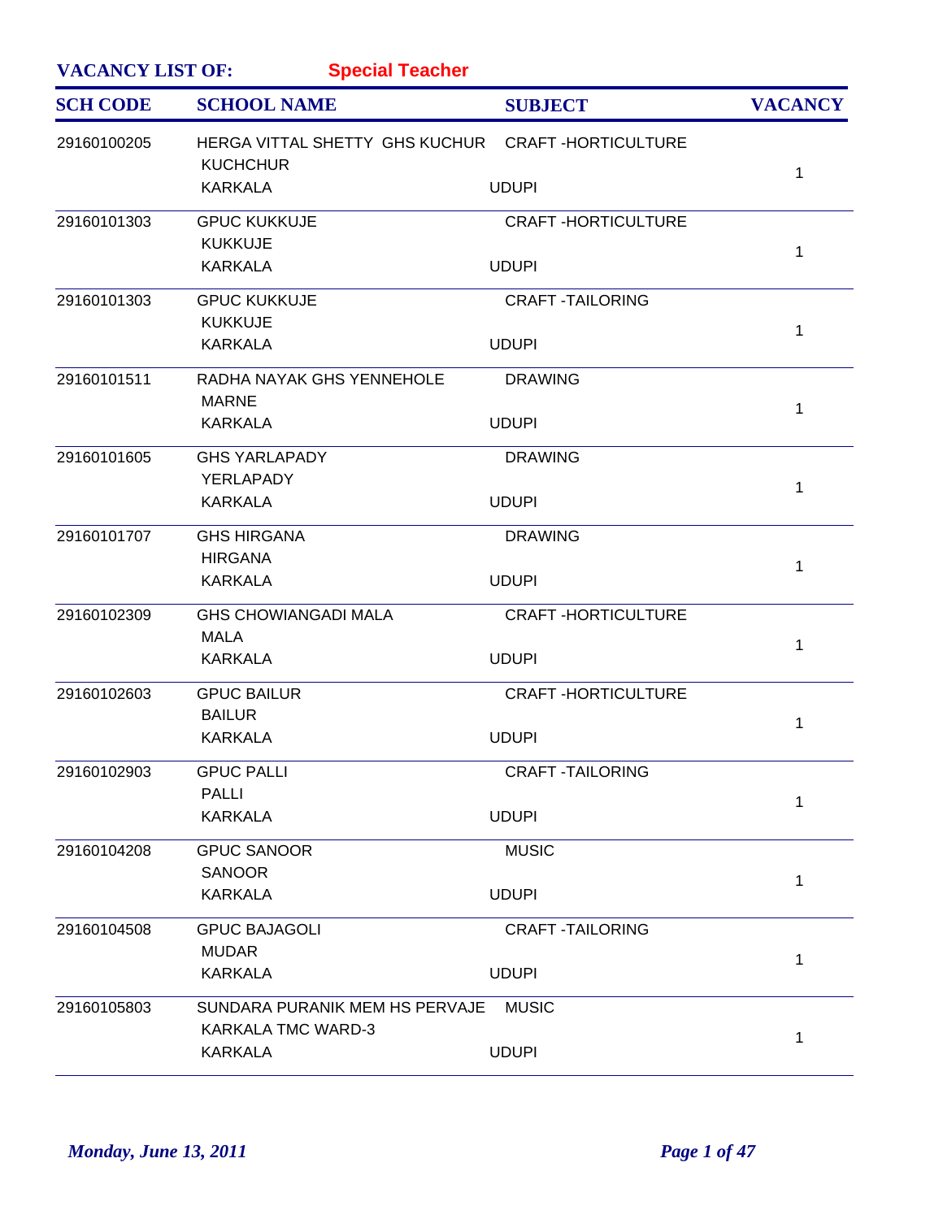**VACANCY LIST OF:** **Special Teacher**

| SCH CODE | SCHOOL NAME | SUBJECT | VACANCY |
|---|---|---|---|
| 29160100205 | HERGA VITTAL SHETTY GHS KUCHUR<br>KUCHCHUR<br>KARKALA | CRAFT -HORTICULTURE<br><br>UDUPI | 1 |
| 29160101303 | GPUC KUKKUJE<br>KUKKUJE<br>KARKALA | CRAFT -HORTICULTURE<br><br>UDUPI | 1 |
| 29160101303 | GPUC KUKKUJE<br>KUKKUJE<br>KARKALA | CRAFT -TAILORING<br><br>UDUPI | 1 |
| 29160101511 | RADHA NAYAK GHS YENNEHOLE<br>MARNE<br>KARKALA | DRAWING<br><br>UDUPI | 1 |
| 29160101605 | GHS YARLAPADY<br>YERLAPADY<br>KARKALA | DRAWING<br><br>UDUPI | 1 |
| 29160101707 | GHS HIRGANA<br>HIRGANA<br>KARKALA | DRAWING<br><br>UDUPI | 1 |
| 29160102309 | GHS CHOWIANGADI MALA<br>MALA<br>KARKALA | CRAFT -HORTICULTURE<br><br>UDUPI | 1 |
| 29160102603 | GPUC BAILUR<br>BAILUR<br>KARKALA | CRAFT -HORTICULTURE<br><br>UDUPI | 1 |
| 29160102903 | GPUC PALLI<br>PALLI<br>KARKALA | CRAFT -TAILORING<br><br>UDUPI | 1 |
| 29160104208 | GPUC SANOOR<br>SANOOR<br>KARKALA | MUSIC<br><br>UDUPI | 1 |
| 29160104508 | GPUC BAJAGOLI<br>MUDAR<br>KARKALA | CRAFT -TAILORING<br><br>UDUPI | 1 |
| 29160105803 | SUNDARA PURANIK MEM HS PERVAJE<br>KARKALA TMC WARD-3<br>KARKALA | MUSIC<br><br>UDUPI | 1 |

*Monday, June 13, 2011*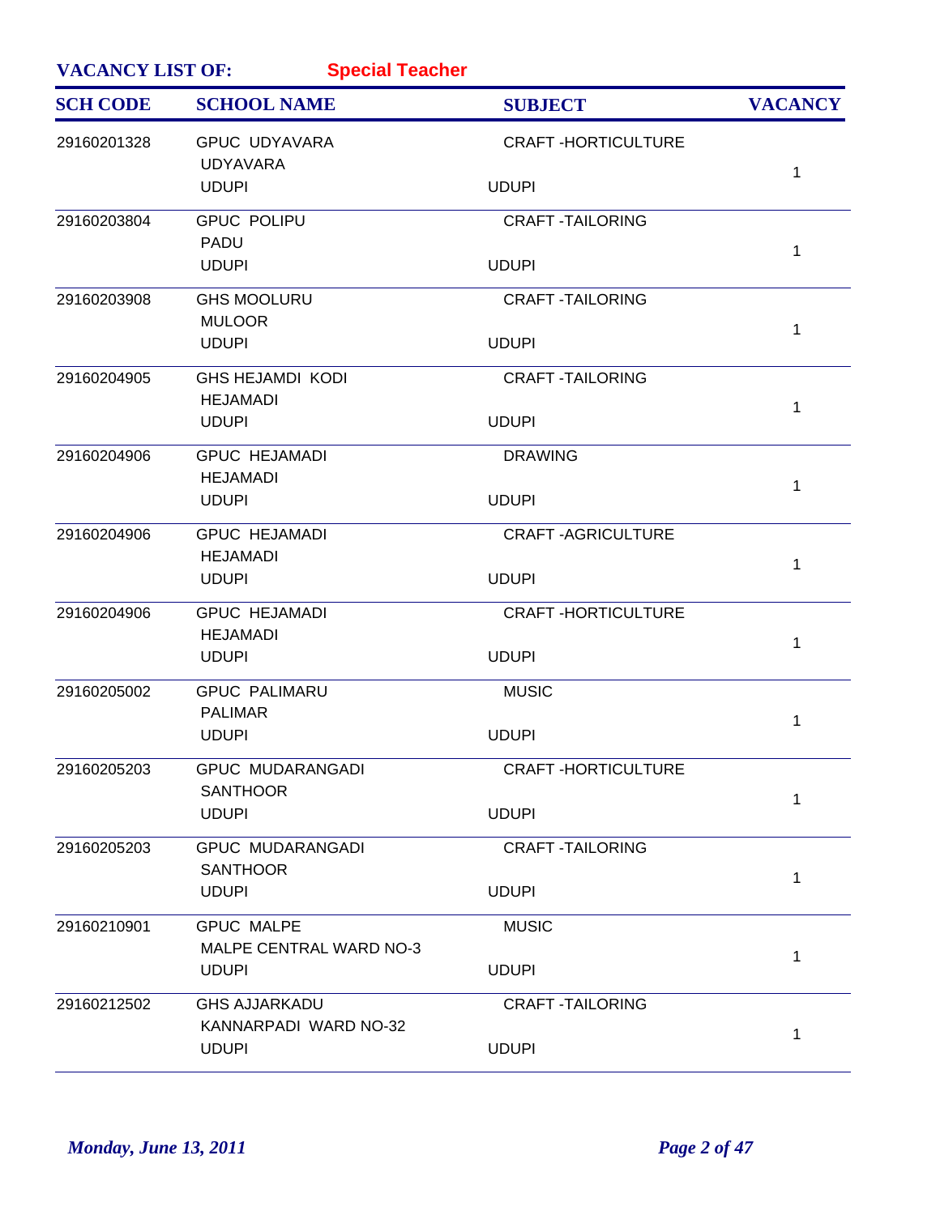**VACANCY LIST OF:** **Special Teacher**

| SCH CODE | SCHOOL NAME | SUBJECT | VACANCY |
|---|---|---|---|
| 29160201328 | GPUC UDYAVARA<br>UDYAVARA<br>UDUPI | CRAFT -HORTICULTURE<br><br>UDUPI | 1 |
| 29160203804 | GPUC POLIPU<br>PADU<br>UDUPI | CRAFT -TAILORING<br><br>UDUPI | 1 |
| 29160203908 | GHS MOOLURU<br>MULOOR<br>UDUPI | CRAFT -TAILORING<br><br>UDUPI | 1 |
| 29160204905 | GHS HEJAMDI KODI<br>HEJAMADI<br>UDUPI | CRAFT -TAILORING<br><br>UDUPI | 1 |
| 29160204906 | GPUC HEJAMADI<br>HEJAMADI<br>UDUPI | DRAWING<br><br>UDUPI | 1 |
| 29160204906 | GPUC HEJAMADI<br>HEJAMADI<br>UDUPI | CRAFT -AGRICULTURE<br><br>UDUPI | 1 |
| 29160204906 | GPUC HEJAMADI<br>HEJAMADI<br>UDUPI | CRAFT -HORTICULTURE<br><br>UDUPI | 1 |
| 29160205002 | GPUC PALIMARU<br>PALIMAR<br>UDUPI | MUSIC<br><br>UDUPI | 1 |
| 29160205203 | GPUC MUDARANGADI<br>SANTHOOR<br>UDUPI | CRAFT -HORTICULTURE<br><br>UDUPI | 1 |
| 29160205203 | GPUC MUDARANGADI<br>SANTHOOR<br>UDUPI | CRAFT -TAILORING<br><br>UDUPI | 1 |
| 29160210901 | GPUC MALPE<br>MALPE CENTRAL WARD NO-3<br>UDUPI | MUSIC<br><br>UDUPI | 1 |
| 29160212502 | GHS AJJARKADU<br>KANNARPADI WARD NO-32<br>UDUPI | CRAFT -TAILORING<br><br>UDUPI | 1 |

*Monday, June 13, 2011*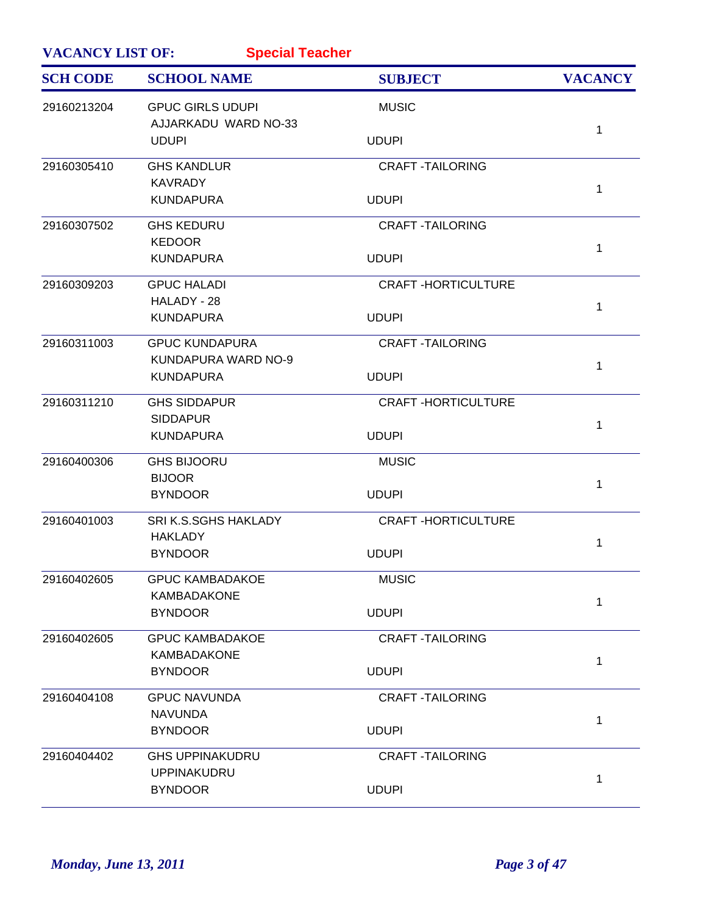**VACANCY LIST OF:** **Special Teacher**

| SCH CODE | SCHOOL NAME | SUBJECT | VACANCY |
| --- | --- | --- | --- |
| 29160213204 | GPUC GIRLS UDUPI<br>AJJARKADU WARD NO-33<br>UDUPI | MUSIC<br><br>UDUPI | 1 |
| 29160305410 | GHS KANDLUR<br>KAVRADY<br>KUNDAPURA | CRAFT -TAILORING<br><br>UDUPI | 1 |
| 29160307502 | GHS KEDURU<br>KEDOOR<br>KUNDAPURA | CRAFT -TAILORING<br><br>UDUPI | 1 |
| 29160309203 | GPUC HALADI<br>HALADY - 28<br>KUNDAPURA | CRAFT -HORTICULTURE<br><br>UDUPI | 1 |
| 29160311003 | GPUC KUNDAPURA<br>KUNDAPURA WARD NO-9<br>KUNDAPURA | CRAFT -TAILORING<br><br>UDUPI | 1 |
| 29160311210 | GHS SIDDAPUR<br>SIDDAPUR<br>KUNDAPURA | CRAFT -HORTICULTURE<br><br>UDUPI | 1 |
| 29160400306 | GHS BIJOORU<br>BIJOOR<br>BYNDOOR | MUSIC<br><br>UDUPI | 1 |
| 29160401003 | SRI K.S.SGHS HAKLADY<br>HAKLADY<br>BYNDOOR | CRAFT -HORTICULTURE<br><br>UDUPI | 1 |
| 29160402605 | GPUC KAMBADAKOE<br>KAMBADAKONE<br>BYNDOOR | MUSIC<br><br>UDUPI | 1 |
| 29160402605 | GPUC KAMBADAKOE<br>KAMBADAKONE<br>BYNDOOR | CRAFT -TAILORING<br><br>UDUPI | 1 |
| 29160404108 | GPUC NAVUNDA<br>NAVUNDA<br>BYNDOOR | CRAFT -TAILORING<br><br>UDUPI | 1 |
| 29160404402 | GHS UPPINAKUDRU<br>UPPINAKUDRU<br>BYNDOOR | CRAFT -TAILORING<br><br>UDUPI | 1 |

*Monday, June 13, 2011*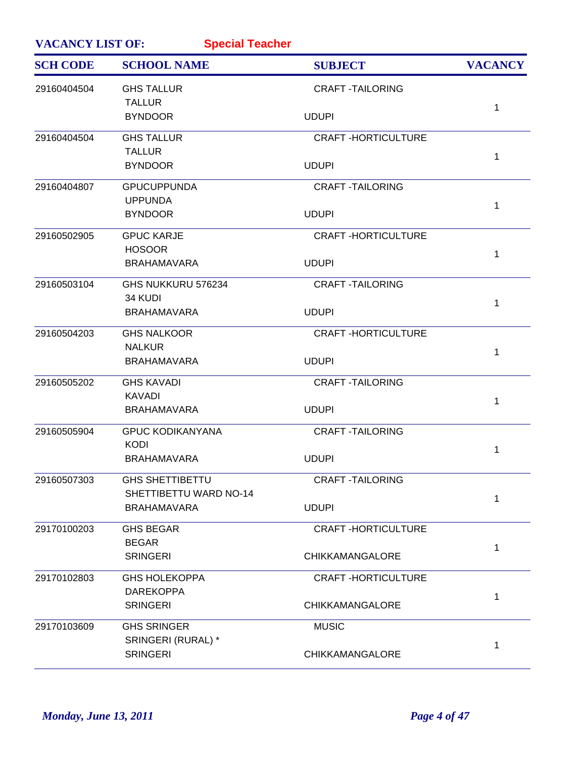**VACANCY LIST OF:** **Special Teacher**

| SCH CODE | SCHOOL NAME | SUBJECT | VACANCY |
|---|---|---|---|
| 29160404504 | GHS TALLUR<br>TALLUR<br>BYNDOOR | CRAFT -TAILORING<br><br>UDUPI | 1 |
| 29160404504 | GHS TALLUR<br>TALLUR<br>BYNDOOR | CRAFT -HORTICULTURE<br><br>UDUPI | 1 |
| 29160404807 | GPUCUPPUNDA<br>UPPUNDA<br>BYNDOOR | CRAFT -TAILORING<br><br>UDUPI | 1 |
| 29160502905 | GPUC KARJE<br>HOSOOR<br>BRAHAMAVARA | CRAFT -HORTICULTURE<br><br>UDUPI | 1 |
| 29160503104 | GHS NUKKURU 576234<br>34 KUDI<br>BRAHAMAVARA | CRAFT -TAILORING<br><br>UDUPI | 1 |
| 29160504203 | GHS NALKOOR<br>NALKUR<br>BRAHAMAVARA | CRAFT -HORTICULTURE<br><br>UDUPI | 1 |
| 29160505202 | GHS KAVADI<br>KAVADI<br>BRAHAMAVARA | CRAFT -TAILORING<br><br>UDUPI | 1 |
| 29160505904 | GPUC KODIKANYANA<br>KODI<br>BRAHAMAVARA | CRAFT -TAILORING<br><br>UDUPI | 1 |
| 29160507303 | GHS SHETTIBETTU<br>SHETTIBETTU WARD NO-14<br>BRAHAMAVARA | CRAFT -TAILORING<br><br>UDUPI | 1 |
| 29170100203 | GHS BEGAR<br>BEGAR<br>SRINGERI | CRAFT -HORTICULTURE<br><br>CHIKKAMANGALORE | 1 |
| 29170102803 | GHS HOLEKOPPA<br>DAREKOPPA<br>SRINGERI | CRAFT -HORTICULTURE<br><br>CHIKKAMANGALORE | 1 |
| 29170103609 | GHS SRINGER<br>SRINGERI (RURAL) *<br>SRINGERI | MUSIC<br><br>CHIKKAMANGALORE | 1 |

*Monday, June 13, 2011*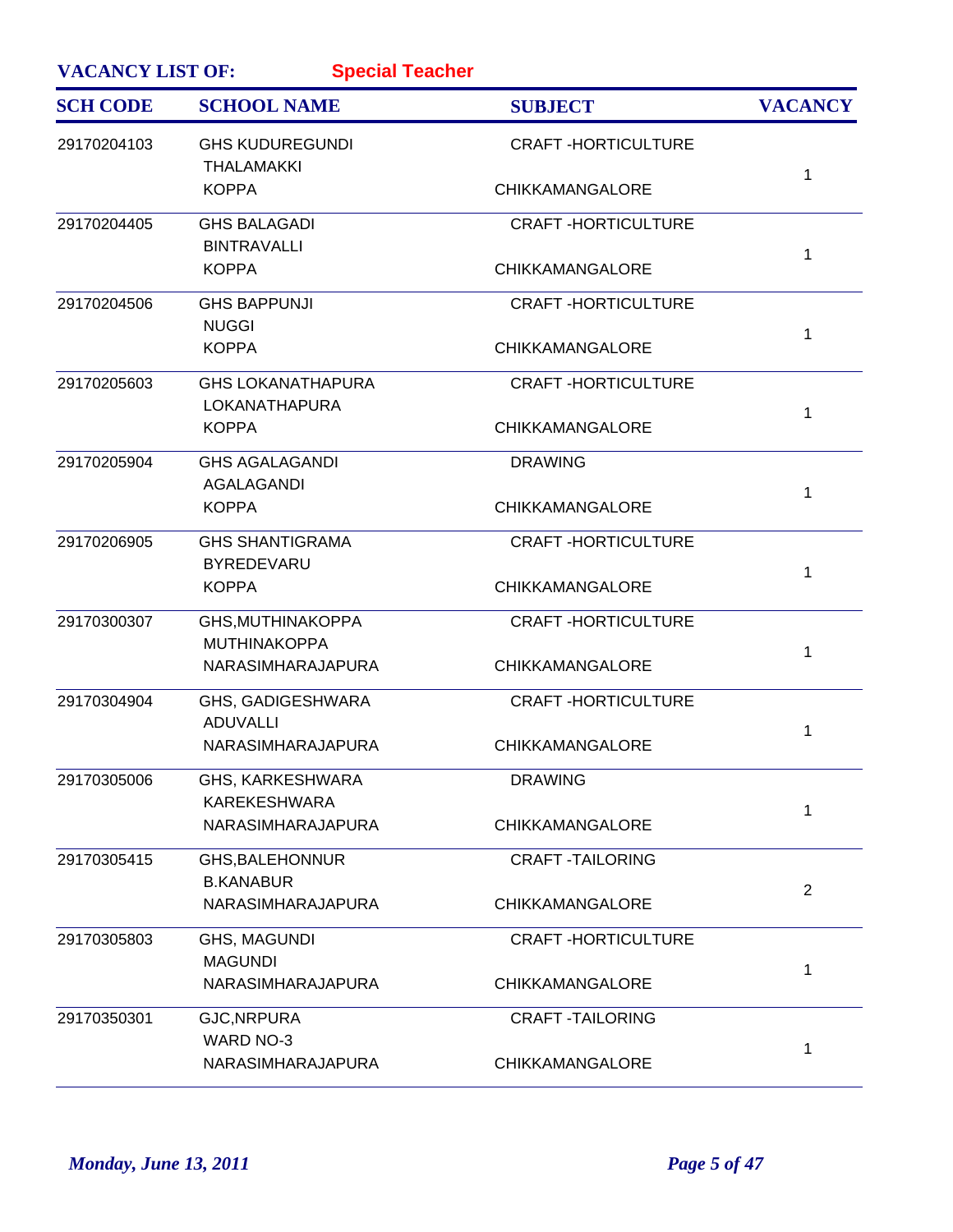**VACANCY LIST OF:** **Special Teacher**

| SCH CODE | SCHOOL NAME | SUBJECT | VACANCY |
|---|---|---|---|
| 29170204103 | GHS KUDUREGUNDI<br>THALAMAKKI<br>KOPPA | CRAFT -HORTICULTURE<br>CHIKKAMANGALORE | 1 |
| 29170204405 | GHS BALAGADI<br>BINTRAVALLI<br>KOPPA | CRAFT -HORTICULTURE<br>CHIKKAMANGALORE | 1 |
| 29170204506 | GHS BAPPUNJI<br>NUGGI<br>KOPPA | CRAFT -HORTICULTURE<br>CHIKKAMANGALORE | 1 |
| 29170205603 | GHS LOKANATHAPURA<br>LOKANATHAPURA<br>KOPPA | CRAFT -HORTICULTURE<br>CHIKKAMANGALORE | 1 |
| 29170205904 | GHS AGALAGANDI<br>AGALAGANDI<br>KOPPA | DRAWING<br>CHIKKAMANGALORE | 1 |
| 29170206905 | GHS SHANTIGRAMA<br>BYREDEVARU<br>KOPPA | CRAFT -HORTICULTURE<br>CHIKKAMANGALORE | 1 |
| 29170300307 | GHS,MUTHINAKOPPA<br>MUTHINAKOPPA<br>NARASIMHARAJAPURA | CRAFT -HORTICULTURE<br>CHIKKAMANGALORE | 1 |
| 29170304904 | GHS, GADIGESHWARA<br>ADUVALLI<br>NARASIMHARAJAPURA | CRAFT -HORTICULTURE<br>CHIKKAMANGALORE | 1 |
| 29170305006 | GHS, KARKESHWARA<br>KAREKESHWARA<br>NARASIMHARAJAPURA | DRAWING<br>CHIKKAMANGALORE | 1 |
| 29170305415 | GHS,BALEHONNUR<br>B.KANABUR<br>NARASIMHARAJAPURA | CRAFT -TAILORING<br>CHIKKAMANGALORE | 2 |
| 29170305803 | GHS, MAGUNDI<br>MAGUNDI<br>NARASIMHARAJAPURA | CRAFT -HORTICULTURE<br>CHIKKAMANGALORE | 1 |
| 29170350301 | GJC,NRPURA<br>WARD NO-3<br>NARASIMHARAJAPURA | CRAFT -TAILORING<br>CHIKKAMANGALORE | 1 |

*Monday, June 13, 2011*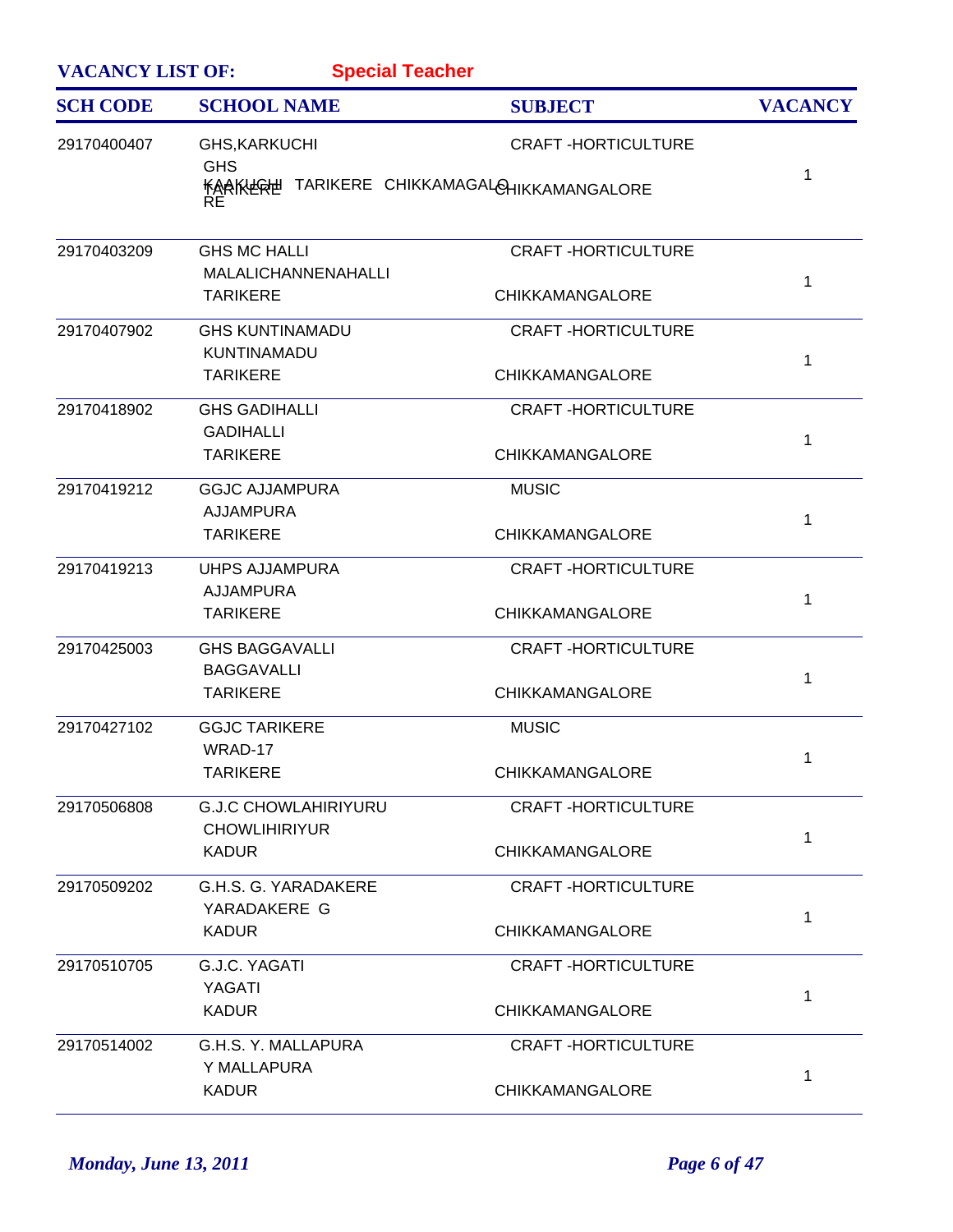**VACANCY LIST OF:** **Special Teacher**

| SCH CODE | SCHOOL NAME | SUBJECT | VACANCY |
|---|---|---|---|
| 29170400407 | GHS,KARKUCHI<br>GHS KAAKUCHI TARIKERE<br>TARIKERE CHIKKAMAGALORE | CRAFT -HORTICULTURE<br>CHIKKAMANGALORE | 1 |
| 29170403209 | GHS MC HALLI<br>MALALICHANNENAHALLI<br>TARIKERE | CRAFT -HORTICULTURE<br>CHIKKAMANGALORE | 1 |
| 29170407902 | GHS KUNTINAMADU<br>KUNTINAMADU<br>TARIKERE | CRAFT -HORTICULTURE<br>CHIKKAMANGALORE | 1 |
| 29170418902 | GHS GADIHALLI<br>GADIHALLI<br>TARIKERE | CRAFT -HORTICULTURE<br>CHIKKAMANGALORE | 1 |
| 29170419212 | GGJC AJJAMPURA<br>AJJAMPURA<br>TARIKERE | MUSIC<br>CHIKKAMANGALORE | 1 |
| 29170419213 | UHPS AJJAMPURA<br>AJJAMPURA<br>TARIKERE | CRAFT -HORTICULTURE<br>CHIKKAMANGALORE | 1 |
| 29170425003 | GHS BAGGAVALLI<br>BAGGAVALLI<br>TARIKERE | CRAFT -HORTICULTURE<br>CHIKKAMANGALORE | 1 |
| 29170427102 | GGJC TARIKERE<br>WRAD-17<br>TARIKERE | MUSIC<br>CHIKKAMANGALORE | 1 |
| 29170506808 | G.J.C CHOWLAHIRIYURU<br>CHOWLIHIRIYUR<br>KADUR | CRAFT -HORTICULTURE<br>CHIKKAMANGALORE | 1 |
| 29170509202 | G.H.S. G. YARADAKERE<br>YARADAKERE G<br>KADUR | CRAFT -HORTICULTURE<br>CHIKKAMANGALORE | 1 |
| 29170510705 | G.J.C. YAGATI<br>YAGATI<br>KADUR | CRAFT -HORTICULTURE<br>CHIKKAMANGALORE | 1 |
| 29170514002 | G.H.S. Y. MALLAPURA<br>Y MALLAPURA<br>KADUR | CRAFT -HORTICULTURE<br>CHIKKAMANGALORE | 1 |

*Monday, June 13, 2011*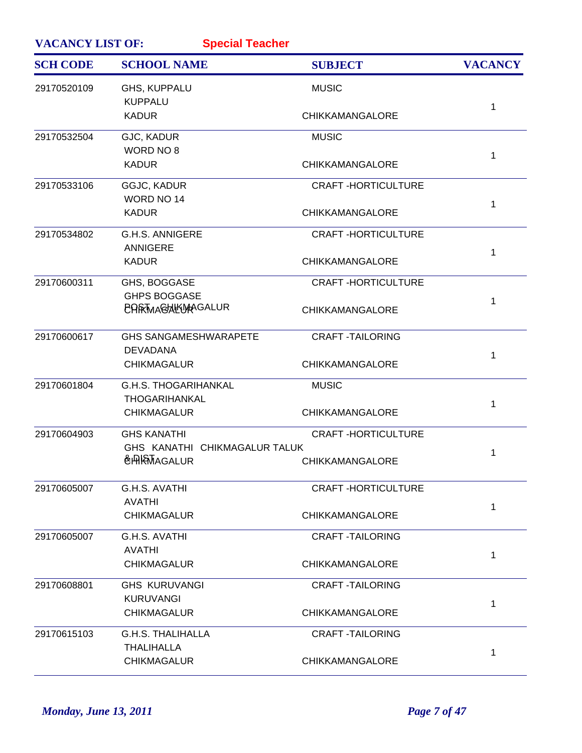**VACANCY LIST OF:** **Special Teacher**

| SCH CODE | SCHOOL NAME | SUBJECT | VACANCY |
|---|---|---|---|
| 29170520109 | GHS, KUPPALU<br>KUPPALU<br>KADUR | MUSIC<br><br>CHIKKAMANGALORE | 1 |
| 29170532504 | GJC, KADUR<br>WORD NO 8<br>KADUR | MUSIC<br><br>CHIKKAMANGALORE | 1 |
| 29170533106 | GGJC, KADUR<br>WORD NO 14<br>KADUR | CRAFT -HORTICULTURE<br><br>CHIKKAMANGALORE | 1 |
| 29170534802 | G.H.S. ANNIGERE<br>ANNIGERE<br>KADUR | CRAFT -HORTICULTURE<br><br>CHIKKAMANGALORE | 1 |
| 29170600311 | GHS, BOGGASE<br>GHPS BOGGASE<br>POST, CHIKMAGALUR<br>CHIKMAGALUR | CRAFT -HORTICULTURE<br><br>CHIKKAMANGALORE | 1 |
| 29170600617 | GHS SANGAMESHWARAPETE<br>DEVADANA<br>CHIKMAGALUR | CRAFT -TAILORING<br><br>CHIKKAMANGALORE | 1 |
| 29170601804 | G.H.S. THOGARIHANKAL<br>THOGARIHANKAL<br>CHIKMAGALUR | MUSIC<br><br>CHIKKAMANGALORE | 1 |
| 29170604903 | GHS KANATHI<br>GHS KANATHI CHIKMAGALUR TALUK<br>& DIST<br>CHIKMAGALUR | CRAFT -HORTICULTURE<br><br>CHIKKAMANGALORE | 1 |
| 29170605007 | G.H.S. AVATHI<br>AVATHI<br>CHIKMAGALUR | CRAFT -HORTICULTURE<br><br>CHIKKAMANGALORE | 1 |
| 29170605007 | G.H.S. AVATHI<br>AVATHI<br>CHIKMAGALUR | CRAFT -TAILORING<br><br>CHIKKAMANGALORE | 1 |
| 29170608801 | GHS KURUVANGI<br>KURUVANGI<br>CHIKMAGALUR | CRAFT -TAILORING<br><br>CHIKKAMANGALORE | 1 |
| 29170615103 | G.H.S. THALIHALLA<br>THALIHALLA<br>CHIKMAGALUR | CRAFT -TAILORING<br><br>CHIKKAMANGALORE | 1 |

*Monday, June 13, 2011*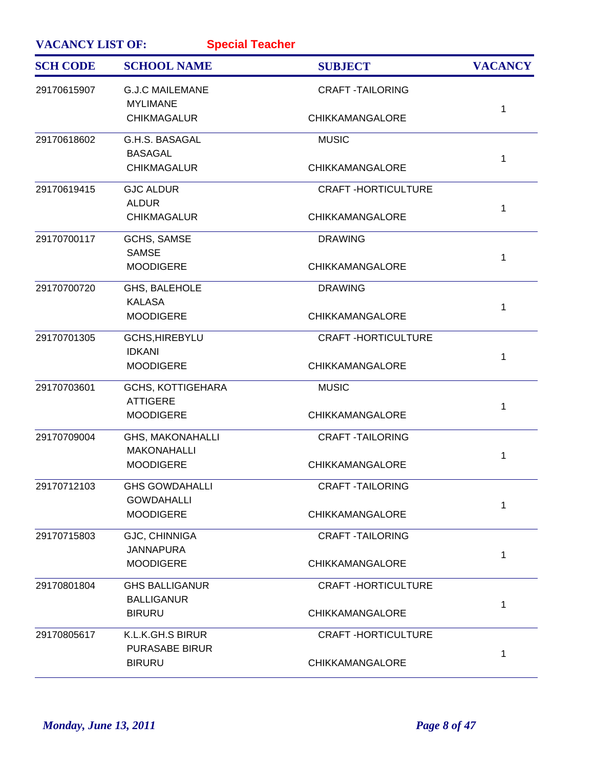**VACANCY LIST OF:** **Special Teacher**

| SCH CODE | SCHOOL NAME | SUBJECT | VACANCY |
|---|---|---|---|
| 29170615907 | G.J.C MAILEMANE<br>MYLIMANE<br>CHIKMAGALUR | CRAFT -TAILORING<br>CHIKKAMANGALORE | 1 |
| 29170618602 | G.H.S. BASAGAL<br>BASAGAL<br>CHIKMAGALUR | MUSIC<br>CHIKKAMANGALORE | 1 |
| 29170619415 | GJC ALDUR<br>ALDUR<br>CHIKMAGALUR | CRAFT -HORTICULTURE<br>CHIKKAMANGALORE | 1 |
| 29170700117 | GCHS, SAMSE<br>SAMSE<br>MOODIGERE | DRAWING<br>CHIKKAMANGALORE | 1 |
| 29170700720 | GHS, BALEHOLE<br>KALASA<br>MOODIGERE | DRAWING<br>CHIKKAMANGALORE | 1 |
| 29170701305 | GCHS,HIREBYLU<br>IDKANI<br>MOODIGERE | CRAFT -HORTICULTURE<br>CHIKKAMANGALORE | 1 |
| 29170703601 | GCHS, KOTTIGEHARA<br>ATTIGERE<br>MOODIGERE | MUSIC<br>CHIKKAMANGALORE | 1 |
| 29170709004 | GHS, MAKONAHALLI<br>MAKONAHALLI<br>MOODIGERE | CRAFT -TAILORING<br>CHIKKAMANGALORE | 1 |
| 29170712103 | GHS GOWDAHALLI<br>GOWDAHALLI<br>MOODIGERE | CRAFT -TAILORING<br>CHIKKAMANGALORE | 1 |
| 29170715803 | GJC, CHINNIGA<br>JANNAPURA<br>MOODIGERE | CRAFT -TAILORING<br>CHIKKAMANGALORE | 1 |
| 29170801804 | GHS BALLIGANUR<br>BALLIGANUR<br>BIRURU | CRAFT -HORTICULTURE<br>CHIKKAMANGALORE | 1 |
| 29170805617 | K.L.K.GH.S BIRUR<br>PURASABE BIRUR<br>BIRURU | CRAFT -HORTICULTURE<br>CHIKKAMANGALORE | 1 |

*Monday, June 13, 2011*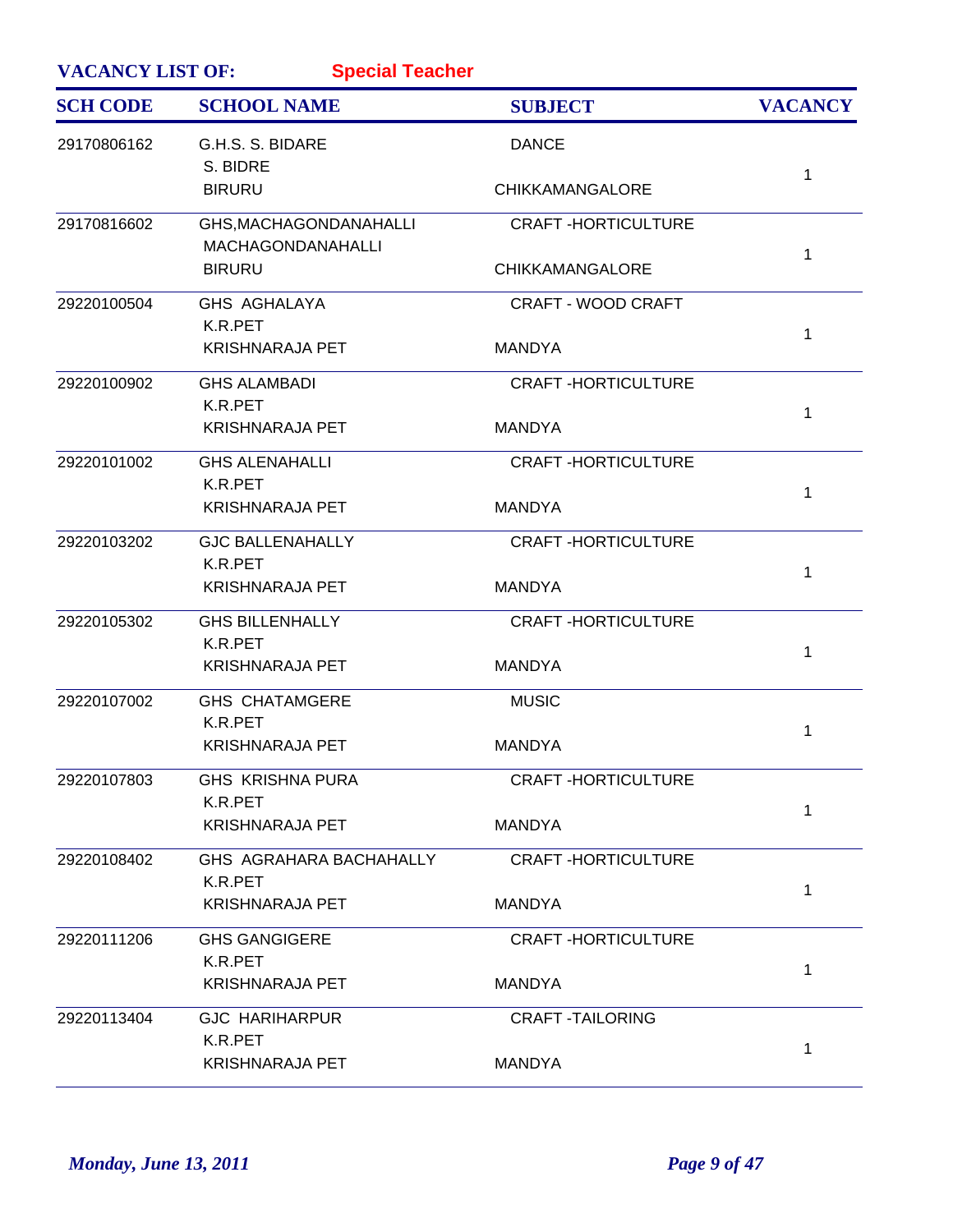**VACANCY LIST OF:** **Special Teacher**

| SCH CODE | SCHOOL NAME | SUBJECT | VACANCY |
|---|---|---|---|
| 29170806162 | G.H.S. S. BIDARE<br>S. BIDRE<br>BIRURU | DANCE<br><br>CHIKKAMANGALORE | 1 |
| 29170816602 | GHS,MACHAGONDANAHALLI<br>MACHAGONDANAHALLI<br>BIRURU | CRAFT -HORTICULTURE<br><br>CHIKKAMANGALORE | 1 |
| 29220100504 | GHS AGHALAYA<br>K.R.PET<br>KRISHNARAJA PET | CRAFT - WOOD CRAFT<br><br>MANDYA | 1 |
| 29220100902 | GHS ALAMBADI<br>K.R.PET<br>KRISHNARAJA PET | CRAFT -HORTICULTURE<br><br>MANDYA | 1 |
| 29220101002 | GHS ALENAHALLI<br>K.R.PET<br>KRISHNARAJA PET | CRAFT -HORTICULTURE<br><br>MANDYA | 1 |
| 29220103202 | GJC BALLENAHALLY<br>K.R.PET<br>KRISHNARAJA PET | CRAFT -HORTICULTURE<br><br>MANDYA | 1 |
| 29220105302 | GHS BILLENHALLY<br>K.R.PET<br>KRISHNARAJA PET | CRAFT -HORTICULTURE<br><br>MANDYA | 1 |
| 29220107002 | GHS CHATAMGERE<br>K.R.PET<br>KRISHNARAJA PET | MUSIC<br><br>MANDYA | 1 |
| 29220107803 | GHS KRISHNA PURA<br>K.R.PET<br>KRISHNARAJA PET | CRAFT -HORTICULTURE<br><br>MANDYA | 1 |
| 29220108402 | GHS AGRAHARA BACHAHALLY<br>K.R.PET<br>KRISHNARAJA PET | CRAFT -HORTICULTURE<br><br>MANDYA | 1 |
| 29220111206 | GHS GANGIGERE<br>K.R.PET<br>KRISHNARAJA PET | CRAFT -HORTICULTURE<br><br>MANDYA | 1 |
| 29220113404 | GJC HARIHARPUR<br>K.R.PET<br>KRISHNARAJA PET | CRAFT -TAILORING<br><br>MANDYA | 1 |

*Monday, June 13, 2011*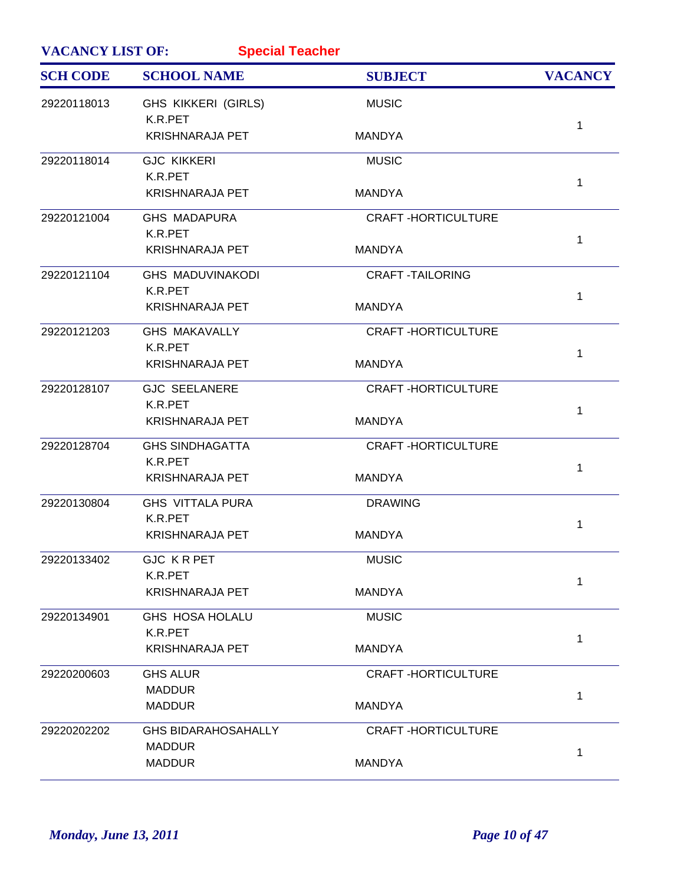**VACANCY LIST OF:** **Special Teacher**

| SCH CODE | SCHOOL NAME | SUBJECT | VACANCY |
|---|---|---|---|
| 29220118013 | GHS KIKKERI (GIRLS)<br>K.R.PET<br>KRISHNARAJA PET | MUSIC<br><br>MANDYA | 1 |
| 29220118014 | GJC KIKKERI<br>K.R.PET<br>KRISHNARAJA PET | MUSIC<br><br>MANDYA | 1 |
| 29220121004 | GHS MADAPURA<br>K.R.PET<br>KRISHNARAJA PET | CRAFT -HORTICULTURE<br><br>MANDYA | 1 |
| 29220121104 | GHS MADUVINAKODI<br>K.R.PET<br>KRISHNARAJA PET | CRAFT -TAILORING<br><br>MANDYA | 1 |
| 29220121203 | GHS MAKAVALLY<br>K.R.PET<br>KRISHNARAJA PET | CRAFT -HORTICULTURE<br><br>MANDYA | 1 |
| 29220128107 | GJC SEELANERE<br>K.R.PET<br>KRISHNARAJA PET | CRAFT -HORTICULTURE<br><br>MANDYA | 1 |
| 29220128704 | GHS SINDHAGATTA<br>K.R.PET<br>KRISHNARAJA PET | CRAFT -HORTICULTURE<br><br>MANDYA | 1 |
| 29220130804 | GHS VITTALA PURA<br>K.R.PET<br>KRISHNARAJA PET | DRAWING<br><br>MANDYA | 1 |
| 29220133402 | GJC K R PET<br>K.R.PET<br>KRISHNARAJA PET | MUSIC<br><br>MANDYA | 1 |
| 29220134901 | GHS HOSA HOLALU<br>K.R.PET<br>KRISHNARAJA PET | MUSIC<br><br>MANDYA | 1 |
| 29220200603 | GHS ALUR<br>MADDUR<br>MADDUR | CRAFT -HORTICULTURE<br><br>MANDYA | 1 |
| 29220202202 | GHS BIDARAHOSAHALLY<br>MADDUR<br>MADDUR | CRAFT -HORTICULTURE<br><br>MANDYA | 1 |

*Monday, June 13, 2011*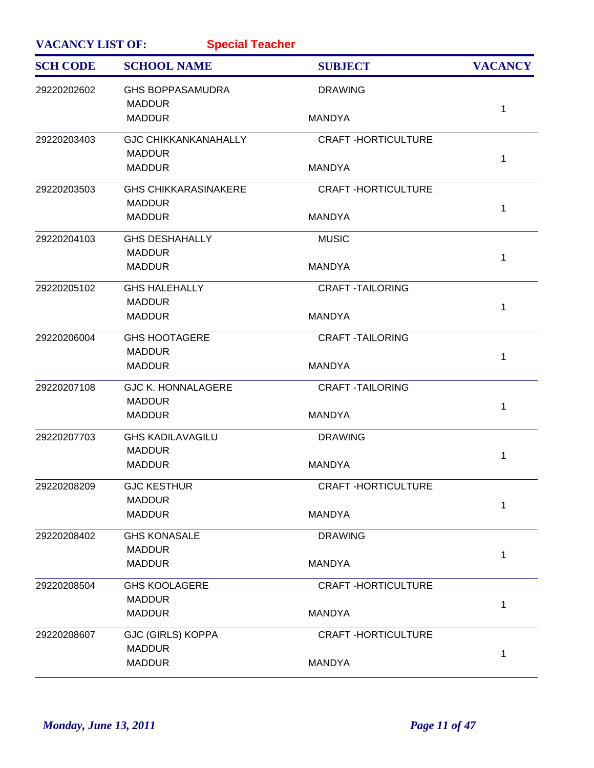**VACANCY LIST OF:** **Special Teacher**

| SCH CODE | SCHOOL NAME | SUBJECT | VACANCY |
|---|---|---|---|
| 29220202602 | GHS BOPPASAMUDRA<br>MADDUR<br>MADDUR | DRAWING<br><br>MANDYA | 1 |
| 29220203403 | GJC CHIKKANKANAHALLY<br>MADDUR<br>MADDUR | CRAFT -HORTICULTURE<br><br>MANDYA | 1 |
| 29220203503 | GHS CHIKKARASINAKERE<br>MADDUR<br>MADDUR | CRAFT -HORTICULTURE<br><br>MANDYA | 1 |
| 29220204103 | GHS DESHAHALLY<br>MADDUR<br>MADDUR | MUSIC<br><br>MANDYA | 1 |
| 29220205102 | GHS HALEHALLY<br>MADDUR<br>MADDUR | CRAFT -TAILORING<br><br>MANDYA | 1 |
| 29220206004 | GHS HOOTAGERE<br>MADDUR<br>MADDUR | CRAFT -TAILORING<br><br>MANDYA | 1 |
| 29220207108 | GJC K. HONNALAGERE<br>MADDUR<br>MADDUR | CRAFT -TAILORING<br><br>MANDYA | 1 |
| 29220207703 | GHS KADILAVAGILU<br>MADDUR<br>MADDUR | DRAWING<br><br>MANDYA | 1 |
| 29220208209 | GJC KESTHUR<br>MADDUR<br>MADDUR | CRAFT -HORTICULTURE<br><br>MANDYA | 1 |
| 29220208402 | GHS KONASALE<br>MADDUR<br>MADDUR | DRAWING<br><br>MANDYA | 1 |
| 29220208504 | GHS KOOLAGERE<br>MADDUR<br>MADDUR | CRAFT -HORTICULTURE<br><br>MANDYA | 1 |
| 29220208607 | GJC (GIRLS) KOPPA<br>MADDUR<br>MADDUR | CRAFT -HORTICULTURE<br><br>MANDYA | 1 |

*Monday, June 13, 2011*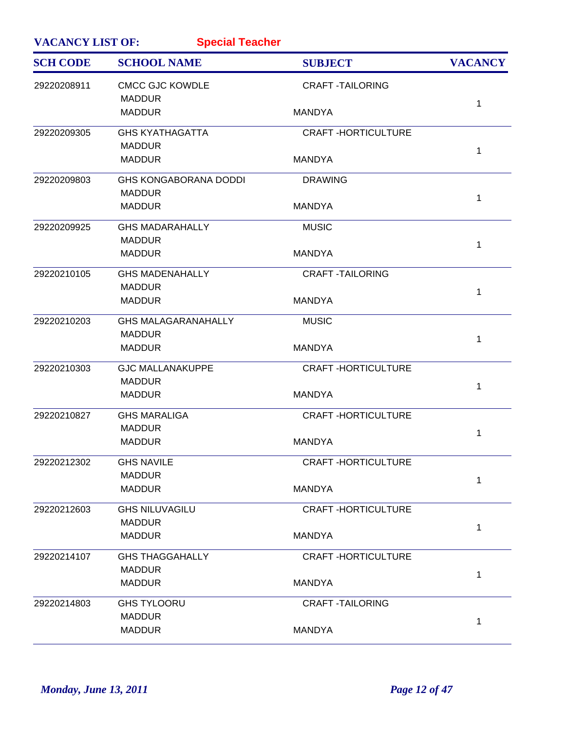**VACANCY LIST OF:** **Special Teacher**

| SCH CODE | SCHOOL NAME | SUBJECT | VACANCY |
|---|---|---|---|
| 29220208911 | CMCC GJC KOWDLE<br>MADDUR<br>MADDUR | CRAFT -TAILORING<br>MANDYA | 1 |
| 29220209305 | GHS KYATHAGATTA<br>MADDUR<br>MADDUR | CRAFT -HORTICULTURE<br>MANDYA | 1 |
| 29220209803 | GHS KONGABORANA DODDI<br>MADDUR<br>MADDUR | DRAWING<br>MANDYA | 1 |
| 29220209925 | GHS MADARAHALLY<br>MADDUR<br>MADDUR | MUSIC<br>MANDYA | 1 |
| 29220210105 | GHS MADENAHALLY<br>MADDUR<br>MADDUR | CRAFT -TAILORING<br>MANDYA | 1 |
| 29220210203 | GHS MALAGARANAHALLY<br>MADDUR<br>MADDUR | MUSIC<br>MANDYA | 1 |
| 29220210303 | GJC MALLANAKUPPE<br>MADDUR<br>MADDUR | CRAFT -HORTICULTURE<br>MANDYA | 1 |
| 29220210827 | GHS MARALIGA<br>MADDUR<br>MADDUR | CRAFT -HORTICULTURE<br>MANDYA | 1 |
| 29220212302 | GHS NAVILE<br>MADDUR<br>MADDUR | CRAFT -HORTICULTURE<br>MANDYA | 1 |
| 29220212603 | GHS NILUVAGILU<br>MADDUR<br>MADDUR | CRAFT -HORTICULTURE<br>MANDYA | 1 |
| 29220214107 | GHS THAGGAHALLY<br>MADDUR<br>MADDUR | CRAFT -HORTICULTURE<br>MANDYA | 1 |
| 29220214803 | GHS TYLOORU<br>MADDUR<br>MADDUR | CRAFT -TAILORING<br>MANDYA | 1 |

*Monday, June 13, 2011*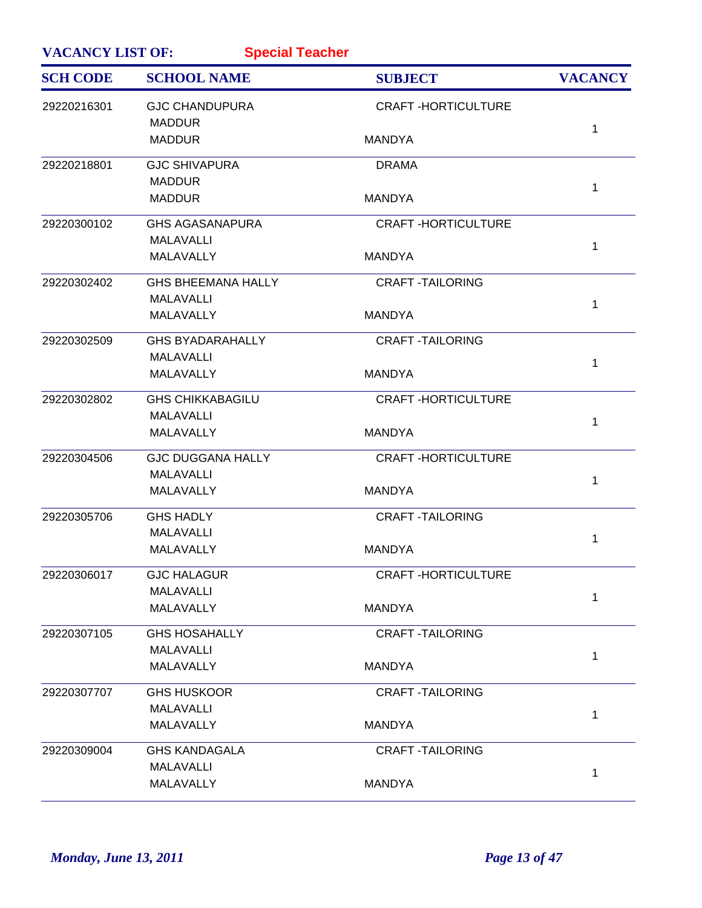**VACANCY LIST OF:** **Special Teacher**

| SCH CODE | SCHOOL NAME | SUBJECT | VACANCY |
|---|---|---|---|
| 29220216301 | GJC CHANDUPURA<br>MADDUR<br>MADDUR | CRAFT -HORTICULTURE<br><br>MANDYA | 1 |
| 29220218801 | GJC SHIVAPURA<br>MADDUR<br>MADDUR | DRAMA<br><br>MANDYA | 1 |
| 29220300102 | GHS AGASANAPURA<br>MALAVALLI<br>MALAVALLY | CRAFT -HORTICULTURE<br><br>MANDYA | 1 |
| 29220302402 | GHS BHEEMANA HALLY<br>MALAVALLI<br>MALAVALLY | CRAFT -TAILORING<br><br>MANDYA | 1 |
| 29220302509 | GHS BYADARAHALLY<br>MALAVALLI<br>MALAVALLY | CRAFT -TAILORING<br><br>MANDYA | 1 |
| 29220302802 | GHS CHIKKABAGILU<br>MALAVALLI<br>MALAVALLY | CRAFT -HORTICULTURE<br><br>MANDYA | 1 |
| 29220304506 | GJC DUGGANA HALLY<br>MALAVALLI<br>MALAVALLY | CRAFT -HORTICULTURE<br><br>MANDYA | 1 |
| 29220305706 | GHS HADLY<br>MALAVALLI<br>MALAVALLY | CRAFT -TAILORING<br><br>MANDYA | 1 |
| 29220306017 | GJC HALAGUR<br>MALAVALLI<br>MALAVALLY | CRAFT -HORTICULTURE<br><br>MANDYA | 1 |
| 29220307105 | GHS HOSAHALLY<br>MALAVALLI<br>MALAVALLY | CRAFT -TAILORING<br><br>MANDYA | 1 |
| 29220307707 | GHS HUSKOOR<br>MALAVALLI<br>MALAVALLY | CRAFT -TAILORING<br><br>MANDYA | 1 |
| 29220309004 | GHS KANDAGALA<br>MALAVALLI<br>MALAVALLY | CRAFT -TAILORING<br><br>MANDYA | 1 |

*Monday, June 13, 2011*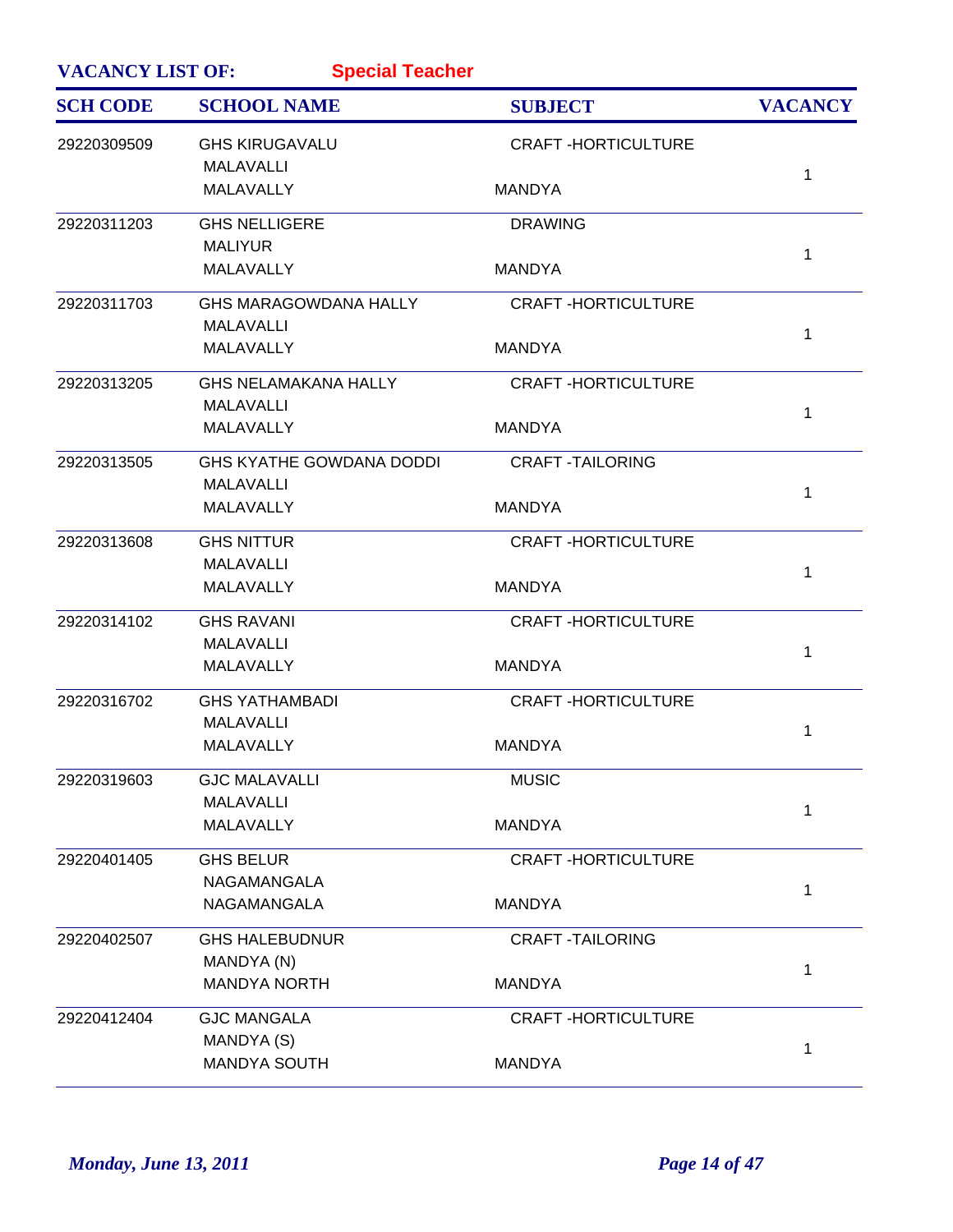**VACANCY LIST OF:** **Special Teacher**

| SCH CODE | SCHOOL NAME | SUBJECT | VACANCY |
|---|---|---|---|
| 29220309509 | GHS KIRUGAVALU<br>MALAVALLI<br>MALAVALLY | CRAFT -HORTICULTURE<br><br>MANDYA | 1 |
| 29220311203 | GHS NELLIGERE<br>MALIYUR<br>MALAVALLY | DRAWING<br><br>MANDYA | 1 |
| 29220311703 | GHS MARAGOWDANA HALLY<br>MALAVALLI<br>MALAVALLY | CRAFT -HORTICULTURE<br><br>MANDYA | 1 |
| 29220313205 | GHS NELAMAKANA HALLY<br>MALAVALLI<br>MALAVALLY | CRAFT -HORTICULTURE<br><br>MANDYA | 1 |
| 29220313505 | GHS KYATHE GOWDANA DODDI<br>MALAVALLI<br>MALAVALLY | CRAFT -TAILORING<br><br>MANDYA | 1 |
| 29220313608 | GHS NITTUR<br>MALAVALLI<br>MALAVALLY | CRAFT -HORTICULTURE<br><br>MANDYA | 1 |
| 29220314102 | GHS RAVANI<br>MALAVALLI<br>MALAVALLY | CRAFT -HORTICULTURE<br><br>MANDYA | 1 |
| 29220316702 | GHS YATHAMBADI<br>MALAVALLI<br>MALAVALLY | CRAFT -HORTICULTURE<br><br>MANDYA | 1 |
| 29220319603 | GJC MALAVALLI<br>MALAVALLI<br>MALAVALLY | MUSIC<br><br>MANDYA | 1 |
| 29220401405 | GHS BELUR<br>NAGAMANGALA<br>NAGAMANGALA | CRAFT -HORTICULTURE<br><br>MANDYA | 1 |
| 29220402507 | GHS HALEBUDNUR<br>MANDYA (N)<br>MANDYA NORTH | CRAFT -TAILORING<br><br>MANDYA | 1 |
| 29220412404 | GJC MANGALA<br>MANDYA (S)<br>MANDYA SOUTH | CRAFT -HORTICULTURE<br><br>MANDYA | 1 |

*Monday, June 13, 2011*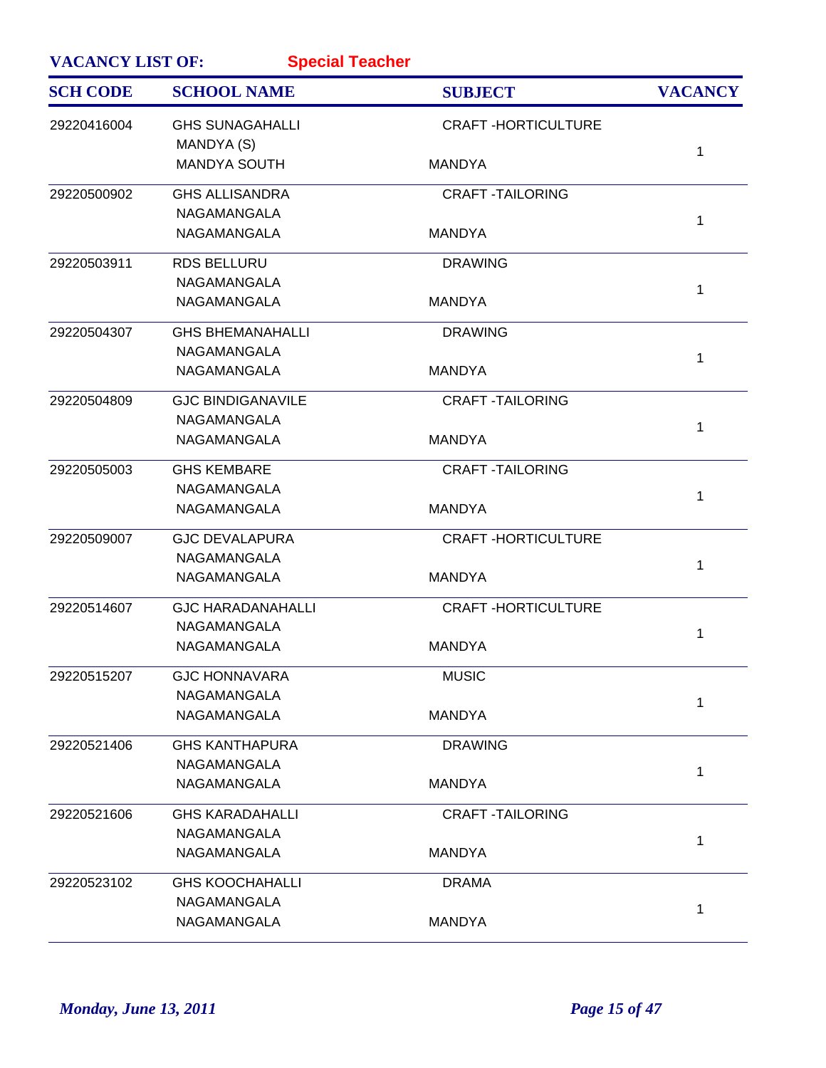**VACANCY LIST OF:** **Special Teacher**

| SCH CODE | SCHOOL NAME | SUBJECT | VACANCY |
|---|---|---|---|
| 29220416004 | GHS SUNAGAHALLI<br>MANDYA (S)<br>MANDYA SOUTH | CRAFT -HORTICULTURE<br><br>MANDYA | 1 |
| 29220500902 | GHS ALLISANDRA<br>NAGAMANGALA<br>NAGAMANGALA | CRAFT -TAILORING<br><br>MANDYA | 1 |
| 29220503911 | RDS BELLURU<br>NAGAMANGALA<br>NAGAMANGALA | DRAWING<br><br>MANDYA | 1 |
| 29220504307 | GHS BHEMANAHALLI<br>NAGAMANGALA<br>NAGAMANGALA | DRAWING<br><br>MANDYA | 1 |
| 29220504809 | GJC BINDIGANAVILE<br>NAGAMANGALA<br>NAGAMANGALA | CRAFT -TAILORING<br><br>MANDYA | 1 |
| 29220505003 | GHS KEMBARE<br>NAGAMANGALA<br>NAGAMANGALA | CRAFT -TAILORING<br><br>MANDYA | 1 |
| 29220509007 | GJC DEVALAPURA<br>NAGAMANGALA<br>NAGAMANGALA | CRAFT -HORTICULTURE<br><br>MANDYA | 1 |
| 29220514607 | GJC HARADANAHALLI<br>NAGAMANGALA<br>NAGAMANGALA | CRAFT -HORTICULTURE<br><br>MANDYA | 1 |
| 29220515207 | GJC HONNAVARA<br>NAGAMANGALA<br>NAGAMANGALA | MUSIC<br><br>MANDYA | 1 |
| 29220521406 | GHS KANTHAPURA<br>NAGAMANGALA<br>NAGAMANGALA | DRAWING<br><br>MANDYA | 1 |
| 29220521606 | GHS KARADAHALLI<br>NAGAMANGALA<br>NAGAMANGALA | CRAFT -TAILORING<br><br>MANDYA | 1 |
| 29220523102 | GHS KOOCHAHALLI<br>NAGAMANGALA<br>NAGAMANGALA | DRAMA<br><br>MANDYA | 1 |

*Monday, June 13, 2011*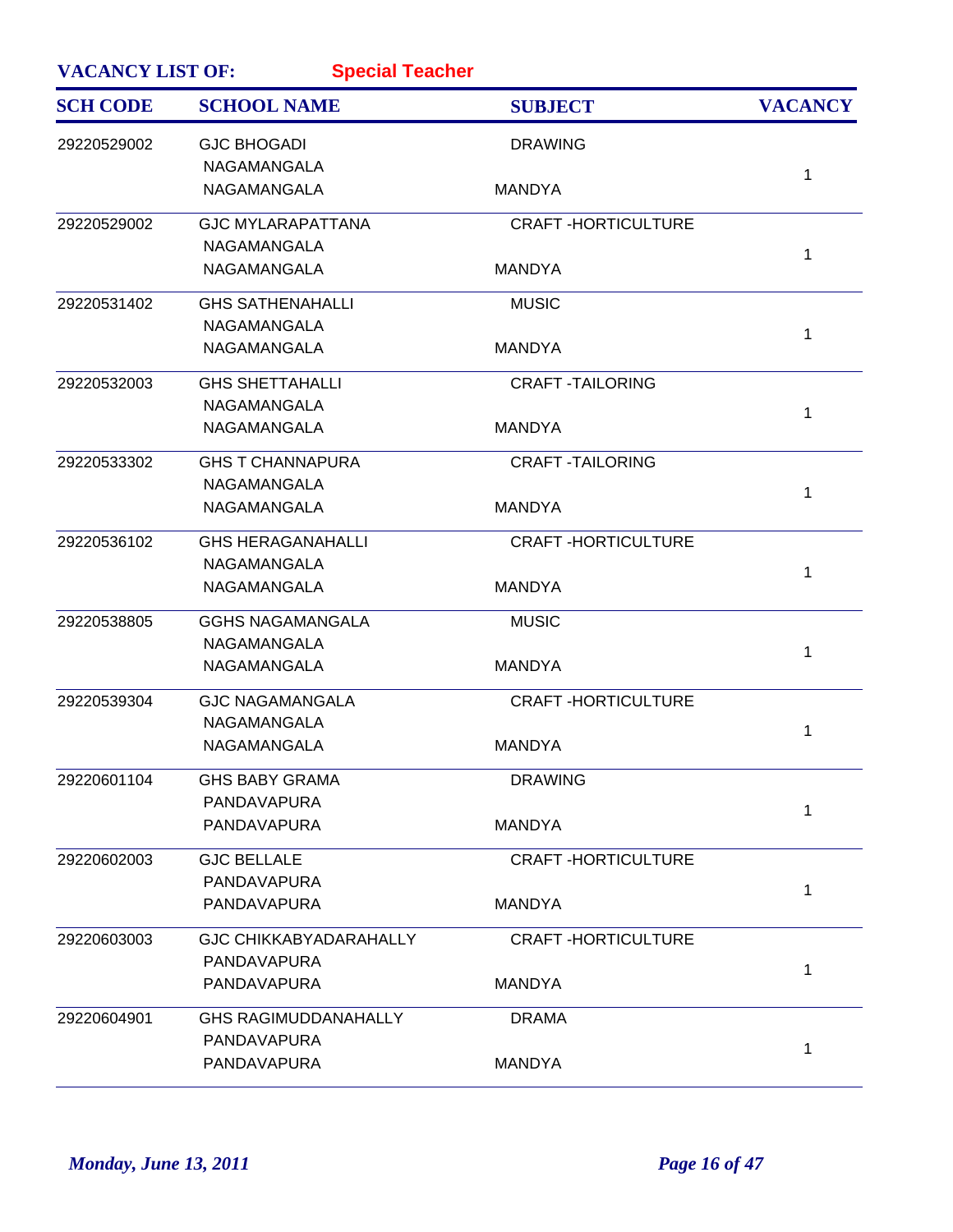**VACANCY LIST OF:** **Special Teacher**

| SCH CODE | SCHOOL NAME | SUBJECT | VACANCY |
|---|---|---|---|
| 29220529002 | GJC BHOGADI<br>NAGAMANGALA<br>NAGAMANGALA | DRAWING<br><br>MANDYA | 1 |
| 29220529002 | GJC MYLARAPATTANA<br>NAGAMANGALA<br>NAGAMANGALA | CRAFT -HORTICULTURE<br><br>MANDYA | 1 |
| 29220531402 | GHS SATHENAHALLI<br>NAGAMANGALA<br>NAGAMANGALA | MUSIC<br><br>MANDYA | 1 |
| 29220532003 | GHS SHETTAHALLI<br>NAGAMANGALA<br>NAGAMANGALA | CRAFT -TAILORING<br><br>MANDYA | 1 |
| 29220533302 | GHS T CHANNAPURA<br>NAGAMANGALA<br>NAGAMANGALA | CRAFT -TAILORING<br><br>MANDYA | 1 |
| 29220536102 | GHS HERAGANAHALLI<br>NAGAMANGALA<br>NAGAMANGALA | CRAFT -HORTICULTURE<br><br>MANDYA | 1 |
| 29220538805 | GGHS NAGAMANGALA<br>NAGAMANGALA<br>NAGAMANGALA | MUSIC<br><br>MANDYA | 1 |
| 29220539304 | GJC NAGAMANGALA<br>NAGAMANGALA<br>NAGAMANGALA | CRAFT -HORTICULTURE<br><br>MANDYA | 1 |
| 29220601104 | GHS BABY GRAMA<br>PANDAVAPURA<br>PANDAVAPURA | DRAWING<br><br>MANDYA | 1 |
| 29220602003 | GJC BELLALE<br>PANDAVAPURA<br>PANDAVAPURA | CRAFT -HORTICULTURE<br><br>MANDYA | 1 |
| 29220603003 | GJC CHIKKABYADARAHALLY<br>PANDAVAPURA<br>PANDAVAPURA | CRAFT -HORTICULTURE<br><br>MANDYA | 1 |
| 29220604901 | GHS RAGIMUDDANAHALLY<br>PANDAVAPURA<br>PANDAVAPURA | DRAMA<br><br>MANDYA | 1 |

*Monday, June 13, 2011*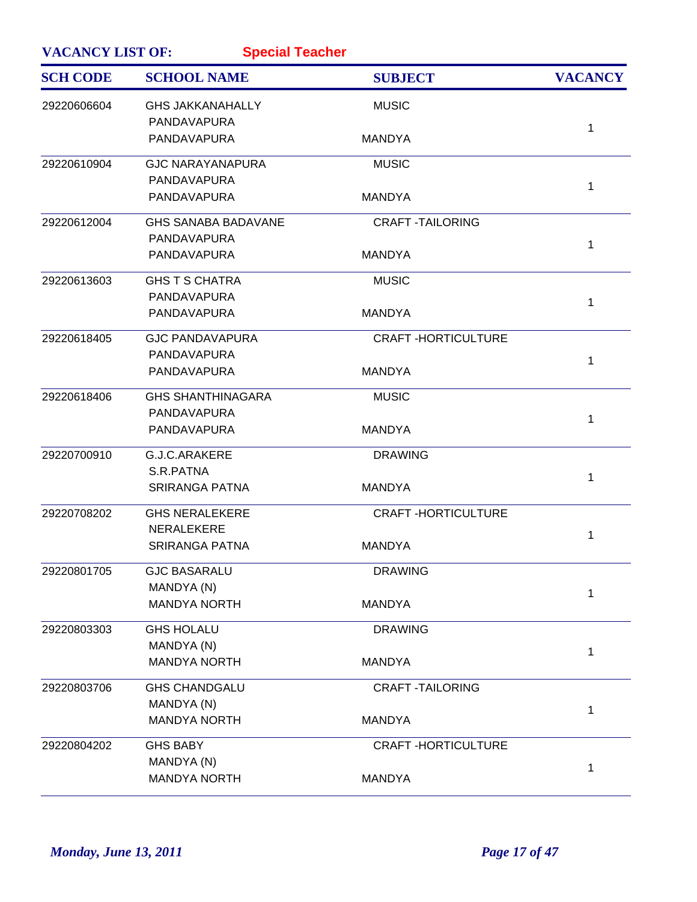**VACANCY LIST OF:** **Special Teacher**

| SCH CODE | SCHOOL NAME | SUBJECT | VACANCY |
|---|---|---|---|
| 29220606604 | GHS JAKKANAHALLY<br>PANDAVAPURA<br>PANDAVAPURA | MUSIC<br><br>MANDYA | 1 |
| 29220610904 | GJC NARAYANAPURA<br>PANDAVAPURA<br>PANDAVAPURA | MUSIC<br><br>MANDYA | 1 |
| 29220612004 | GHS SANABA BADAVANE<br>PANDAVAPURA<br>PANDAVAPURA | CRAFT -TAILORING<br><br>MANDYA | 1 |
| 29220613603 | GHS T S CHATRA<br>PANDAVAPURA<br>PANDAVAPURA | MUSIC<br><br>MANDYA | 1 |
| 29220618405 | GJC PANDAVAPURA<br>PANDAVAPURA<br>PANDAVAPURA | CRAFT -HORTICULTURE<br><br>MANDYA | 1 |
| 29220618406 | GHS SHANTHINAGARA<br>PANDAVAPURA<br>PANDAVAPURA | MUSIC<br><br>MANDYA | 1 |
| 29220700910 | G.J.C.ARAKERE<br>S.R.PATNA<br>SRIRANGA PATNA | DRAWING<br><br>MANDYA | 1 |
| 29220708202 | GHS NERALEKERE<br>NERALEKERE<br>SRIRANGA PATNA | CRAFT -HORTICULTURE<br><br>MANDYA | 1 |
| 29220801705 | GJC BASARALU<br>MANDYA (N)<br>MANDYA NORTH | DRAWING<br><br>MANDYA | 1 |
| 29220803303 | GHS HOLALU<br>MANDYA (N)<br>MANDYA NORTH | DRAWING<br><br>MANDYA | 1 |
| 29220803706 | GHS CHANDGALU<br>MANDYA (N)<br>MANDYA NORTH | CRAFT -TAILORING<br><br>MANDYA | 1 |
| 29220804202 | GHS BABY<br>MANDYA (N)<br>MANDYA NORTH | CRAFT -HORTICULTURE<br><br>MANDYA | 1 |

*Monday, June 13, 2011*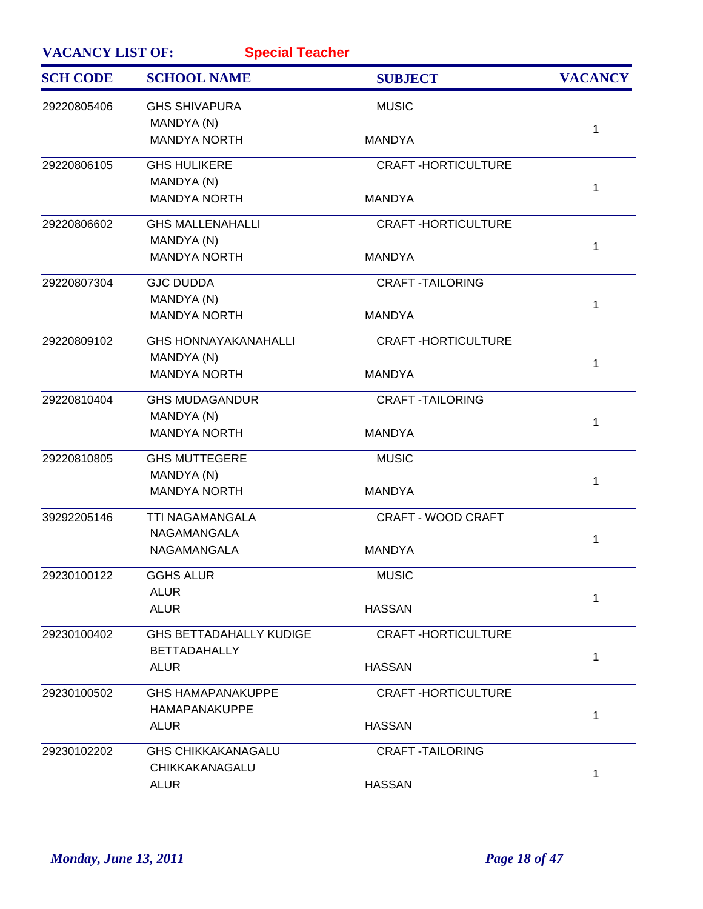**VACANCY LIST OF:** **Special Teacher**

| SCH CODE | SCHOOL NAME | SUBJECT | VACANCY |
|---|---|---|---|
| 29220805406 | GHS SHIVAPURA<br>MANDYA (N)<br>MANDYA NORTH | MUSIC<br><br>MANDYA | 1 |
| 29220806105 | GHS HULIKERE<br>MANDYA (N)<br>MANDYA NORTH | CRAFT -HORTICULTURE<br><br>MANDYA | 1 |
| 29220806602 | GHS MALLENAHALLI<br>MANDYA (N)<br>MANDYA NORTH | CRAFT -HORTICULTURE<br><br>MANDYA | 1 |
| 29220807304 | GJC DUDDA<br>MANDYA (N)<br>MANDYA NORTH | CRAFT -TAILORING<br><br>MANDYA | 1 |
| 29220809102 | GHS HONNAYAKANAHALLI<br>MANDYA (N)<br>MANDYA NORTH | CRAFT -HORTICULTURE<br><br>MANDYA | 1 |
| 29220810404 | GHS MUDAGANDUR<br>MANDYA (N)<br>MANDYA NORTH | CRAFT -TAILORING<br><br>MANDYA | 1 |
| 29220810805 | GHS MUTTEGERE<br>MANDYA (N)<br>MANDYA NORTH | MUSIC<br><br>MANDYA | 1 |
| 39292205146 | TTI NAGAMANGALA<br>NAGAMANGALA<br>NAGAMANGALA | CRAFT - WOOD CRAFT<br><br>MANDYA | 1 |
| 29230100122 | GGHS ALUR<br>ALUR<br>ALUR | MUSIC<br><br>HASSAN | 1 |
| 29230100402 | GHS BETTADAHALLY KUDIGE<br>BETTADAHALLY<br>ALUR | CRAFT -HORTICULTURE<br><br>HASSAN | 1 |
| 29230100502 | GHS HAMAPANAKUPPE<br>HAMAPANAKUPPE<br>ALUR | CRAFT -HORTICULTURE<br><br>HASSAN | 1 |
| 29230102202 | GHS CHIKKAKANAGALU<br>CHIKKAKANAGALU<br>ALUR | CRAFT -TAILORING<br><br>HASSAN | 1 |

*Monday, June 13, 2011*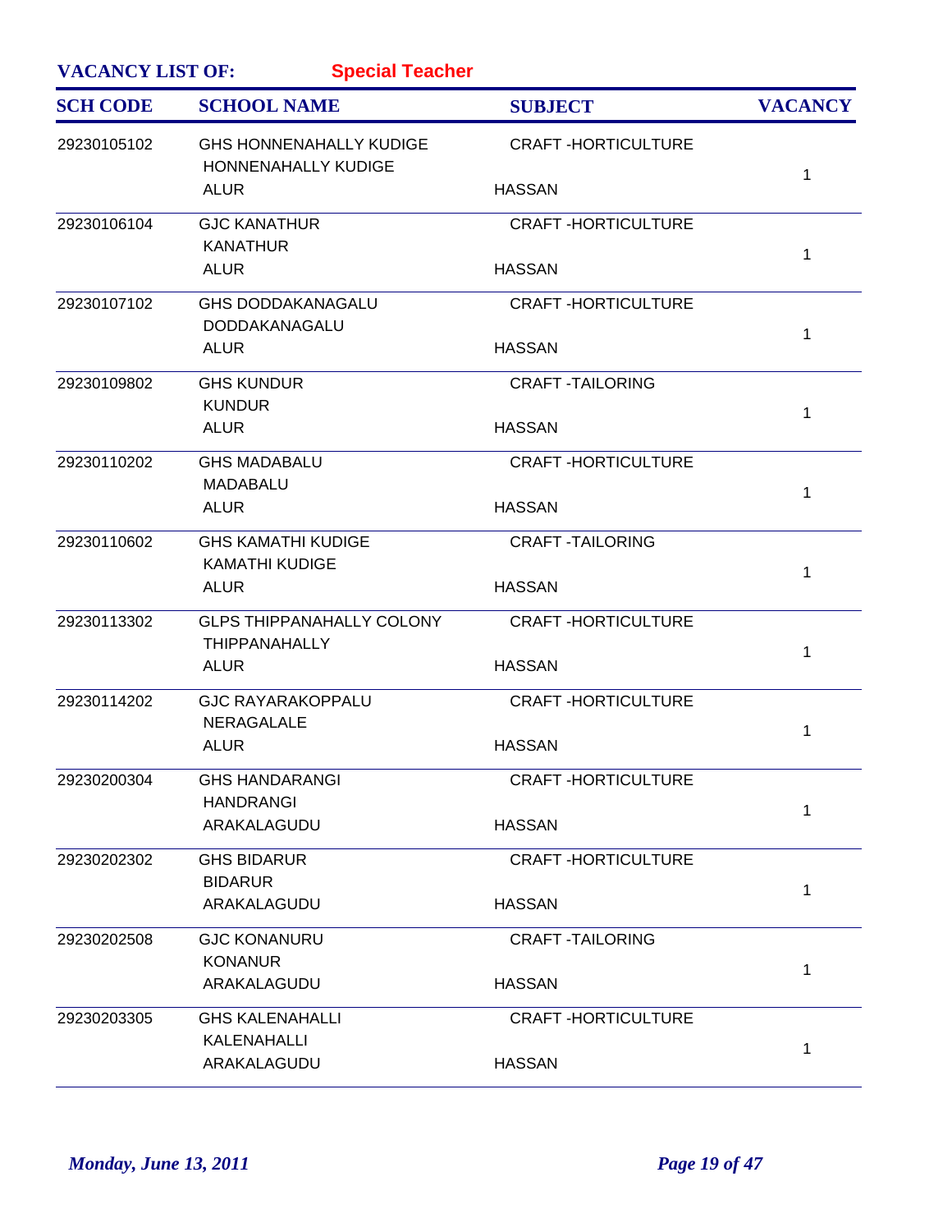**VACANCY LIST OF:** **Special Teacher**

| SCH CODE | SCHOOL NAME | SUBJECT | VACANCY |
|---|---|---|---|
| 29230105102 | GHS HONNENAHALLY KUDIGE<br>HONNENAHALLY KUDIGE<br>ALUR | CRAFT -HORTICULTURE<br><br>HASSAN | 1 |
| 29230106104 | GJC KANATHUR<br>KANATHUR<br>ALUR | CRAFT -HORTICULTURE<br><br>HASSAN | 1 |
| 29230107102 | GHS DODDAKANAGALU<br>DODDAKANAGALU<br>ALUR | CRAFT -HORTICULTURE<br><br>HASSAN | 1 |
| 29230109802 | GHS KUNDUR<br>KUNDUR<br>ALUR | CRAFT -TAILORING<br><br>HASSAN | 1 |
| 29230110202 | GHS MADABALU<br>MADABALU<br>ALUR | CRAFT -HORTICULTURE<br><br>HASSAN | 1 |
| 29230110602 | GHS KAMATHI KUDIGE<br>KAMATHI KUDIGE<br>ALUR | CRAFT -TAILORING<br><br>HASSAN | 1 |
| 29230113302 | GLPS THIPPANAHALLY COLONY<br>THIPPANAHALLY<br>ALUR | CRAFT -HORTICULTURE<br><br>HASSAN | 1 |
| 29230114202 | GJC RAYARAKOPPALU<br>NERAGALALE<br>ALUR | CRAFT -HORTICULTURE<br><br>HASSAN | 1 |
| 29230200304 | GHS HANDARANGI<br>HANDRANGI<br>ARAKALAGUDU | CRAFT -HORTICULTURE<br><br>HASSAN | 1 |
| 29230202302 | GHS BIDARUR<br>BIDARUR<br>ARAKALAGUDU | CRAFT -HORTICULTURE<br><br>HASSAN | 1 |
| 29230202508 | GJC KONANURU<br>KONANUR<br>ARAKALAGUDU | CRAFT -TAILORING<br><br>HASSAN | 1 |
| 29230203305 | GHS KALENAHALLI<br>KALENAHALLI<br>ARAKALAGUDU | CRAFT -HORTICULTURE<br><br>HASSAN | 1 |

*Monday, June 13, 2011*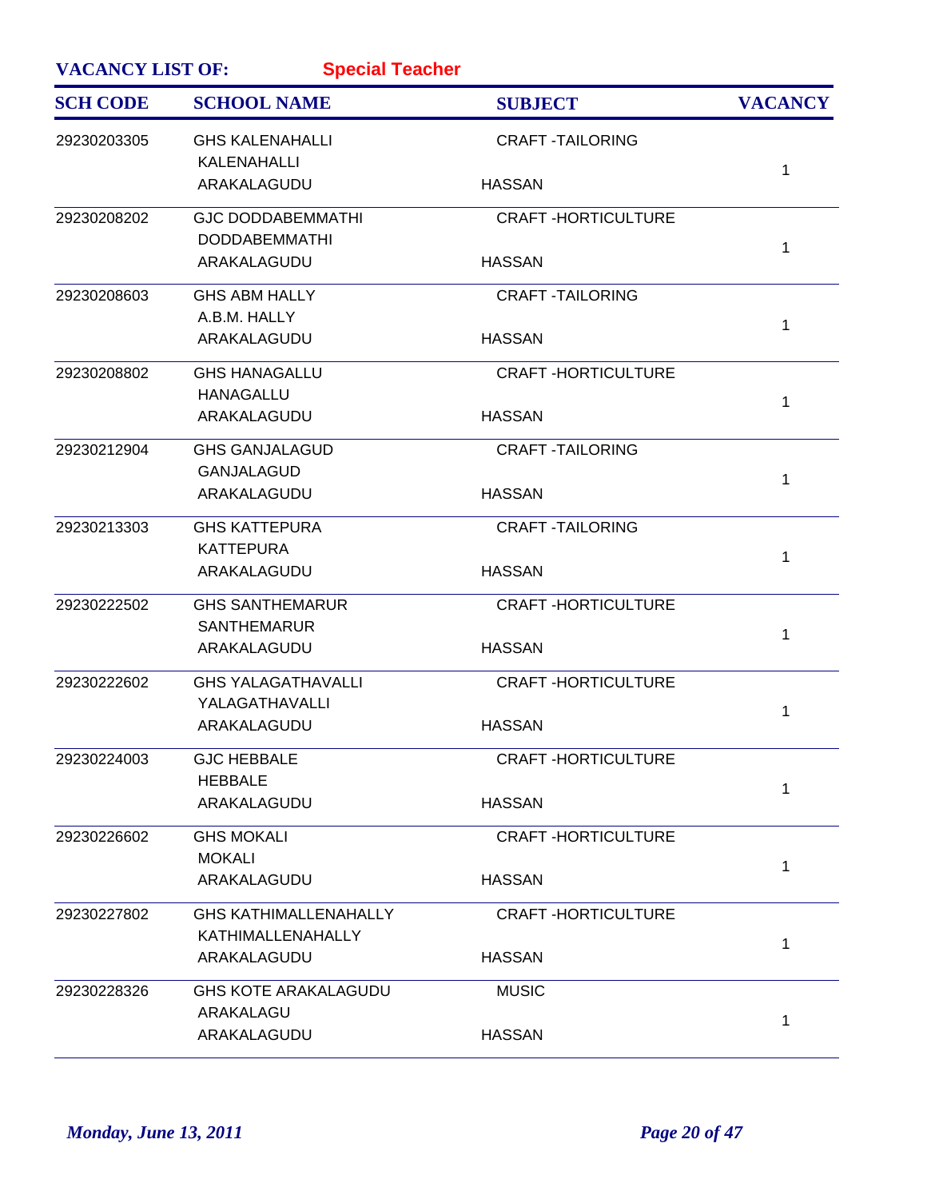**VACANCY LIST OF:** **Special Teacher**

| SCH CODE | SCHOOL NAME | SUBJECT | VACANCY |
|---|---|---|---|
| 29230203305 | GHS KALENAHALLI<br>KALENAHALLI<br>ARAKALAGUDU | CRAFT -TAILORING<br><br>HASSAN | 1 |
| 29230208202 | GJC DODDABEMMATHI<br>DODDABEMMATHI<br>ARAKALAGUDU | CRAFT -HORTICULTURE<br><br>HASSAN | 1 |
| 29230208603 | GHS ABM HALLY<br>A.B.M. HALLY<br>ARAKALAGUDU | CRAFT -TAILORING<br><br>HASSAN | 1 |
| 29230208802 | GHS HANAGALLU<br>HANAGALLU<br>ARAKALAGUDU | CRAFT -HORTICULTURE<br><br>HASSAN | 1 |
| 29230212904 | GHS GANJALAGUD<br>GANJALAGUD<br>ARAKALAGUDU | CRAFT -TAILORING<br><br>HASSAN | 1 |
| 29230213303 | GHS KATTEPURA<br>KATTEPURA<br>ARAKALAGUDU | CRAFT -TAILORING<br><br>HASSAN | 1 |
| 29230222502 | GHS SANTHEMARUR<br>SANTHEMARUR<br>ARAKALAGUDU | CRAFT -HORTICULTURE<br><br>HASSAN | 1 |
| 29230222602 | GHS YALAGATHAVALLI<br>YALAGATHAVALLI<br>ARAKALAGUDU | CRAFT -HORTICULTURE<br><br>HASSAN | 1 |
| 29230224003 | GJC HEBBALE<br>HEBBALE<br>ARAKALAGUDU | CRAFT -HORTICULTURE<br><br>HASSAN | 1 |
| 29230226602 | GHS MOKALI<br>MOKALI<br>ARAKALAGUDU | CRAFT -HORTICULTURE<br><br>HASSAN | 1 |
| 29230227802 | GHS KATHIMALLENAHALLY<br>KATHIMALLENAHALLY<br>ARAKALAGUDU | CRAFT -HORTICULTURE<br><br>HASSAN | 1 |
| 29230228326 | GHS KOTE ARAKALAGUDU<br>ARAKALAGU<br>ARAKALAGUDU | MUSIC<br><br>HASSAN | 1 |

*Monday, June 13, 2011*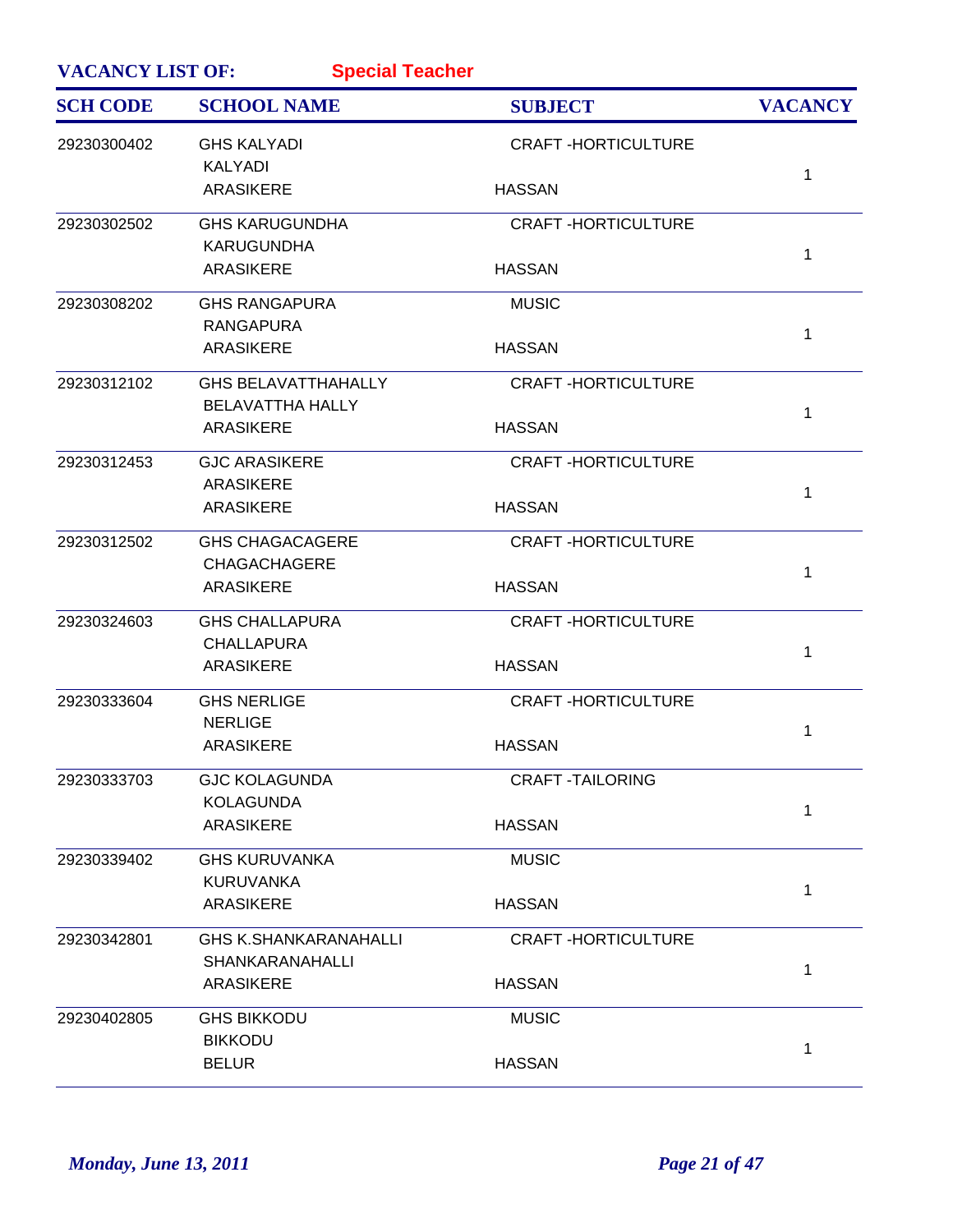**VACANCY LIST OF:** **Special Teacher**

| SCH CODE | SCHOOL NAME | SUBJECT | VACANCY |
|---|---|---|---|
| 29230300402 | GHS KALYADI<br>KALYADI<br>ARASIKERE | CRAFT -HORTICULTURE<br><br>HASSAN | 1 |
| 29230302502 | GHS KARUGUNDHA<br>KARUGUNDHA<br>ARASIKERE | CRAFT -HORTICULTURE<br><br>HASSAN | 1 |
| 29230308202 | GHS RANGAPURA<br>RANGAPURA<br>ARASIKERE | MUSIC<br><br>HASSAN | 1 |
| 29230312102 | GHS BELAVATTHAHALLY<br>BELAVATTHA HALLY<br>ARASIKERE | CRAFT -HORTICULTURE<br><br>HASSAN | 1 |
| 29230312453 | GJC ARASIKERE<br>ARASIKERE<br>ARASIKERE | CRAFT -HORTICULTURE<br><br>HASSAN | 1 |
| 29230312502 | GHS CHAGACAGERE<br>CHAGACHAGERE<br>ARASIKERE | CRAFT -HORTICULTURE<br><br>HASSAN | 1 |
| 29230324603 | GHS CHALLAPURA<br>CHALLAPURA<br>ARASIKERE | CRAFT -HORTICULTURE<br><br>HASSAN | 1 |
| 29230333604 | GHS NERLIGE<br>NERLIGE<br>ARASIKERE | CRAFT -HORTICULTURE<br><br>HASSAN | 1 |
| 29230333703 | GJC KOLAGUNDA<br>KOLAGUNDA<br>ARASIKERE | CRAFT -TAILORING<br><br>HASSAN | 1 |
| 29230339402 | GHS KURUVANKA<br>KURUVANKA<br>ARASIKERE | MUSIC<br><br>HASSAN | 1 |
| 29230342801 | GHS K.SHANKARANAHALLI<br>SHANKARANAHALLI<br>ARASIKERE | CRAFT -HORTICULTURE<br><br>HASSAN | 1 |
| 29230402805 | GHS BIKKODU<br>BIKKODU<br>BELUR | MUSIC<br><br>HASSAN | 1 |

*Monday, June 13, 2011*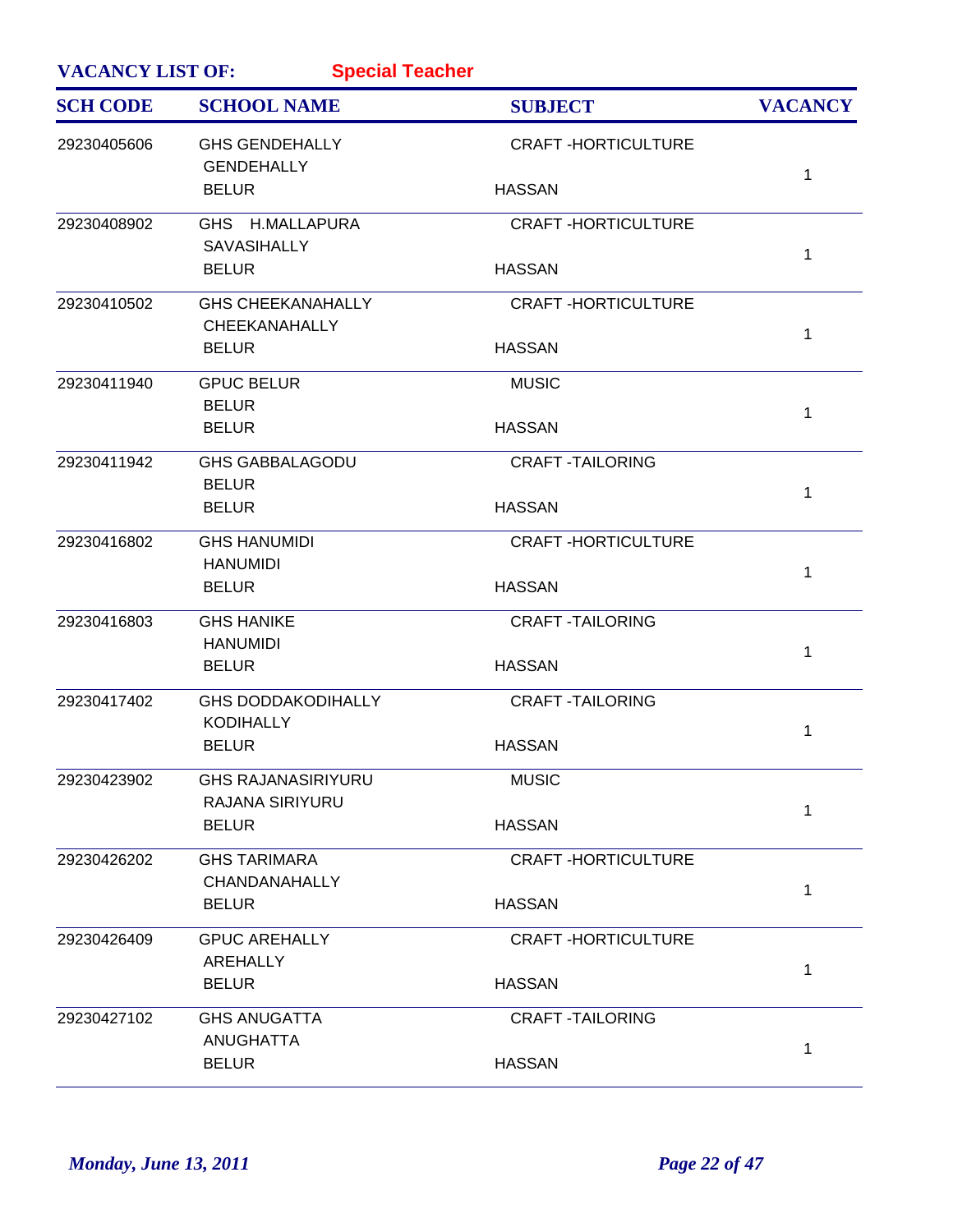**VACANCY LIST OF:** **Special Teacher**

| SCH CODE | SCHOOL NAME | SUBJECT | VACANCY |
|---|---|---|---|
| 29230405606 | GHS GENDEHALLY<br>GENDEHALLY<br>BELUR | CRAFT -HORTICULTURE<br><br>HASSAN | 1 |
| 29230408902 | GHS H.MALLAPURA<br>SAVASIHALLY<br>BELUR | CRAFT -HORTICULTURE<br><br>HASSAN | 1 |
| 29230410502 | GHS CHEEKANAHALLY<br>CHEEKANAHALLY<br>BELUR | CRAFT -HORTICULTURE<br><br>HASSAN | 1 |
| 29230411940 | GPUC BELUR<br>BELUR<br>BELUR | MUSIC<br><br>HASSAN | 1 |
| 29230411942 | GHS GABBALAGODU<br>BELUR<br>BELUR | CRAFT -TAILORING<br><br>HASSAN | 1 |
| 29230416802 | GHS HANUMIDI<br>HANUMIDI<br>BELUR | CRAFT -HORTICULTURE<br><br>HASSAN | 1 |
| 29230416803 | GHS HANIKE<br>HANUMIDI<br>BELUR | CRAFT -TAILORING<br><br>HASSAN | 1 |
| 29230417402 | GHS DODDAKODIHALLY<br>KODIHALLY<br>BELUR | CRAFT -TAILORING<br><br>HASSAN | 1 |
| 29230423902 | GHS RAJANASIRIYURU<br>RAJANA SIRIYURU<br>BELUR | MUSIC<br><br>HASSAN | 1 |
| 29230426202 | GHS TARIMARA<br>CHANDANAHALLY<br>BELUR | CRAFT -HORTICULTURE<br><br>HASSAN | 1 |
| 29230426409 | GPUC AREHALLY<br>AREHALLY<br>BELUR | CRAFT -HORTICULTURE<br><br>HASSAN | 1 |
| 29230427102 | GHS ANUGATTA<br>ANUGHATTA<br>BELUR | CRAFT -TAILORING<br><br>HASSAN | 1 |

*Monday, June 13, 2011*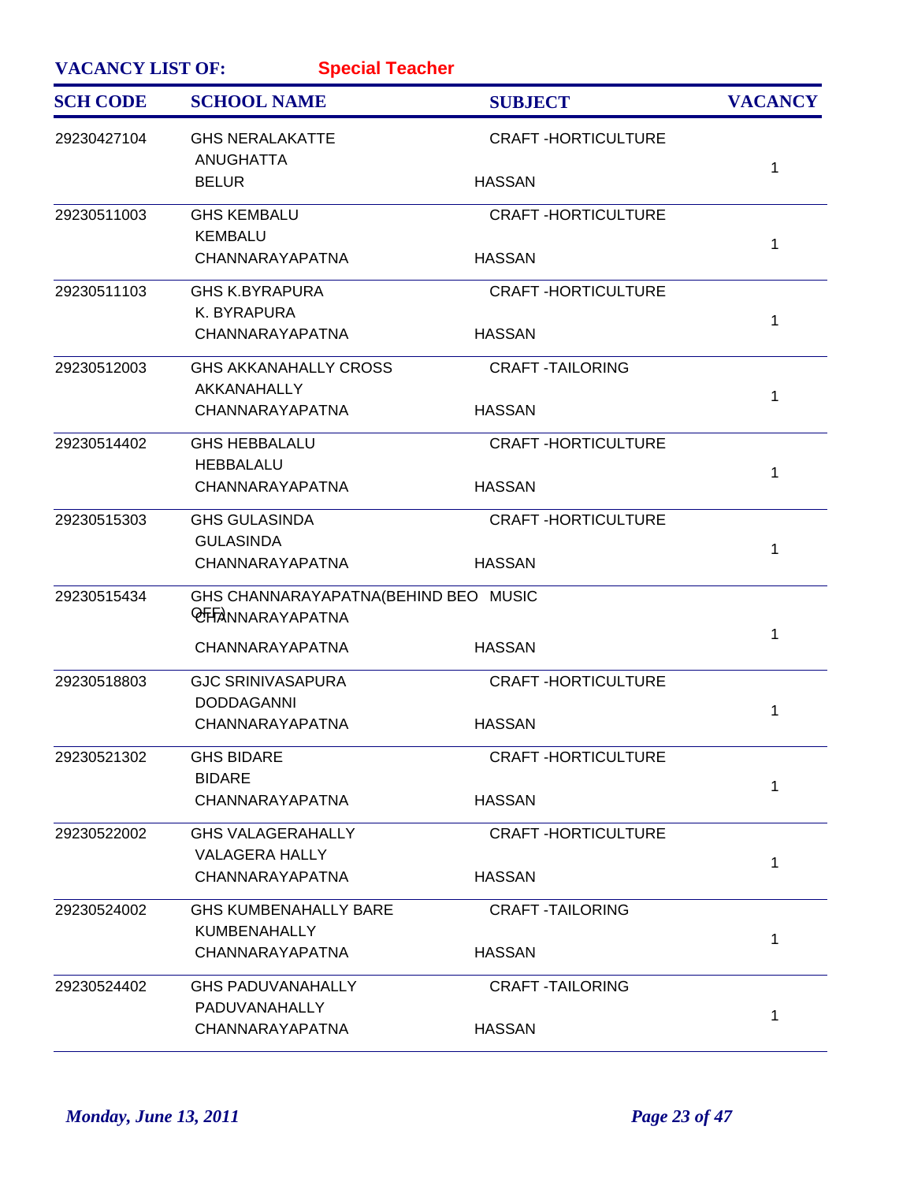**VACANCY LIST OF:** **Special Teacher**

| SCH CODE | SCHOOL NAME | SUBJECT | VACANCY |
|---|---|---|---|
| 29230427104 | GHS NERALAKATTE<br>ANUGHATTA<br>BELUR | CRAFT -HORTICULTURE<br><br>HASSAN | 1 |
| 29230511003 | GHS KEMBALU<br>KEMBALU<br>CHANNARAYAPATNA | CRAFT -HORTICULTURE<br><br>HASSAN | 1 |
| 29230511103 | GHS K.BYRAPURA<br>K. BYRAPURA<br>CHANNARAYAPATNA | CRAFT -HORTICULTURE<br><br>HASSAN | 1 |
| 29230512003 | GHS AKKANAHALLY CROSS<br>AKKANAHALLY<br>CHANNARAYAPATNA | CRAFT -TAILORING<br><br>HASSAN | 1 |
| 29230514402 | GHS HEBBALALU<br>HEBBALALU<br>CHANNARAYAPATNA | CRAFT -HORTICULTURE<br><br>HASSAN | 1 |
| 29230515303 | GHS GULASINDA<br>GULASINDA<br>CHANNARAYAPATNA | CRAFT -HORTICULTURE<br><br>HASSAN | 1 |
| 29230515434 | GHS CHANNARAYAPATNA(BEHIND BEO OFF)<br>CHANNARAYAPATNA<br>CHANNARAYAPATNA | MUSIC<br><br>HASSAN | 1 |
| 29230518803 | GJC SRINIVASAPURA<br>DODDAGANNI<br>CHANNARAYAPATNA | CRAFT -HORTICULTURE<br><br>HASSAN | 1 |
| 29230521302 | GHS BIDARE<br>BIDARE<br>CHANNARAYAPATNA | CRAFT -HORTICULTURE<br><br>HASSAN | 1 |
| 29230522002 | GHS VALAGERAHALLY<br>VALAGERA HALLY<br>CHANNARAYAPATNA | CRAFT -HORTICULTURE<br><br>HASSAN | 1 |
| 29230524002 | GHS KUMBENAHALLY BARE<br>KUMBENAHALLY<br>CHANNARAYAPATNA | CRAFT -TAILORING<br><br>HASSAN | 1 |
| 29230524402 | GHS PADUVANAHALLY<br>PADUVANAHALLY<br>CHANNARAYAPATNA | CRAFT -TAILORING<br><br>HASSAN | 1 |

*Monday, June 13, 2011*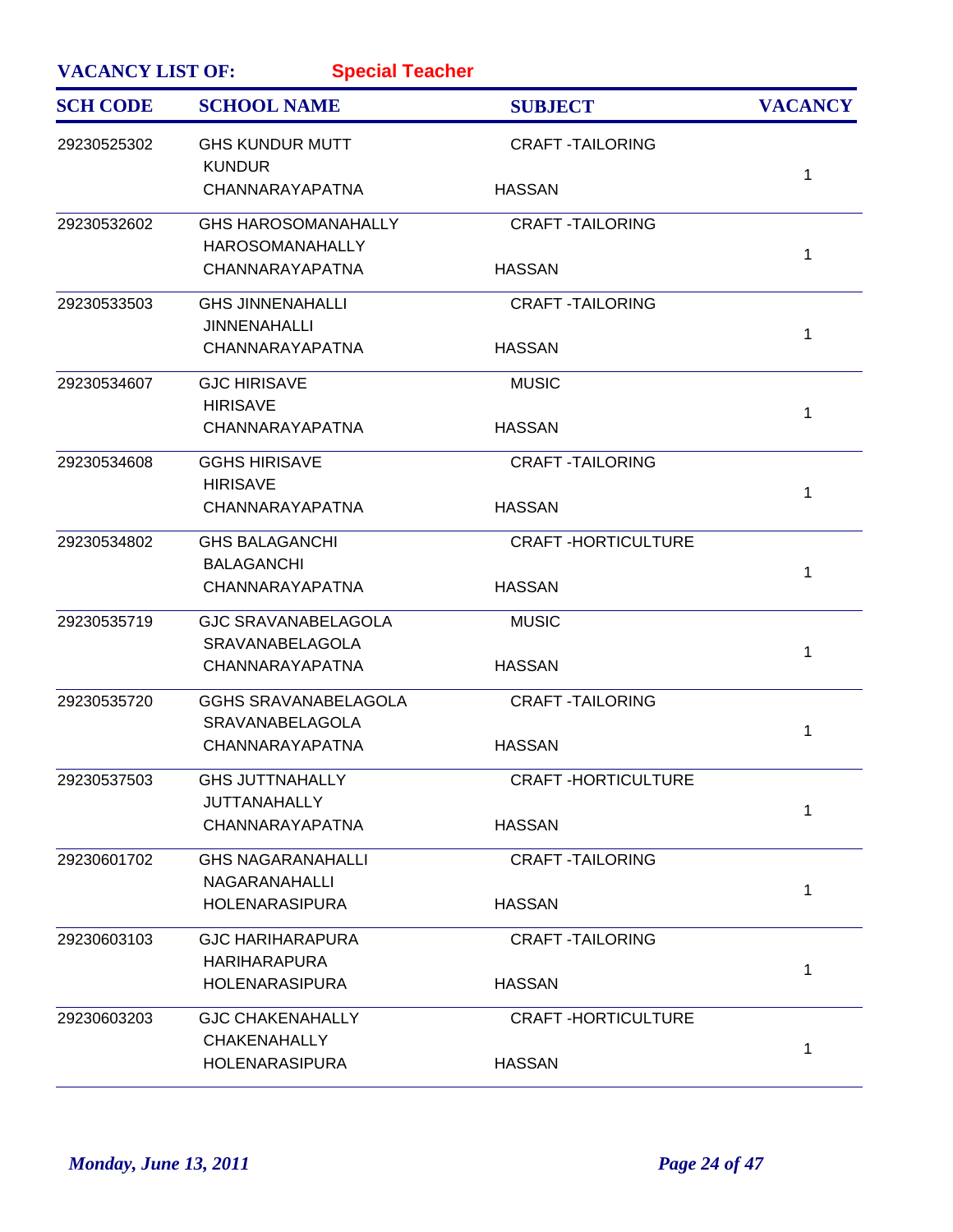**VACANCY LIST OF:** **Special Teacher**

| SCH CODE | SCHOOL NAME | SUBJECT | VACANCY |
|---|---|---|---|
| 29230525302 | GHS KUNDUR MUTT<br>KUNDUR<br>CHANNARAYAPATNA | CRAFT -TAILORING<br>HASSAN | 1 |
| 29230532602 | GHS HAROSOMANAHALLY<br>HAROSOMANAHALLY<br>CHANNARAYAPATNA | CRAFT -TAILORING<br>HASSAN | 1 |
| 29230533503 | GHS JINNENAHALLI<br>JINNENAHALLI<br>CHANNARAYAPATNA | CRAFT -TAILORING<br>HASSAN | 1 |
| 29230534607 | GJC HIRISAVE<br>HIRISAVE<br>CHANNARAYAPATNA | MUSIC<br>HASSAN | 1 |
| 29230534608 | GGHS HIRISAVE<br>HIRISAVE<br>CHANNARAYAPATNA | CRAFT -TAILORING<br>HASSAN | 1 |
| 29230534802 | GHS BALAGANCHI<br>BALAGANCHI<br>CHANNARAYAPATNA | CRAFT -HORTICULTURE<br>HASSAN | 1 |
| 29230535719 | GJC SRAVANABELAGOLA<br>SRAVANABELAGOLA<br>CHANNARAYAPATNA | MUSIC<br>HASSAN | 1 |
| 29230535720 | GGHS SRAVANABELAGOLA<br>SRAVANABELAGOLA<br>CHANNARAYAPATNA | CRAFT -TAILORING<br>HASSAN | 1 |
| 29230537503 | GHS JUTTNAHALLY<br>JUTTANAHALLY<br>CHANNARAYAPATNA | CRAFT -HORTICULTURE<br>HASSAN | 1 |
| 29230601702 | GHS NAGARANAHALLI<br>NAGARANAHALLI<br>HOLENARASIPURA | CRAFT -TAILORING<br>HASSAN | 1 |
| 29230603103 | GJC HARIHARAPURA<br>HARIHARAPURA<br>HOLENARASIPURA | CRAFT -TAILORING<br>HASSAN | 1 |
| 29230603203 | GJC CHAKENAHALLY<br>CHAKENAHALLY<br>HOLENARASIPURA | CRAFT -HORTICULTURE<br>HASSAN | 1 |

*Monday, June 13, 2011*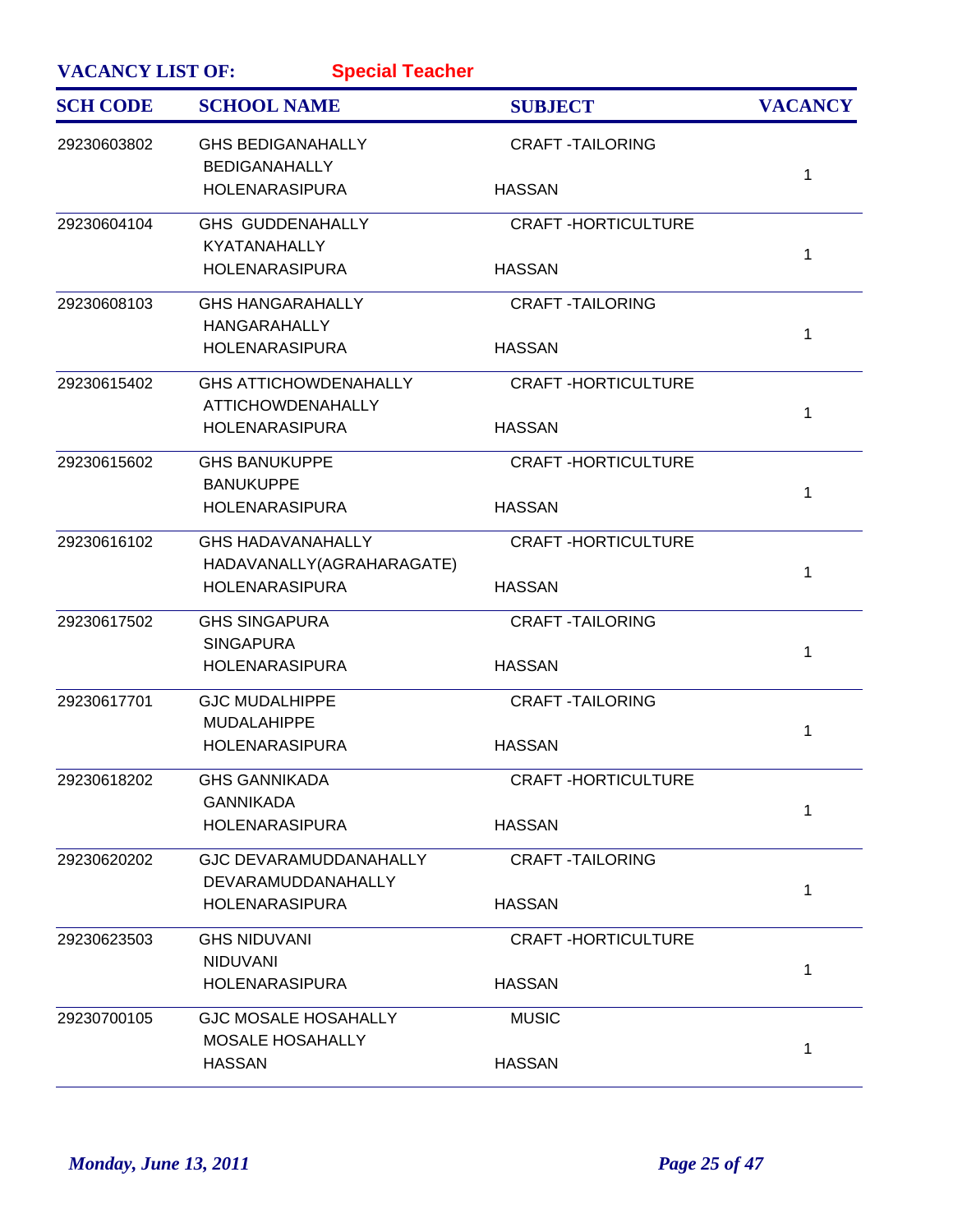**VACANCY LIST OF:** **Special Teacher**

| SCH CODE | SCHOOL NAME | SUBJECT | VACANCY |
|---|---|---|---|
| 29230603802 | GHS BEDIGANAHALLY<br>BEDIGANAHALLY<br>HOLENARASIPURA | CRAFT -TAILORING<br><br>HASSAN | 1 |
| 29230604104 | GHS GUDDENAHALLY<br>KYATANAHALLY<br>HOLENARASIPURA | CRAFT -HORTICULTURE<br><br>HASSAN | 1 |
| 29230608103 | GHS HANGARAHALLY<br>HANGARAHALLY<br>HOLENARASIPURA | CRAFT -TAILORING<br><br>HASSAN | 1 |
| 29230615402 | GHS ATTICHOWDENAHALLY<br>ATTICHOWDENAHALLY<br>HOLENARASIPURA | CRAFT -HORTICULTURE<br><br>HASSAN | 1 |
| 29230615602 | GHS BANUKUPPE<br>BANUKUPPE<br>HOLENARASIPURA | CRAFT -HORTICULTURE<br><br>HASSAN | 1 |
| 29230616102 | GHS HADAVANAHALLY<br>HADAVANALLY(AGRAHARAGATE)<br>HOLENARASIPURA | CRAFT -HORTICULTURE<br><br>HASSAN | 1 |
| 29230617502 | GHS SINGAPURA<br>SINGAPURA<br>HOLENARASIPURA | CRAFT -TAILORING<br><br>HASSAN | 1 |
| 29230617701 | GJC MUDALHIPPE<br>MUDALAHIPPE<br>HOLENARASIPURA | CRAFT -TAILORING<br><br>HASSAN | 1 |
| 29230618202 | GHS GANNIKADA<br>GANNIKADA<br>HOLENARASIPURA | CRAFT -HORTICULTURE<br><br>HASSAN | 1 |
| 29230620202 | GJC DEVARAMUDDANAHALLY<br>DEVARAMUDDANAHALLY<br>HOLENARASIPURA | CRAFT -TAILORING<br><br>HASSAN | 1 |
| 29230623503 | GHS NIDUVANI<br>NIDUVANI<br>HOLENARASIPURA | CRAFT -HORTICULTURE<br><br>HASSAN | 1 |
| 29230700105 | GJC MOSALE HOSAHALLY<br>MOSALE HOSAHALLY<br>HASSAN | MUSIC<br><br>HASSAN | 1 |

*Monday, June 13, 2011*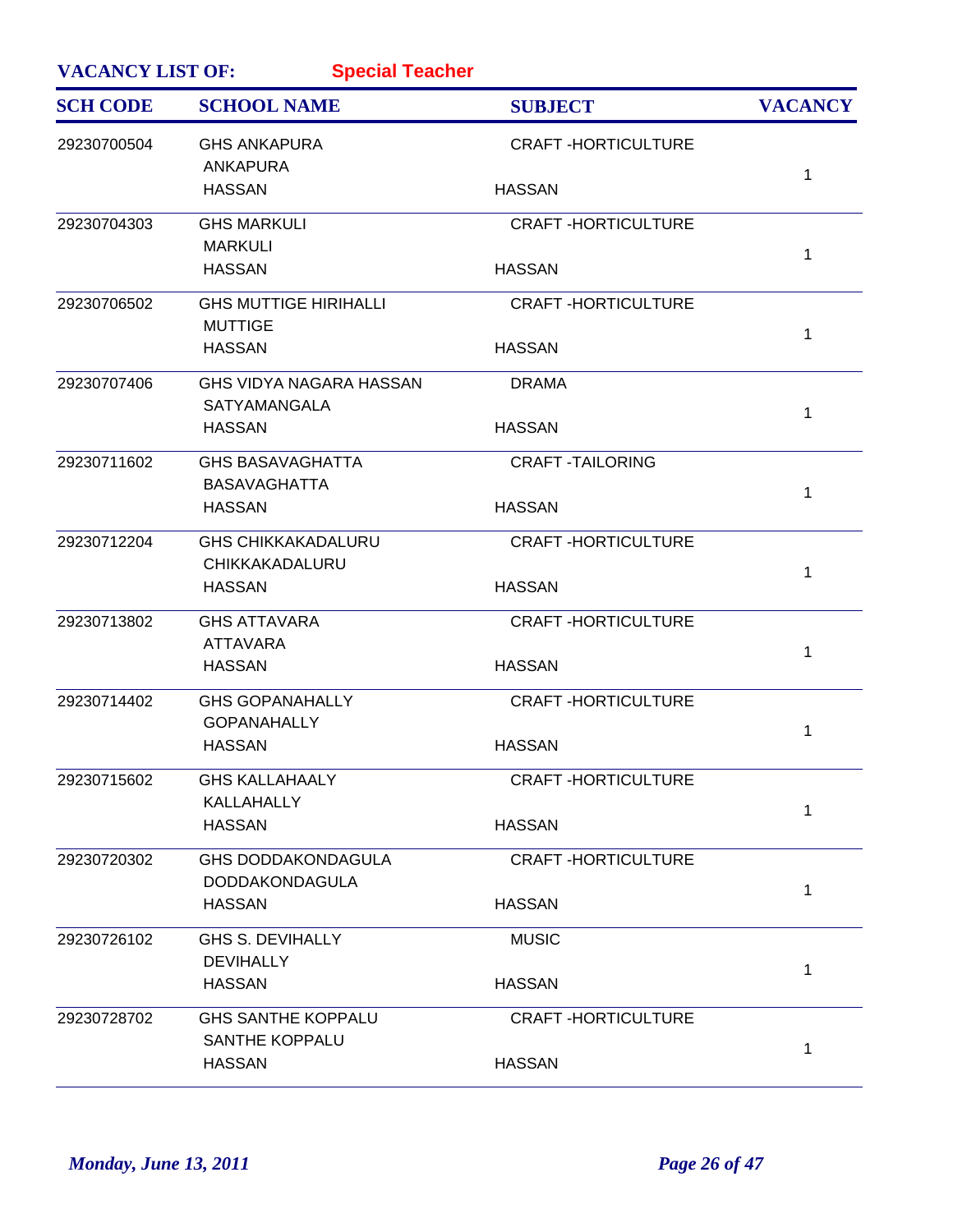**VACANCY LIST OF:** **Special Teacher**

| SCH CODE | SCHOOL NAME | SUBJECT | VACANCY |
|---|---|---|---|
| 29230700504 | GHS ANKAPURA<br>ANKAPURA<br>HASSAN | CRAFT -HORTICULTURE<br>HASSAN | 1 |
| 29230704303 | GHS MARKULI<br>MARKULI<br>HASSAN | CRAFT -HORTICULTURE<br>HASSAN | 1 |
| 29230706502 | GHS MUTTIGE HIRIHALLI<br>MUTTIGE<br>HASSAN | CRAFT -HORTICULTURE<br>HASSAN | 1 |
| 29230707406 | GHS VIDYA NAGARA HASSAN<br>SATYAMANGALA<br>HASSAN | DRAMA<br>HASSAN | 1 |
| 29230711602 | GHS BASAVAGHATTA<br>BASAVAGHATTA<br>HASSAN | CRAFT -TAILORING<br>HASSAN | 1 |
| 29230712204 | GHS CHIKKAKADALURU<br>CHIKKAKADALURU<br>HASSAN | CRAFT -HORTICULTURE<br>HASSAN | 1 |
| 29230713802 | GHS ATTAVARA<br>ATTAVARA<br>HASSAN | CRAFT -HORTICULTURE<br>HASSAN | 1 |
| 29230714402 | GHS GOPANAHALLY<br>GOPANAHALLY<br>HASSAN | CRAFT -HORTICULTURE<br>HASSAN | 1 |
| 29230715602 | GHS KALLAHAALY<br>KALLAHALLY<br>HASSAN | CRAFT -HORTICULTURE<br>HASSAN | 1 |
| 29230720302 | GHS DODDAKONDAGULA<br>DODDAKONDAGULA<br>HASSAN | CRAFT -HORTICULTURE<br>HASSAN | 1 |
| 29230726102 | GHS S. DEVIHALLY<br>DEVIHALLY<br>HASSAN | MUSIC<br>HASSAN | 1 |
| 29230728702 | GHS SANTHE KOPPALU<br>SANTHE KOPPALU<br>HASSAN | CRAFT -HORTICULTURE<br>HASSAN | 1 |

*Monday, June 13, 2011*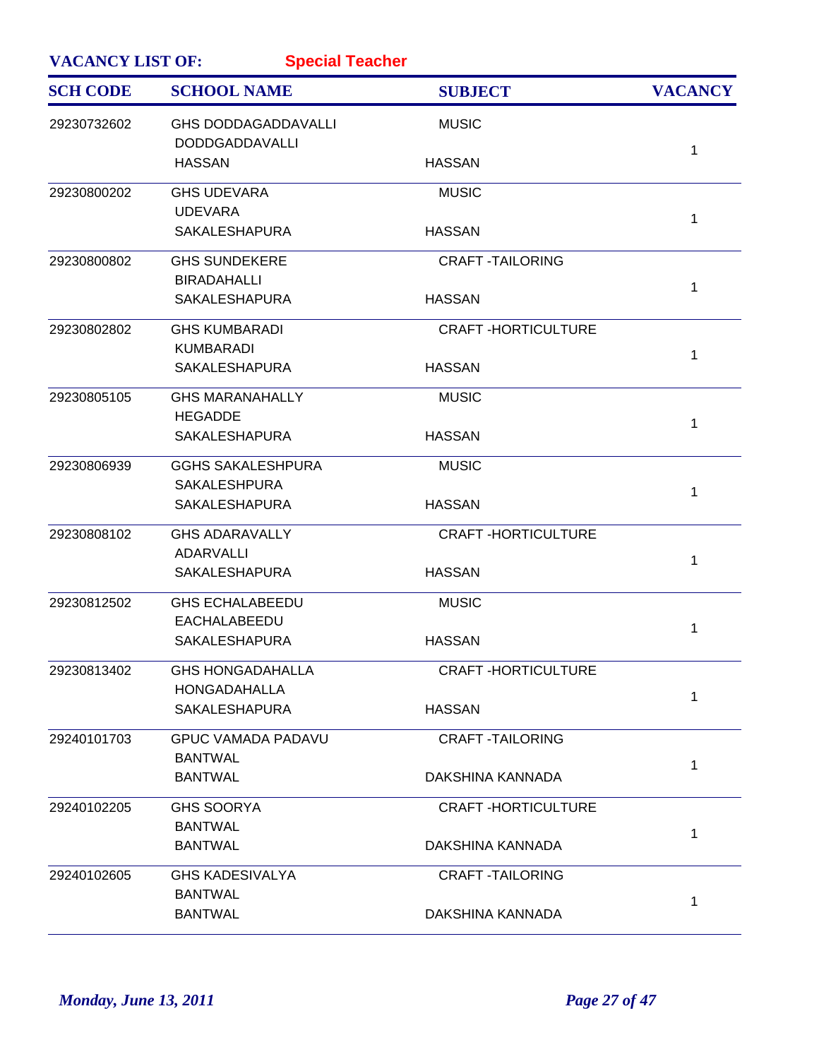**VACANCY LIST OF:** **Special Teacher**

| SCH CODE | SCHOOL NAME | SUBJECT | VACANCY |
|---|---|---|---|
| 29230732602 | GHS DODDAGADDAVALLI<br>DODDGADDAVALLI<br>HASSAN | MUSIC<br><br>HASSAN | 1 |
| 29230800202 | GHS UDEVARA<br>UDEVARA<br>SAKALESHAPURA | MUSIC<br><br>HASSAN | 1 |
| 29230800802 | GHS SUNDEKERE<br>BIRADAHALLI<br>SAKALESHAPURA | CRAFT -TAILORING<br><br>HASSAN | 1 |
| 29230802802 | GHS KUMBARADI<br>KUMBARADI<br>SAKALESHAPURA | CRAFT -HORTICULTURE<br><br>HASSAN | 1 |
| 29230805105 | GHS MARANAHALLY<br>HEGADDE<br>SAKALESHAPURA | MUSIC<br><br>HASSAN | 1 |
| 29230806939 | GGHS SAKALESHPURA<br>SAKALESHPURA<br>SAKALESHAPURA | MUSIC<br><br>HASSAN | 1 |
| 29230808102 | GHS ADARAVALLY<br>ADARVALLI<br>SAKALESHAPURA | CRAFT -HORTICULTURE<br><br>HASSAN | 1 |
| 29230812502 | GHS ECHALABEEDU<br>EACHALABEEDU<br>SAKALESHAPURA | MUSIC<br><br>HASSAN | 1 |
| 29230813402 | GHS HONGADAHALLA<br>HONGADAHALLA<br>SAKALESHAPURA | CRAFT -HORTICULTURE<br><br>HASSAN | 1 |
| 29240101703 | GPUC VAMADA PADAVU<br>BANTWAL<br>BANTWAL | CRAFT -TAILORING<br><br>DAKSHINA KANNADA | 1 |
| 29240102205 | GHS SOORYA<br>BANTWAL<br>BANTWAL | CRAFT -HORTICULTURE<br><br>DAKSHINA KANNADA | 1 |
| 29240102605 | GHS KADESIVALYA<br>BANTWAL<br>BANTWAL | CRAFT -TAILORING<br><br>DAKSHINA KANNADA | 1 |

*Monday, June 13, 2011*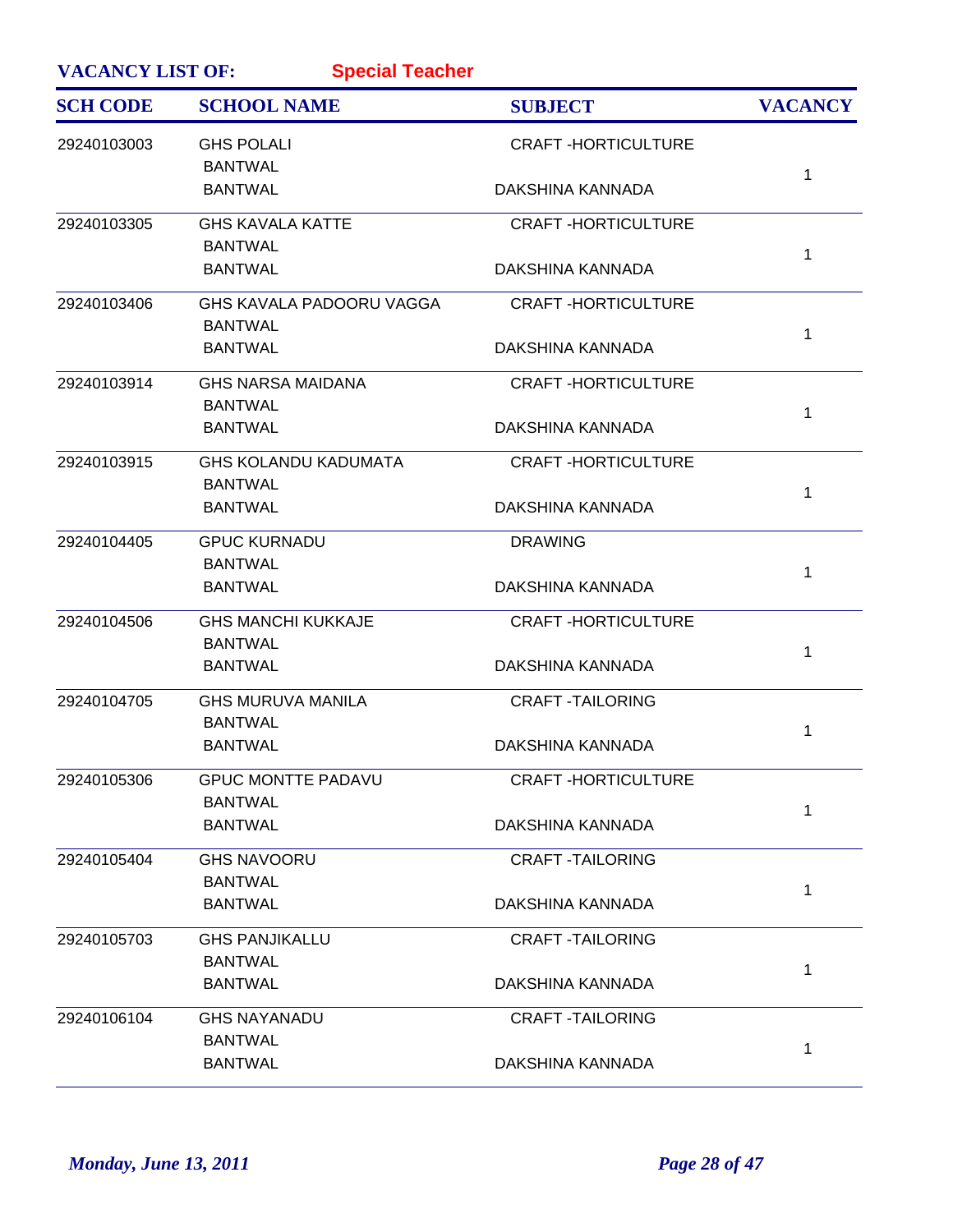**VACANCY LIST OF:** **Special Teacher**

| SCH CODE | SCHOOL NAME | SUBJECT | VACANCY |
| --- | --- | --- | --- |
| 29240103003 | GHS POLALI<br>BANTWAL<br>BANTWAL | CRAFT -HORTICULTURE<br><br>DAKSHINA KANNADA | 1 |
| 29240103305 | GHS KAVALA KATTE<br>BANTWAL<br>BANTWAL | CRAFT -HORTICULTURE<br><br>DAKSHINA KANNADA | 1 |
| 29240103406 | GHS KAVALA PADOORU VAGGA<br>BANTWAL<br>BANTWAL | CRAFT -HORTICULTURE<br><br>DAKSHINA KANNADA | 1 |
| 29240103914 | GHS NARSA MAIDANA<br>BANTWAL<br>BANTWAL | CRAFT -HORTICULTURE<br><br>DAKSHINA KANNADA | 1 |
| 29240103915 | GHS KOLANDU KADUMATA<br>BANTWAL<br>BANTWAL | CRAFT -HORTICULTURE<br><br>DAKSHINA KANNADA | 1 |
| 29240104405 | GPUC KURNADU<br>BANTWAL<br>BANTWAL | DRAWING<br><br>DAKSHINA KANNADA | 1 |
| 29240104506 | GHS MANCHI KUKKAJE<br>BANTWAL<br>BANTWAL | CRAFT -HORTICULTURE<br><br>DAKSHINA KANNADA | 1 |
| 29240104705 | GHS MURUVA MANILA<br>BANTWAL<br>BANTWAL | CRAFT -TAILORING<br><br>DAKSHINA KANNADA | 1 |
| 29240105306 | GPUC MONTTE PADAVU<br>BANTWAL<br>BANTWAL | CRAFT -HORTICULTURE<br><br>DAKSHINA KANNADA | 1 |
| 29240105404 | GHS NAVOORU<br>BANTWAL<br>BANTWAL | CRAFT -TAILORING<br><br>DAKSHINA KANNADA | 1 |
| 29240105703 | GHS PANJIKALLU<br>BANTWAL<br>BANTWAL | CRAFT -TAILORING<br><br>DAKSHINA KANNADA | 1 |
| 29240106104 | GHS NAYANADU<br>BANTWAL<br>BANTWAL | CRAFT -TAILORING<br><br>DAKSHINA KANNADA | 1 |

*Monday, June 13, 2011*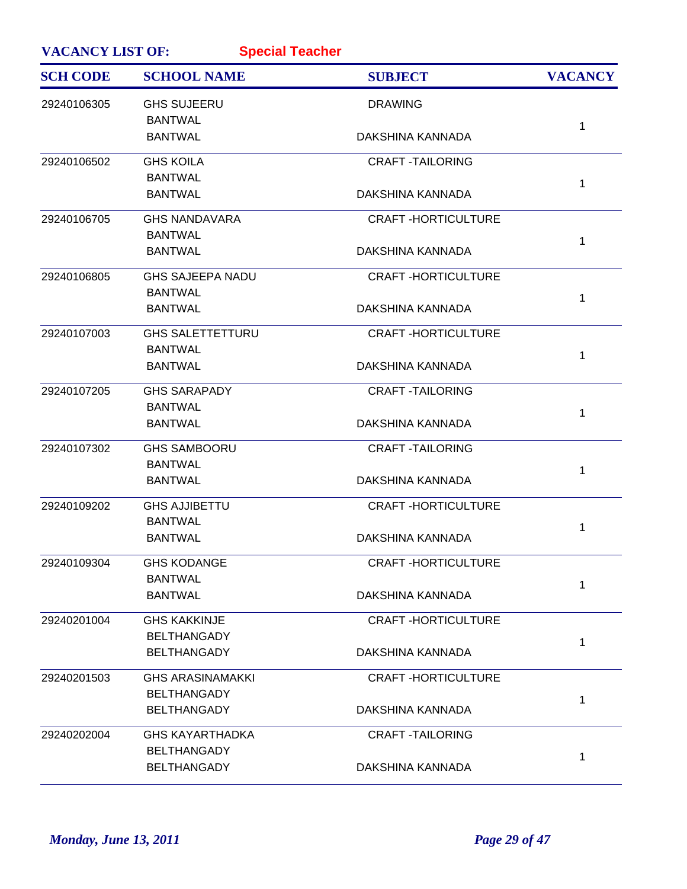**VACANCY LIST OF:** **Special Teacher**

| SCH CODE | SCHOOL NAME | SUBJECT | VACANCY |
|---|---|---|---|
| 29240106305 | GHS SUJEERU<br>BANTWAL<br>BANTWAL | DRAWING<br><br>DAKSHINA KANNADA | 1 |
| 29240106502 | GHS KOILA<br>BANTWAL<br>BANTWAL | CRAFT -TAILORING<br><br>DAKSHINA KANNADA | 1 |
| 29240106705 | GHS NANDAVARA<br>BANTWAL<br>BANTWAL | CRAFT -HORTICULTURE<br><br>DAKSHINA KANNADA | 1 |
| 29240106805 | GHS SAJEEPA NADU<br>BANTWAL<br>BANTWAL | CRAFT -HORTICULTURE<br><br>DAKSHINA KANNADA | 1 |
| 29240107003 | GHS SALETTETTURU<br>BANTWAL<br>BANTWAL | CRAFT -HORTICULTURE<br><br>DAKSHINA KANNADA | 1 |
| 29240107205 | GHS SARAPADY<br>BANTWAL<br>BANTWAL | CRAFT -TAILORING<br><br>DAKSHINA KANNADA | 1 |
| 29240107302 | GHS SAMBOORU<br>BANTWAL<br>BANTWAL | CRAFT -TAILORING<br><br>DAKSHINA KANNADA | 1 |
| 29240109202 | GHS AJJIBETTU<br>BANTWAL<br>BANTWAL | CRAFT -HORTICULTURE<br><br>DAKSHINA KANNADA | 1 |
| 29240109304 | GHS KODANGE<br>BANTWAL<br>BANTWAL | CRAFT -HORTICULTURE<br><br>DAKSHINA KANNADA | 1 |
| 29240201004 | GHS KAKKINJE<br>BELTHANGADY<br>BELTHANGADY | CRAFT -HORTICULTURE<br><br>DAKSHINA KANNADA | 1 |
| 29240201503 | GHS ARASINAMAKKI<br>BELTHANGADY<br>BELTHANGADY | CRAFT -HORTICULTURE<br><br>DAKSHINA KANNADA | 1 |
| 29240202004 | GHS KAYARTHADKA<br>BELTHANGADY<br>BELTHANGADY | CRAFT -TAILORING<br><br>DAKSHINA KANNADA | 1 |

*Monday, June 13, 2011*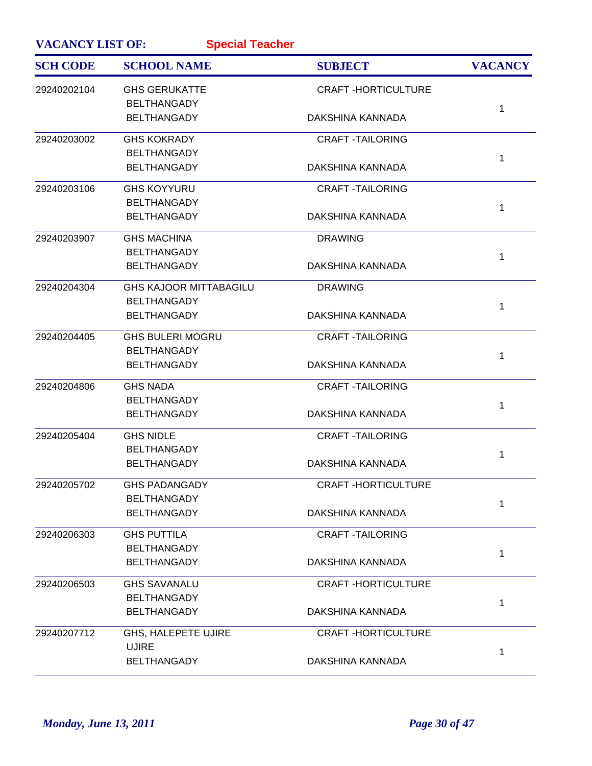**VACANCY LIST OF:** **Special Teacher**

| SCH CODE | SCHOOL NAME | SUBJECT | VACANCY |
|---|---|---|---|
| 29240202104 | GHS GERUKATTE<br>BELTHANGADY<br>BELTHANGADY | CRAFT -HORTICULTURE<br><br>DAKSHINA KANNADA | 1 |
| 29240203002 | GHS KOKRADY<br>BELTHANGADY<br>BELTHANGADY | CRAFT -TAILORING<br><br>DAKSHINA KANNADA | 1 |
| 29240203106 | GHS KOYYURU<br>BELTHANGADY<br>BELTHANGADY | CRAFT -TAILORING<br><br>DAKSHINA KANNADA | 1 |
| 29240203907 | GHS MACHINA<br>BELTHANGADY<br>BELTHANGADY | DRAWING<br><br>DAKSHINA KANNADA | 1 |
| 29240204304 | GHS KAJOOR MITTABAGILU<br>BELTHANGADY<br>BELTHANGADY | DRAWING<br><br>DAKSHINA KANNADA | 1 |
| 29240204405 | GHS BULERI MOGRU<br>BELTHANGADY<br>BELTHANGADY | CRAFT -TAILORING<br><br>DAKSHINA KANNADA | 1 |
| 29240204806 | GHS NADA<br>BELTHANGADY<br>BELTHANGADY | CRAFT -TAILORING<br><br>DAKSHINA KANNADA | 1 |
| 29240205404 | GHS NIDLE<br>BELTHANGADY<br>BELTHANGADY | CRAFT -TAILORING<br><br>DAKSHINA KANNADA | 1 |
| 29240205702 | GHS PADANGADY<br>BELTHANGADY<br>BELTHANGADY | CRAFT -HORTICULTURE<br><br>DAKSHINA KANNADA | 1 |
| 29240206303 | GHS PUTTILA<br>BELTHANGADY<br>BELTHANGADY | CRAFT -TAILORING<br><br>DAKSHINA KANNADA | 1 |
| 29240206503 | GHS SAVANALU<br>BELTHANGADY<br>BELTHANGADY | CRAFT -HORTICULTURE<br><br>DAKSHINA KANNADA | 1 |
| 29240207712 | GHS, HALEPETE UJIRE<br>UJIRE<br>BELTHANGADY | CRAFT -HORTICULTURE<br><br>DAKSHINA KANNADA | 1 |

*Monday, June 13, 2011*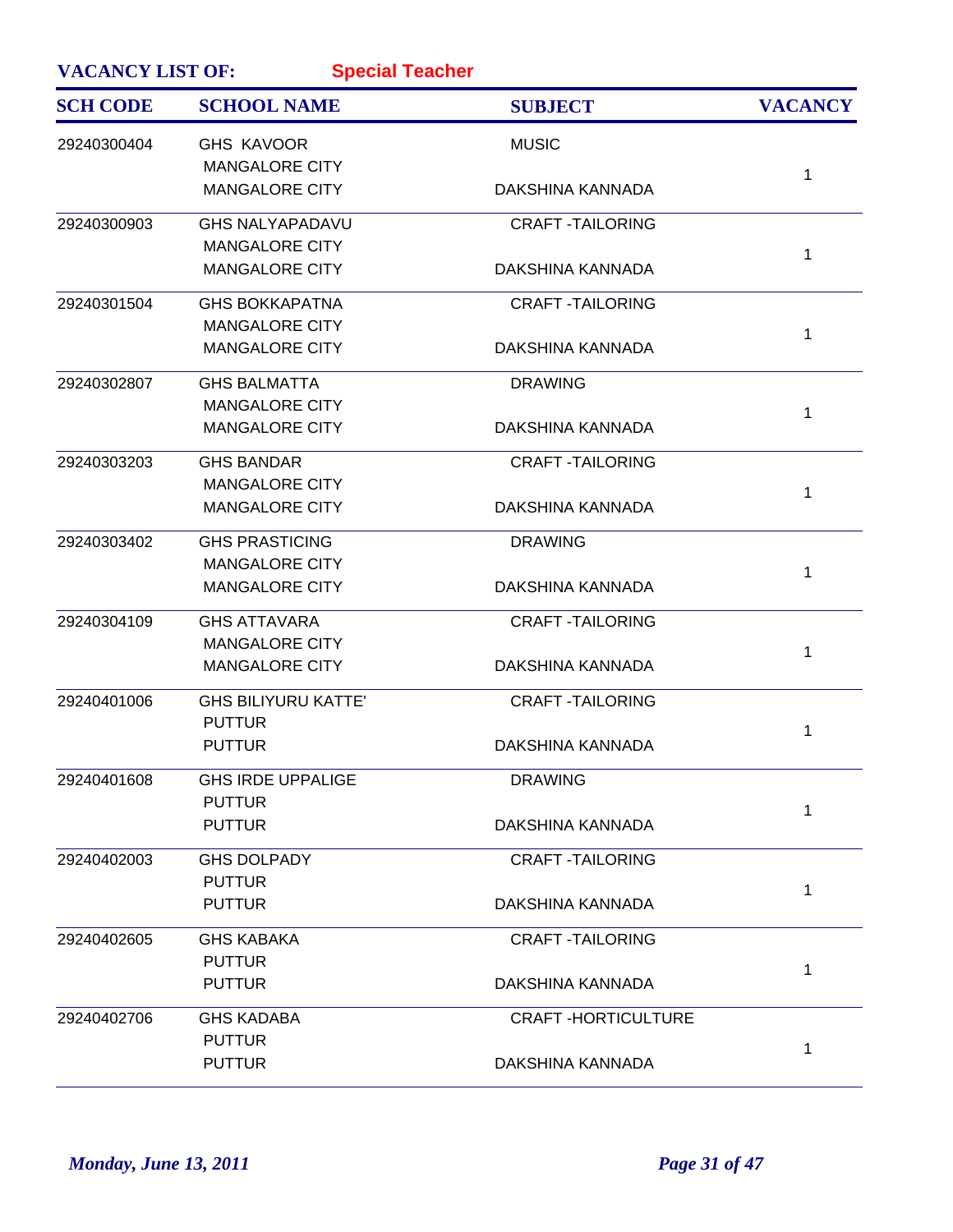**VACANCY LIST OF:** **Special Teacher**

| SCH CODE | SCHOOL NAME | SUBJECT | VACANCY |
|---|---|---|---|
| 29240300404 | GHS KAVOOR<br>MANGALORE CITY<br>MANGALORE CITY | MUSIC<br><br>DAKSHINA KANNADA | 1 |
| 29240300903 | GHS NALYAPADAVU<br>MANGALORE CITY<br>MANGALORE CITY | CRAFT -TAILORING<br><br>DAKSHINA KANNADA | 1 |
| 29240301504 | GHS BOKKAPATNA<br>MANGALORE CITY<br>MANGALORE CITY | CRAFT -TAILORING<br><br>DAKSHINA KANNADA | 1 |
| 29240302807 | GHS BALMATTA<br>MANGALORE CITY<br>MANGALORE CITY | DRAWING<br><br>DAKSHINA KANNADA | 1 |
| 29240303203 | GHS BANDAR<br>MANGALORE CITY<br>MANGALORE CITY | CRAFT -TAILORING<br><br>DAKSHINA KANNADA | 1 |
| 29240303402 | GHS PRASTICING<br>MANGALORE CITY<br>MANGALORE CITY | DRAWING<br><br>DAKSHINA KANNADA | 1 |
| 29240304109 | GHS ATTAVARA<br>MANGALORE CITY<br>MANGALORE CITY | CRAFT -TAILORING<br><br>DAKSHINA KANNADA | 1 |
| 29240401006 | GHS BILIYURU KATTE'<br>PUTTUR<br>PUTTUR | CRAFT -TAILORING<br><br>DAKSHINA KANNADA | 1 |
| 29240401608 | GHS IRDE UPPALIGE<br>PUTTUR<br>PUTTUR | DRAWING<br><br>DAKSHINA KANNADA | 1 |
| 29240402003 | GHS DOLPADY<br>PUTTUR<br>PUTTUR | CRAFT -TAILORING<br><br>DAKSHINA KANNADA | 1 |
| 29240402605 | GHS KABAKA<br>PUTTUR<br>PUTTUR | CRAFT -TAILORING<br><br>DAKSHINA KANNADA | 1 |
| 29240402706 | GHS KADABA<br>PUTTUR<br>PUTTUR | CRAFT -HORTICULTURE<br><br>DAKSHINA KANNADA | 1 |

*Monday, June 13, 2011*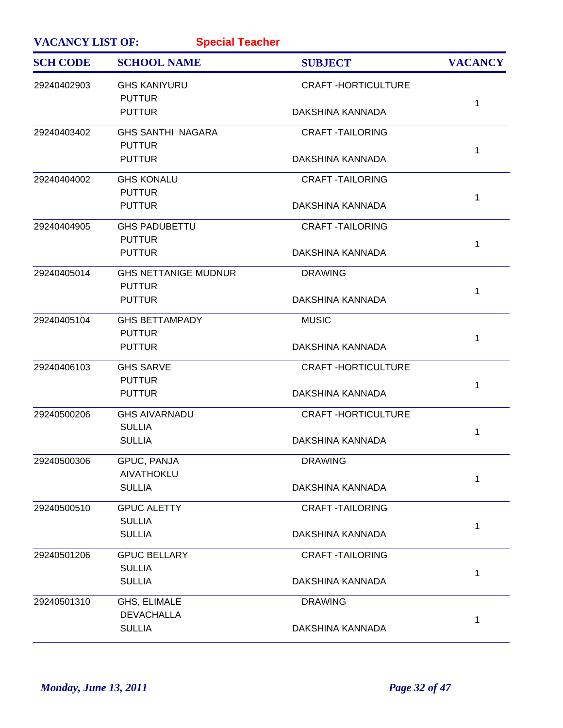**VACANCY LIST OF:** **Special Teacher**

| SCH CODE | SCHOOL NAME | SUBJECT | VACANCY |
|---|---|---|---|
| 29240402903 | GHS KANIYURU<br>PUTTUR<br>PUTTUR | CRAFT -HORTICULTURE<br>DAKSHINA KANNADA | 1 |
| 29240403402 | GHS SANTHI NAGARA<br>PUTTUR<br>PUTTUR | CRAFT -TAILORING<br>DAKSHINA KANNADA | 1 |
| 29240404002 | GHS KONALU<br>PUTTUR<br>PUTTUR | CRAFT -TAILORING<br>DAKSHINA KANNADA | 1 |
| 29240404905 | GHS PADUBETTU<br>PUTTUR<br>PUTTUR | CRAFT -TAILORING<br>DAKSHINA KANNADA | 1 |
| 29240405014 | GHS NETTANIGE MUDNUR<br>PUTTUR<br>PUTTUR | DRAWING<br>DAKSHINA KANNADA | 1 |
| 29240405104 | GHS BETTAMPADY<br>PUTTUR<br>PUTTUR | MUSIC<br>DAKSHINA KANNADA | 1 |
| 29240406103 | GHS SARVE<br>PUTTUR<br>PUTTUR | CRAFT -HORTICULTURE<br>DAKSHINA KANNADA | 1 |
| 29240500206 | GHS AIVARNADU<br>SULLIA<br>SULLIA | CRAFT -HORTICULTURE<br>DAKSHINA KANNADA | 1 |
| 29240500306 | GPUC, PANJA<br>AIVATHOKLU<br>SULLIA | DRAWING<br>DAKSHINA KANNADA | 1 |
| 29240500510 | GPUC ALETTY<br>SULLIA<br>SULLIA | CRAFT -TAILORING<br>DAKSHINA KANNADA | 1 |
| 29240501206 | GPUC BELLARY<br>SULLIA<br>SULLIA | CRAFT -TAILORING<br>DAKSHINA KANNADA | 1 |
| 29240501310 | GHS, ELIMALE<br>DEVACHALLA<br>SULLIA | DRAWING<br>DAKSHINA KANNADA | 1 |

*Monday, June 13, 2011*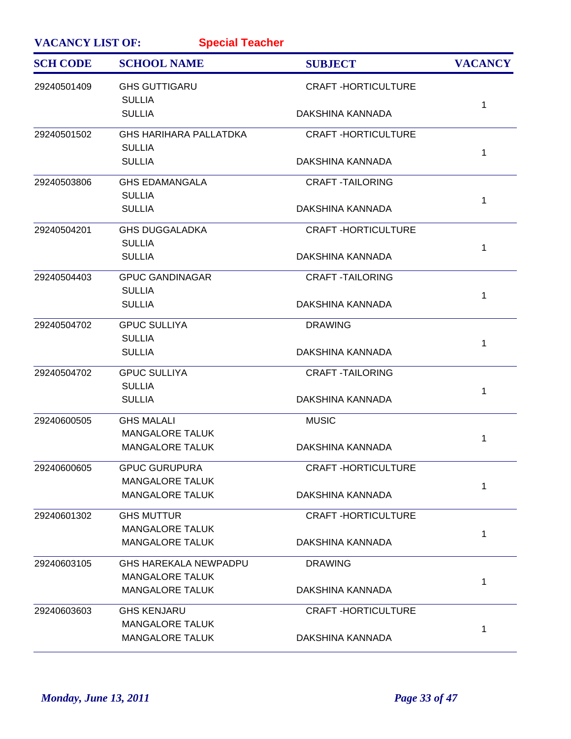**VACANCY LIST OF:** **Special Teacher**

| SCH CODE | SCHOOL NAME | SUBJECT | VACANCY |
|---|---|---|---|
| 29240501409 | GHS GUTTIGARU<br>SULLIA<br>SULLIA | CRAFT -HORTICULTURE<br><br>DAKSHINA KANNADA | 1 |
| 29240501502 | GHS HARIHARA PALLATDKA<br>SULLIA<br>SULLIA | CRAFT -HORTICULTURE<br><br>DAKSHINA KANNADA | 1 |
| 29240503806 | GHS EDAMANGALA<br>SULLIA<br>SULLIA | CRAFT -TAILORING<br><br>DAKSHINA KANNADA | 1 |
| 29240504201 | GHS DUGGALADKA<br>SULLIA<br>SULLIA | CRAFT -HORTICULTURE<br><br>DAKSHINA KANNADA | 1 |
| 29240504403 | GPUC GANDINAGAR<br>SULLIA<br>SULLIA | CRAFT -TAILORING<br><br>DAKSHINA KANNADA | 1 |
| 29240504702 | GPUC SULLIYA<br>SULLIA<br>SULLIA | DRAWING<br><br>DAKSHINA KANNADA | 1 |
| 29240504702 | GPUC SULLIYA<br>SULLIA<br>SULLIA | CRAFT -TAILORING<br><br>DAKSHINA KANNADA | 1 |
| 29240600505 | GHS MALALI<br>MANGALORE TALUK<br>MANGALORE TALUK | MUSIC<br><br>DAKSHINA KANNADA | 1 |
| 29240600605 | GPUC GURUPURA<br>MANGALORE TALUK<br>MANGALORE TALUK | CRAFT -HORTICULTURE<br><br>DAKSHINA KANNADA | 1 |
| 29240601302 | GHS MUTTUR<br>MANGALORE TALUK<br>MANGALORE TALUK | CRAFT -HORTICULTURE<br><br>DAKSHINA KANNADA | 1 |
| 29240603105 | GHS HAREKALA NEWPADPU<br>MANGALORE TALUK<br>MANGALORE TALUK | DRAWING<br><br>DAKSHINA KANNADA | 1 |
| 29240603603 | GHS KENJARU<br>MANGALORE TALUK<br>MANGALORE TALUK | CRAFT -HORTICULTURE<br><br>DAKSHINA KANNADA | 1 |

*Monday, June 13, 2011*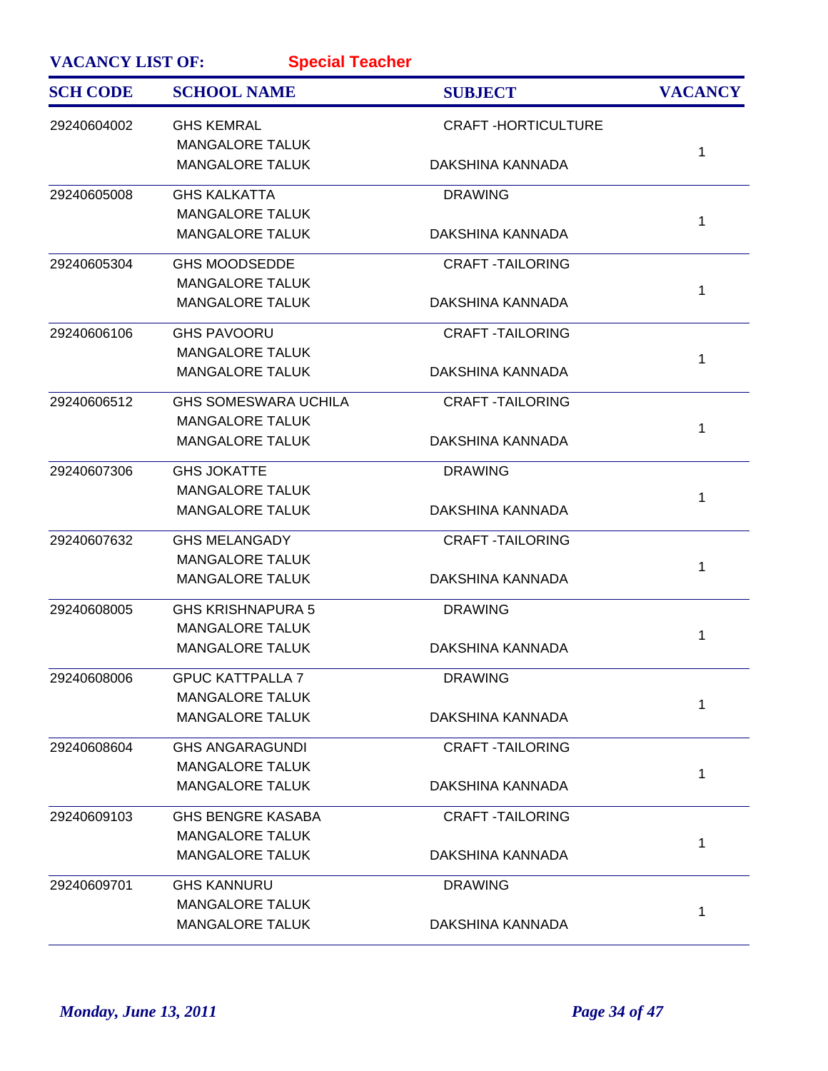**VACANCY LIST OF:** **Special Teacher**

| SCH CODE | SCHOOL NAME | SUBJECT | VACANCY |
|---|---|---|---|
| 29240604002 | GHS KEMRAL<br>MANGALORE TALUK<br>MANGALORE TALUK | CRAFT -HORTICULTURE<br><br>DAKSHINA KANNADA | 1 |
| 29240605008 | GHS KALKATTA<br>MANGALORE TALUK<br>MANGALORE TALUK | DRAWING<br><br>DAKSHINA KANNADA | 1 |
| 29240605304 | GHS MOODSEDDE<br>MANGALORE TALUK<br>MANGALORE TALUK | CRAFT -TAILORING<br><br>DAKSHINA KANNADA | 1 |
| 29240606106 | GHS PAVOORU<br>MANGALORE TALUK<br>MANGALORE TALUK | CRAFT -TAILORING<br><br>DAKSHINA KANNADA | 1 |
| 29240606512 | GHS SOMESWARA UCHILA<br>MANGALORE TALUK<br>MANGALORE TALUK | CRAFT -TAILORING<br><br>DAKSHINA KANNADA | 1 |
| 29240607306 | GHS JOKATTE<br>MANGALORE TALUK<br>MANGALORE TALUK | DRAWING<br><br>DAKSHINA KANNADA | 1 |
| 29240607632 | GHS MELANGADY<br>MANGALORE TALUK<br>MANGALORE TALUK | CRAFT -TAILORING<br><br>DAKSHINA KANNADA | 1 |
| 29240608005 | GHS KRISHNAPURA 5<br>MANGALORE TALUK<br>MANGALORE TALUK | DRAWING<br><br>DAKSHINA KANNADA | 1 |
| 29240608006 | GPUC KATTPALLA 7<br>MANGALORE TALUK<br>MANGALORE TALUK | DRAWING<br><br>DAKSHINA KANNADA | 1 |
| 29240608604 | GHS ANGARAGUNDI<br>MANGALORE TALUK<br>MANGALORE TALUK | CRAFT -TAILORING<br><br>DAKSHINA KANNADA | 1 |
| 29240609103 | GHS BENGRE KASABA<br>MANGALORE TALUK<br>MANGALORE TALUK | CRAFT -TAILORING<br><br>DAKSHINA KANNADA | 1 |
| 29240609701 | GHS KANNURU<br>MANGALORE TALUK<br>MANGALORE TALUK | DRAWING<br><br>DAKSHINA KANNADA | 1 |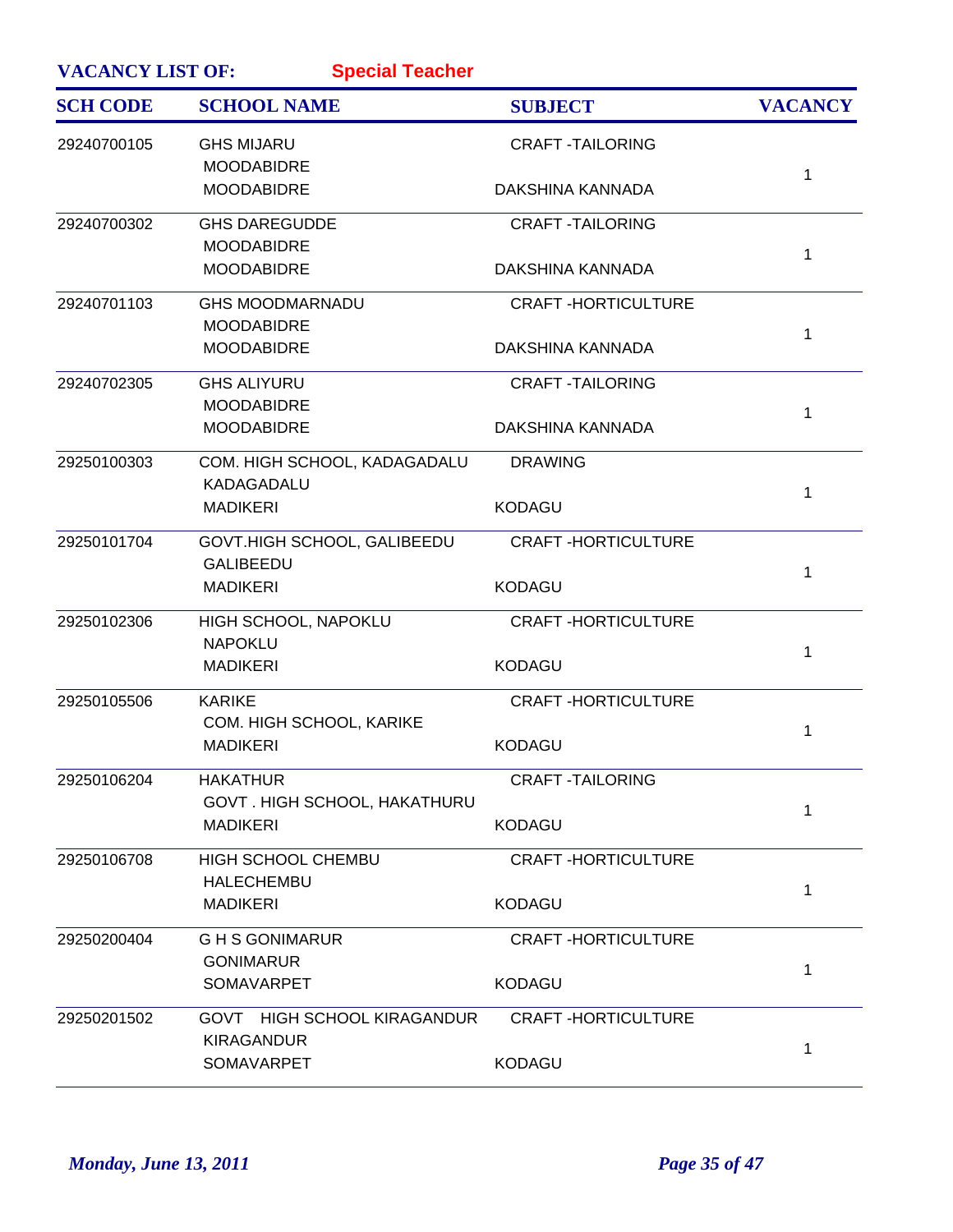**VACANCY LIST OF:** **Special Teacher**

| SCH CODE | SCHOOL NAME | SUBJECT | VACANCY |
|---|---|---|---|
| 29240700105 | GHS MIJARU<br>MOODABIDRE<br>MOODABIDRE | CRAFT -TAILORING<br><br>DAKSHINA KANNADA | 1 |
| 29240700302 | GHS DAREGUDDE<br>MOODABIDRE<br>MOODABIDRE | CRAFT -TAILORING<br><br>DAKSHINA KANNADA | 1 |
| 29240701103 | GHS MOODMARNADU<br>MOODABIDRE<br>MOODABIDRE | CRAFT -HORTICULTURE<br><br>DAKSHINA KANNADA | 1 |
| 29240702305 | GHS ALIYURU<br>MOODABIDRE<br>MOODABIDRE | CRAFT -TAILORING<br><br>DAKSHINA KANNADA | 1 |
| 29250100303 | COM. HIGH SCHOOL, KADAGADALU<br>KADAGADALU<br>MADIKERI | DRAWING<br><br>KODAGU | 1 |
| 29250101704 | GOVT.HIGH SCHOOL, GALIBEEDU<br>GALIBEEDU<br>MADIKERI | CRAFT -HORTICULTURE<br><br>KODAGU | 1 |
| 29250102306 | HIGH SCHOOL, NAPOKLU<br>NAPOKLU<br>MADIKERI | CRAFT -HORTICULTURE<br><br>KODAGU | 1 |
| 29250105506 | KARIKE<br>COM. HIGH SCHOOL, KARIKE<br>MADIKERI | CRAFT -HORTICULTURE<br><br>KODAGU | 1 |
| 29250106204 | HAKATHUR<br>GOVT . HIGH SCHOOL, HAKATHURU<br>MADIKERI | CRAFT -TAILORING<br><br>KODAGU | 1 |
| 29250106708 | HIGH SCHOOL CHEMBU<br>HALECHEMBU<br>MADIKERI | CRAFT -HORTICULTURE<br><br>KODAGU | 1 |
| 29250200404 | G H S GONIMARUR<br>GONIMARUR<br>SOMAVARPET | CRAFT -HORTICULTURE<br><br>KODAGU | 1 |
| 29250201502 | GOVT HIGH SCHOOL KIRAGANDUR<br>KIRAGANDUR<br>SOMAVARPET | CRAFT -HORTICULTURE<br><br>KODAGU | 1 |

*Monday, June 13, 2011*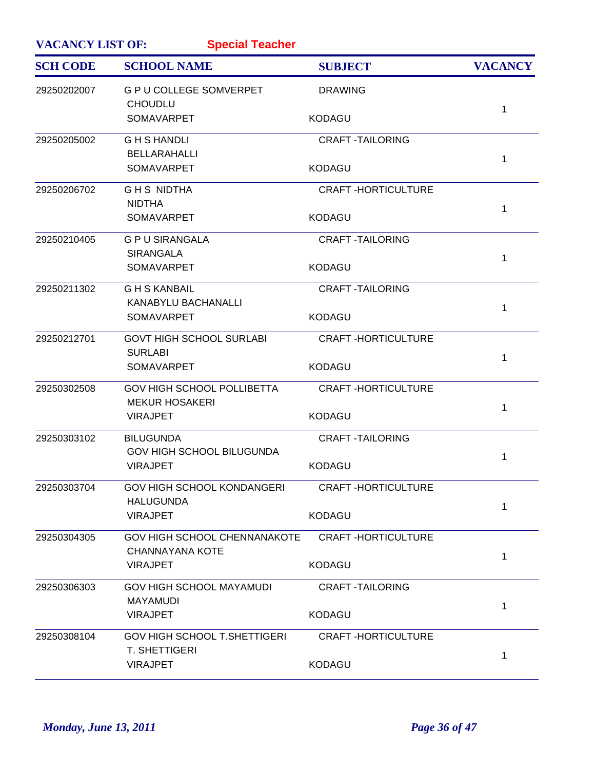**VACANCY LIST OF:** **Special Teacher**

| SCH CODE | SCHOOL NAME | SUBJECT | VACANCY |
|---|---|---|---|
| 29250202007 | G P U COLLEGE SOMVERPET<br>CHOUDLU<br>SOMAVARPET | DRAWING<br><br>KODAGU | 1 |
| 29250205002 | G H S HANDLI<br>BELLARAHALLI<br>SOMAVARPET | CRAFT -TAILORING<br><br>KODAGU | 1 |
| 29250206702 | G H S NIDTHA<br>NIDTHA<br>SOMAVARPET | CRAFT -HORTICULTURE<br><br>KODAGU | 1 |
| 29250210405 | G P U SIRANGALA<br>SIRANGALA<br>SOMAVARPET | CRAFT -TAILORING<br><br>KODAGU | 1 |
| 29250211302 | G H S KANBAIL<br>KANABYLU BACHANALLI<br>SOMAVARPET | CRAFT -TAILORING<br><br>KODAGU | 1 |
| 29250212701 | GOVT HIGH SCHOOL SURLABI<br>SURLABI<br>SOMAVARPET | CRAFT -HORTICULTURE<br><br>KODAGU | 1 |
| 29250302508 | GOV HIGH SCHOOL POLLIBETTA<br>MEKUR HOSAKERI<br>VIRAJPET | CRAFT -HORTICULTURE<br><br>KODAGU | 1 |
| 29250303102 | BILUGUNDA<br>GOV HIGH SCHOOL BILUGUNDA<br>VIRAJPET | CRAFT -TAILORING<br><br>KODAGU | 1 |
| 29250303704 | GOV HIGH SCHOOL KONDANGERI<br>HALUGUNDA<br>VIRAJPET | CRAFT -HORTICULTURE<br><br>KODAGU | 1 |
| 29250304305 | GOV HIGH SCHOOL CHENNANAKOTE<br>CHANNAYANA KOTE<br>VIRAJPET | CRAFT -HORTICULTURE<br><br>KODAGU | 1 |
| 29250306303 | GOV HIGH SCHOOL MAYAMUDI<br>MAYAMUDI<br>VIRAJPET | CRAFT -TAILORING<br><br>KODAGU | 1 |
| 29250308104 | GOV HIGH SCHOOL T.SHETTIGERI<br>T. SHETTIGERI<br>VIRAJPET | CRAFT -HORTICULTURE<br><br>KODAGU | 1 |

*Monday, June 13, 2011*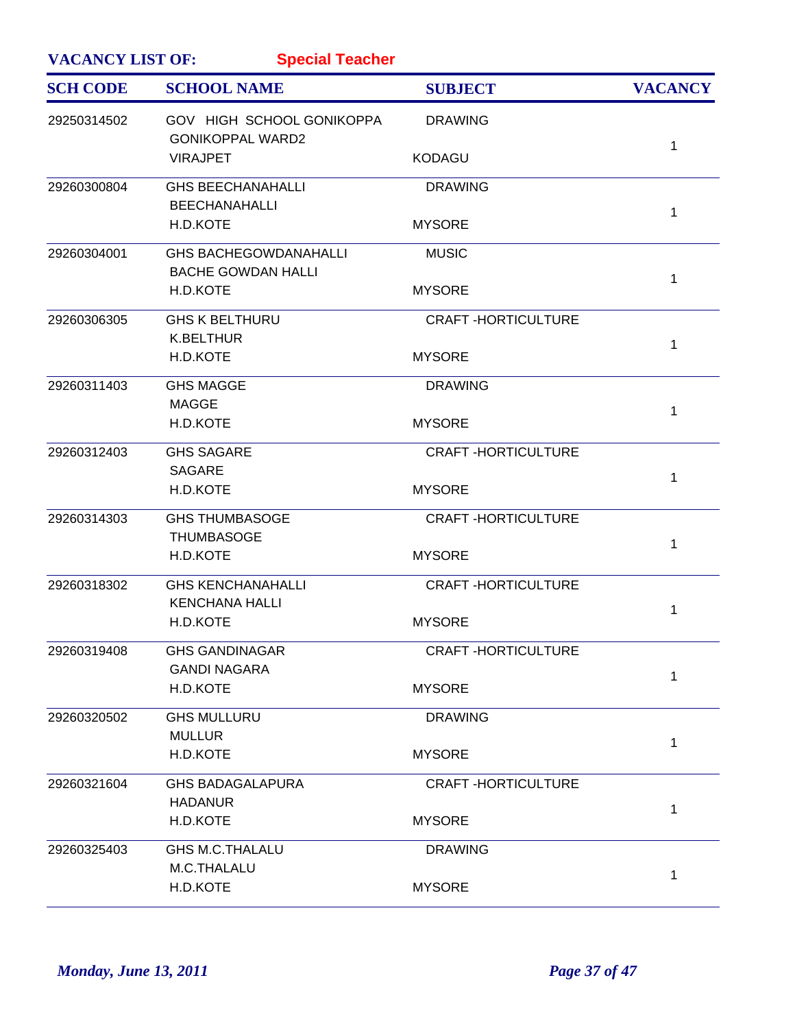**VACANCY LIST OF:** **Special Teacher**

| SCH CODE | SCHOOL NAME | SUBJECT | VACANCY |
|---|---|---|---|
| 29250314502 | GOV HIGH SCHOOL GONIKOPPA<br>GONIKOPPAL WARD2<br>VIRAJPET | DRAWING<br><br>KODAGU | 1 |
| 29260300804 | GHS BEECHANAHALLI<br>BEECHANAHALLI<br>H.D.KOTE | DRAWING<br><br>MYSORE | 1 |
| 29260304001 | GHS BACHEGOWDANAHALLI<br>BACHE GOWDAN HALLI<br>H.D.KOTE | MUSIC<br><br>MYSORE | 1 |
| 29260306305 | GHS K BELTHURU<br>K.BELTHUR<br>H.D.KOTE | CRAFT -HORTICULTURE<br><br>MYSORE | 1 |
| 29260311403 | GHS MAGGE<br>MAGGE<br>H.D.KOTE | DRAWING<br><br>MYSORE | 1 |
| 29260312403 | GHS SAGARE<br>SAGARE<br>H.D.KOTE | CRAFT -HORTICULTURE<br><br>MYSORE | 1 |
| 29260314303 | GHS THUMBASOGE<br>THUMBASOGE<br>H.D.KOTE | CRAFT -HORTICULTURE<br><br>MYSORE | 1 |
| 29260318302 | GHS KENCHANAHALLI<br>KENCHANA HALLI<br>H.D.KOTE | CRAFT -HORTICULTURE<br><br>MYSORE | 1 |
| 29260319408 | GHS GANDINAGAR<br>GANDI NAGARA<br>H.D.KOTE | CRAFT -HORTICULTURE<br><br>MYSORE | 1 |
| 29260320502 | GHS MULLURU<br>MULLUR<br>H.D.KOTE | DRAWING<br><br>MYSORE | 1 |
| 29260321604 | GHS BADAGALAPURA<br>HADANUR<br>H.D.KOTE | CRAFT -HORTICULTURE<br><br>MYSORE | 1 |
| 29260325403 | GHS M.C.THALALU<br>M.C.THALALU<br>H.D.KOTE | DRAWING<br><br>MYSORE | 1 |

*Monday, June 13, 2011*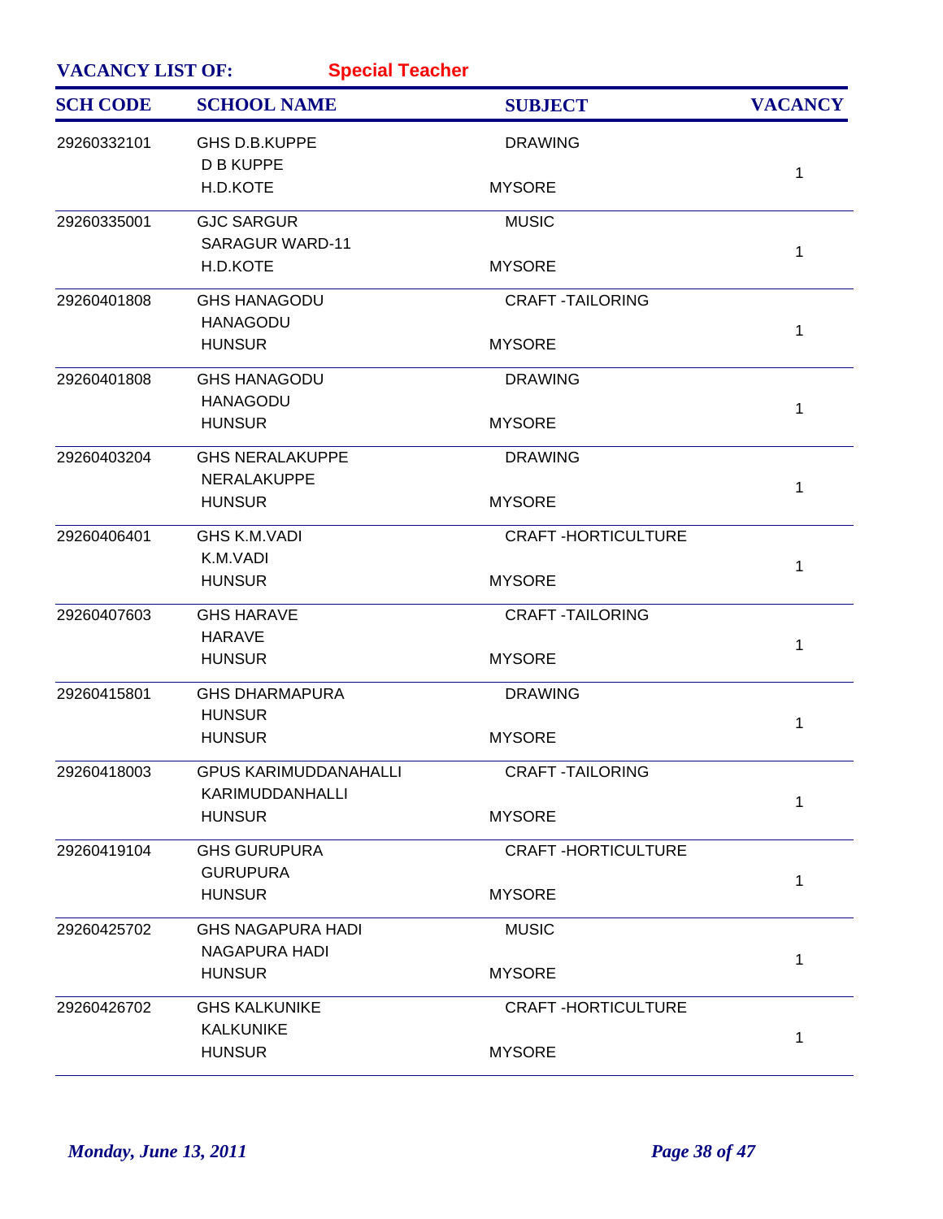**VACANCY LIST OF:** **Special Teacher**

| SCH CODE | SCHOOL NAME | SUBJECT | VACANCY |
|---|---|---|---|
| 29260332101 | GHS D.B.KUPPE<br>D B KUPPE<br>H.D.KOTE | DRAWING<br><br>MYSORE | 1 |
| 29260335001 | GJC SARGUR<br>SARAGUR WARD-11<br>H.D.KOTE | MUSIC<br><br>MYSORE | 1 |
| 29260401808 | GHS HANAGODU<br>HANAGODU<br>HUNSUR | CRAFT -TAILORING<br><br>MYSORE | 1 |
| 29260401808 | GHS HANAGODU<br>HANAGODU<br>HUNSUR | DRAWING<br><br>MYSORE | 1 |
| 29260403204 | GHS NERALAKUPPE<br>NERALAKUPPE<br>HUNSUR | DRAWING<br><br>MYSORE | 1 |
| 29260406401 | GHS K.M.VADI<br>K.M.VADI<br>HUNSUR | CRAFT -HORTICULTURE<br><br>MYSORE | 1 |
| 29260407603 | GHS HARAVE<br>HARAVE<br>HUNSUR | CRAFT -TAILORING<br><br>MYSORE | 1 |
| 29260415801 | GHS DHARMAPURA<br>HUNSUR<br>HUNSUR | DRAWING<br><br>MYSORE | 1 |
| 29260418003 | GPUS KARIMUDDANAHALLI<br>KARIMUDDANHALLI<br>HUNSUR | CRAFT -TAILORING<br><br>MYSORE | 1 |
| 29260419104 | GHS GURUPURA<br>GURUPURA<br>HUNSUR | CRAFT -HORTICULTURE<br><br>MYSORE | 1 |
| 29260425702 | GHS NAGAPURA HADI<br>NAGAPURA HADI<br>HUNSUR | MUSIC<br><br>MYSORE | 1 |
| 29260426702 | GHS KALKUNIKE<br>KALKUNIKE<br>HUNSUR | CRAFT -HORTICULTURE<br><br>MYSORE | 1 |

*Monday, June 13, 2011*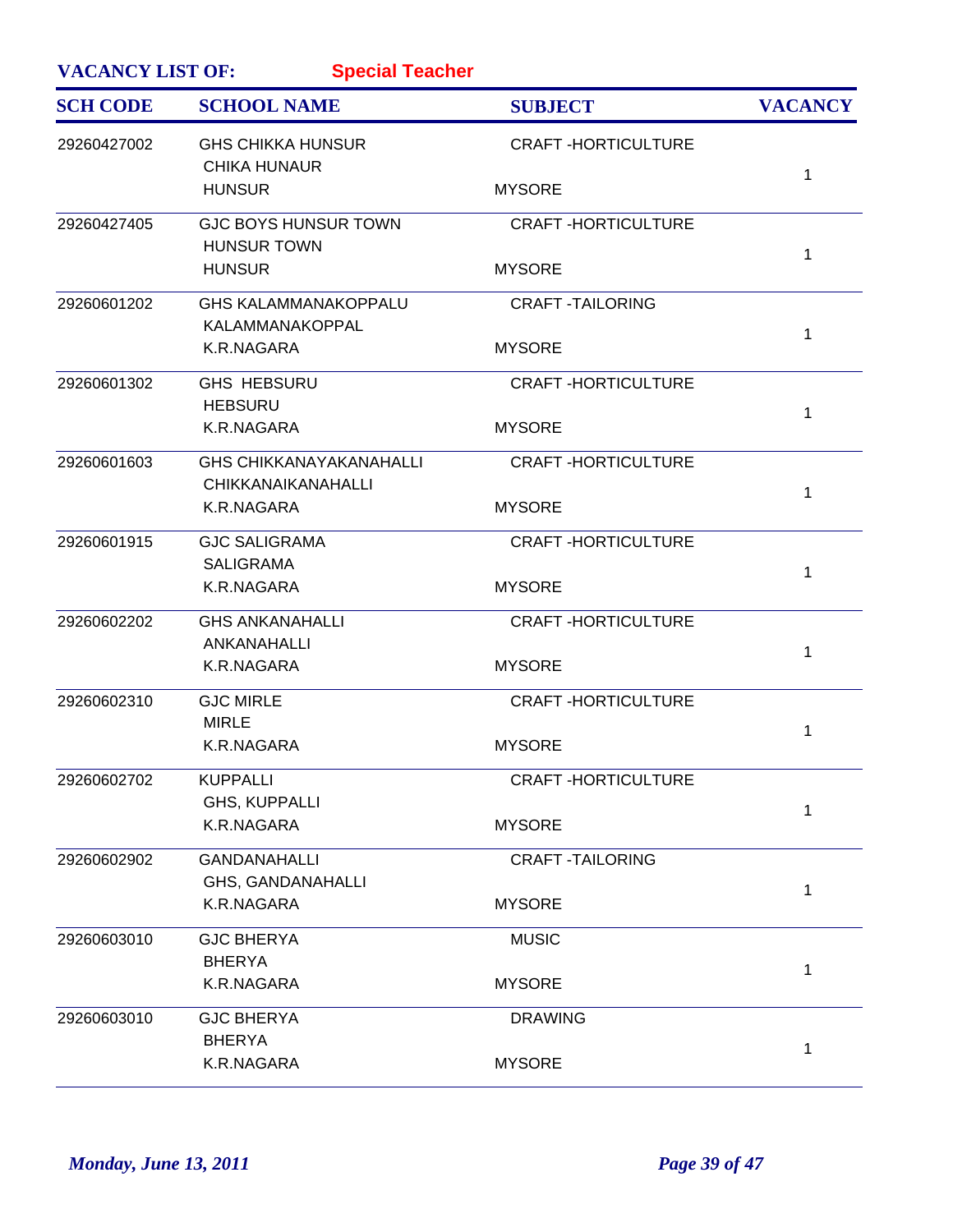**VACANCY LIST OF:** **Special Teacher**

| SCH CODE | SCHOOL NAME | SUBJECT | VACANCY |
|---|---|---|---|
| 29260427002 | GHS CHIKKA HUNSUR<br>CHIKA HUNAUR<br>HUNSUR | CRAFT -HORTICULTURE<br><br>MYSORE | 1 |
| 29260427405 | GJC BOYS HUNSUR TOWN<br>HUNSUR TOWN<br>HUNSUR | CRAFT -HORTICULTURE<br><br>MYSORE | 1 |
| 29260601202 | GHS KALAMMANAKOPPALU<br>KALAMMANAKOPPAL<br>K.R.NAGARA | CRAFT -TAILORING<br><br>MYSORE | 1 |
| 29260601302 | GHS HEBSURU<br>HEBSURU<br>K.R.NAGARA | CRAFT -HORTICULTURE<br><br>MYSORE | 1 |
| 29260601603 | GHS CHIKKANAYAKANAHALLI<br>CHIKKANAIKANAHALLI<br>K.R.NAGARA | CRAFT -HORTICULTURE<br><br>MYSORE | 1 |
| 29260601915 | GJC SALIGRAMA<br>SALIGRAMA<br>K.R.NAGARA | CRAFT -HORTICULTURE<br><br>MYSORE | 1 |
| 29260602202 | GHS ANKANAHALLI<br>ANKANAHALLI<br>K.R.NAGARA | CRAFT -HORTICULTURE<br><br>MYSORE | 1 |
| 29260602310 | GJC MIRLE<br>MIRLE<br>K.R.NAGARA | CRAFT -HORTICULTURE<br><br>MYSORE | 1 |
| 29260602702 | KUPPALLI<br>GHS, KUPPALLI<br>K.R.NAGARA | CRAFT -HORTICULTURE<br><br>MYSORE | 1 |
| 29260602902 | GANDANAHALLI<br>GHS, GANDANAHALLI<br>K.R.NAGARA | CRAFT -TAILORING<br><br>MYSORE | 1 |
| 29260603010 | GJC BHERYA<br>BHERYA<br>K.R.NAGARA | MUSIC<br><br>MYSORE | 1 |
| 29260603010 | GJC BHERYA<br>BHERYA<br>K.R.NAGARA | DRAWING<br><br>MYSORE | 1 |

*Monday, June 13, 2011*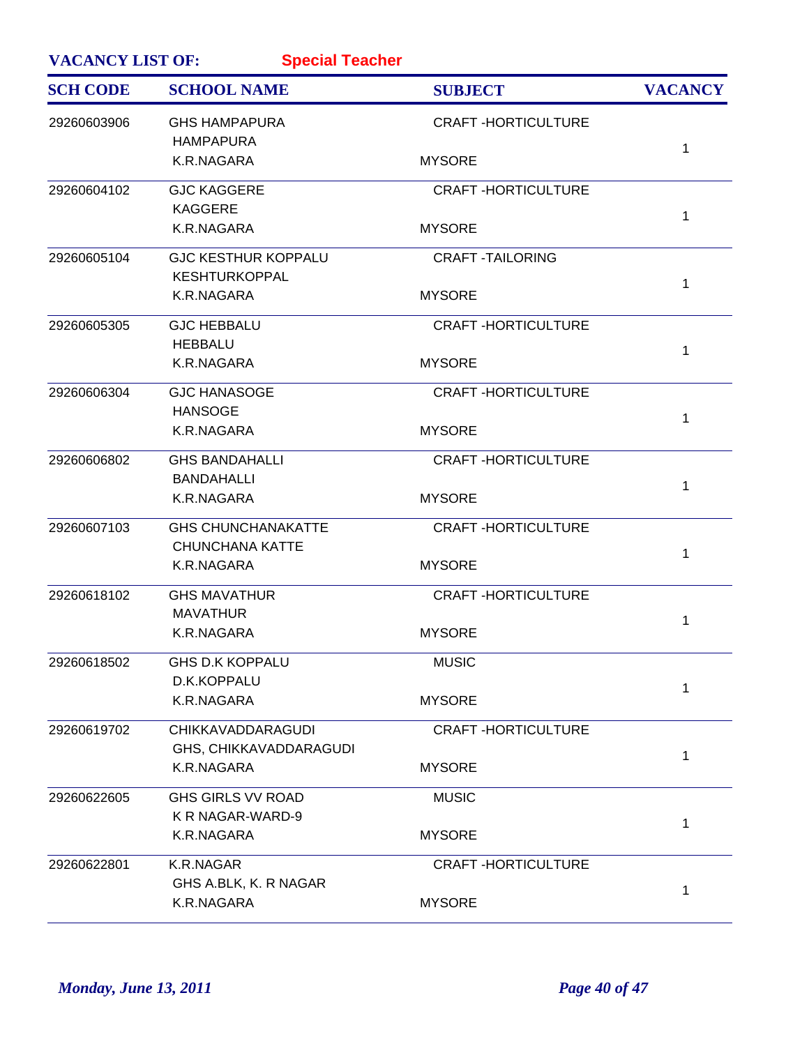**VACANCY LIST OF:** **Special Teacher**

| SCH CODE | SCHOOL NAME | SUBJECT | VACANCY |
|---|---|---|---|
| 29260603906 | GHS HAMPAPURA<br>HAMPAPURA<br>K.R.NAGARA | CRAFT -HORTICULTURE<br>MYSORE | 1 |
| 29260604102 | GJC KAGGERE<br>KAGGERE<br>K.R.NAGARA | CRAFT -HORTICULTURE<br>MYSORE | 1 |
| 29260605104 | GJC KESTHUR KOPPALU<br>KESHTURKOPPAL<br>K.R.NAGARA | CRAFT -TAILORING<br>MYSORE | 1 |
| 29260605305 | GJC HEBBALU<br>HEBBALU<br>K.R.NAGARA | CRAFT -HORTICULTURE<br>MYSORE | 1 |
| 29260606304 | GJC HANASOGE<br>HANSOGE<br>K.R.NAGARA | CRAFT -HORTICULTURE<br>MYSORE | 1 |
| 29260606802 | GHS BANDAHALLI<br>BANDAHALLI<br>K.R.NAGARA | CRAFT -HORTICULTURE<br>MYSORE | 1 |
| 29260607103 | GHS CHUNCHANAKATTE<br>CHUNCHANA KATTE<br>K.R.NAGARA | CRAFT -HORTICULTURE<br>MYSORE | 1 |
| 29260618102 | GHS MAVATHUR<br>MAVATHUR<br>K.R.NAGARA | CRAFT -HORTICULTURE<br>MYSORE | 1 |
| 29260618502 | GHS D.K KOPPALU<br>D.K.KOPPALU<br>K.R.NAGARA | MUSIC<br>MYSORE | 1 |
| 29260619702 | CHIKKAVADDARAGUDI<br>GHS, CHIKKAVADDARAGUDI<br>K.R.NAGARA | CRAFT -HORTICULTURE<br>MYSORE | 1 |
| 29260622605 | GHS GIRLS VV ROAD<br>K R NAGAR-WARD-9<br>K.R.NAGARA | MUSIC<br>MYSORE | 1 |
| 29260622801 | K.R.NAGAR<br>GHS A.BLK, K. R NAGAR<br>K.R.NAGARA | CRAFT -HORTICULTURE<br>MYSORE | 1 |

*Monday, June 13, 2011*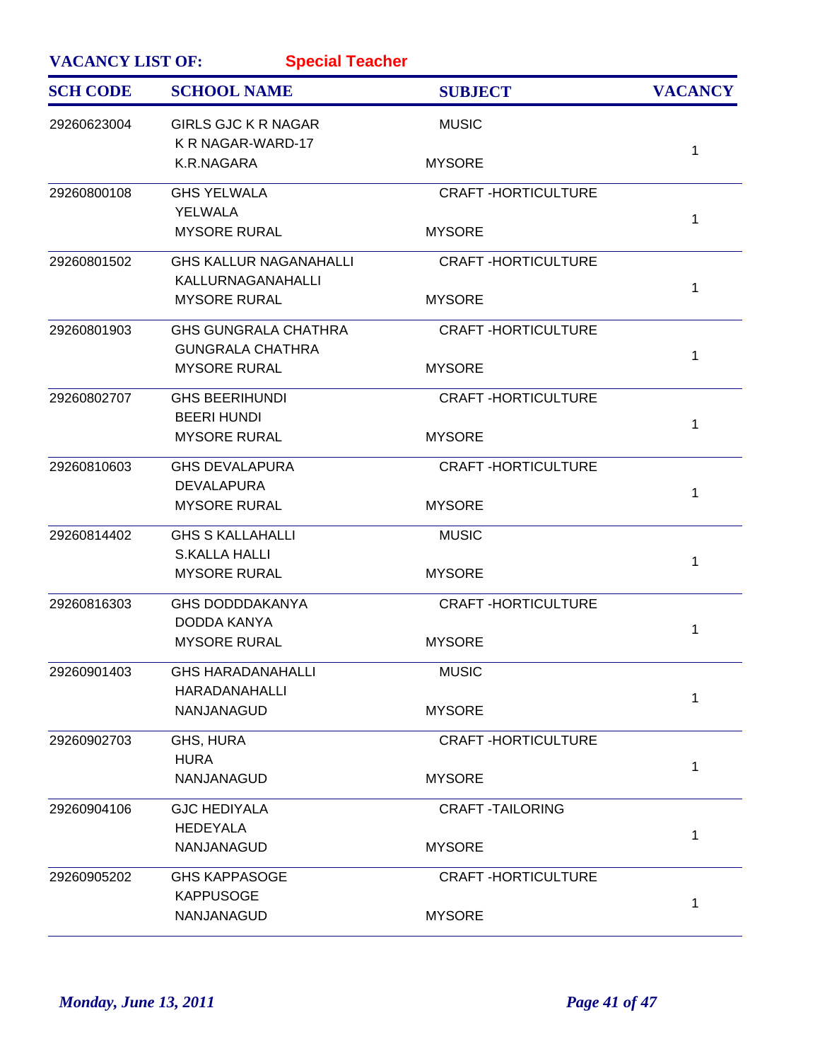**VACANCY LIST OF:** **Special Teacher**

| SCH CODE | SCHOOL NAME | SUBJECT | VACANCY |
| --- | --- | --- | --- |
| 29260623004 | GIRLS GJC K R NAGAR<br>K R NAGAR-WARD-17<br>K.R.NAGARA | MUSIC<br><br>MYSORE | 1 |
| 29260800108 | GHS YELWALA<br>YELWALA<br>MYSORE RURAL | CRAFT -HORTICULTURE<br><br>MYSORE | 1 |
| 29260801502 | GHS KALLUR NAGANAHALLI<br>KALLURNAGANAHALLI<br>MYSORE RURAL | CRAFT -HORTICULTURE<br><br>MYSORE | 1 |
| 29260801903 | GHS GUNGRALA CHATHRA<br>GUNGRALA CHATHRA<br>MYSORE RURAL | CRAFT -HORTICULTURE<br><br>MYSORE | 1 |
| 29260802707 | GHS BEERIHUNDI<br>BEERI HUNDI<br>MYSORE RURAL | CRAFT -HORTICULTURE<br><br>MYSORE | 1 |
| 29260810603 | GHS DEVALAPURA<br>DEVALAPURA<br>MYSORE RURAL | CRAFT -HORTICULTURE<br><br>MYSORE | 1 |
| 29260814402 | GHS S KALLAHALLI<br>S.KALLA HALLI<br>MYSORE RURAL | MUSIC<br><br>MYSORE | 1 |
| 29260816303 | GHS DODDDAKANYA<br>DODDA KANYA<br>MYSORE RURAL | CRAFT -HORTICULTURE<br><br>MYSORE | 1 |
| 29260901403 | GHS HARADANAHALLI<br>HARADANAHALLI<br>NANJANAGUD | MUSIC<br><br>MYSORE | 1 |
| 29260902703 | GHS, HURA<br>HURA<br>NANJANAGUD | CRAFT -HORTICULTURE<br><br>MYSORE | 1 |
| 29260904106 | GJC HEDIYALA<br>HEDEYALA<br>NANJANAGUD | CRAFT -TAILORING<br><br>MYSORE | 1 |
| 29260905202 | GHS KAPPASOGE<br>KAPPUSOGE<br>NANJANAGUD | CRAFT -HORTICULTURE<br><br>MYSORE | 1 |

*Monday, June 13, 2011*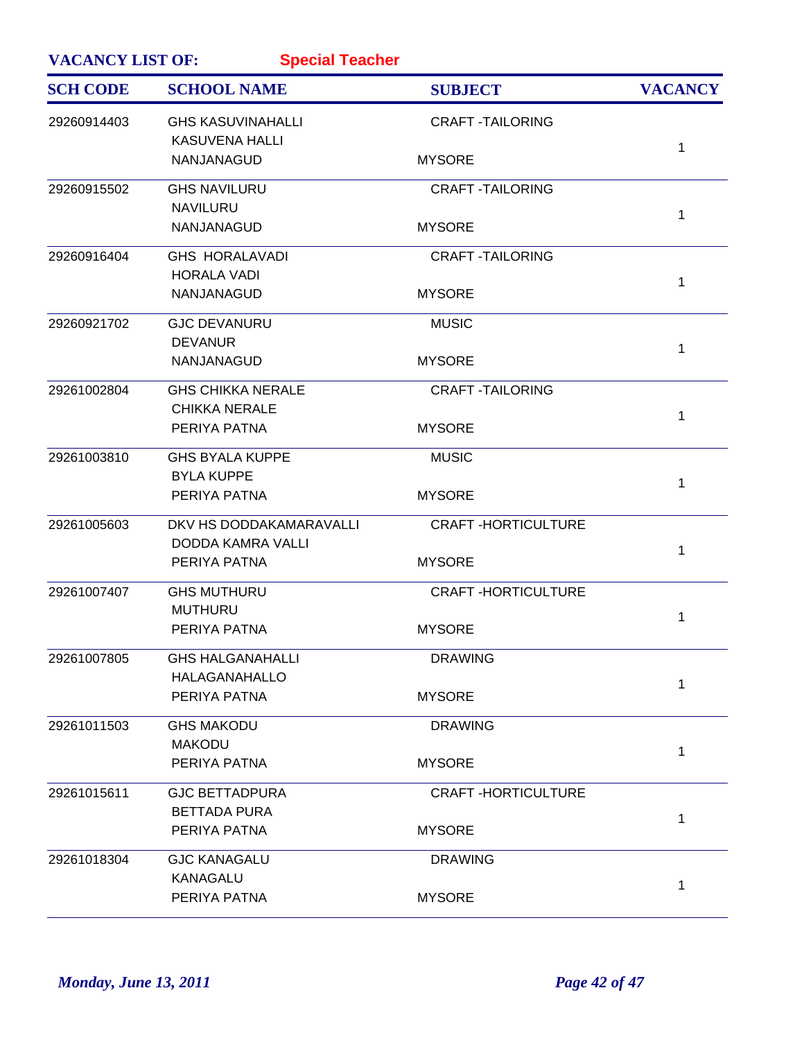**VACANCY LIST OF:** **Special Teacher**

| SCH CODE | SCHOOL NAME | SUBJECT | VACANCY |
|---|---|---|---|
| 29260914403 | GHS KASUVINAHALLI<br>KASUVENA HALLI<br>NANJANAGUD | CRAFT -TAILORING<br><br>MYSORE | 1 |
| 29260915502 | GHS NAVILURU<br>NAVILURU<br>NANJANAGUD | CRAFT -TAILORING<br><br>MYSORE | 1 |
| 29260916404 | GHS HORALAVADI<br>HORALA VADI<br>NANJANAGUD | CRAFT -TAILORING<br><br>MYSORE | 1 |
| 29260921702 | GJC DEVANURU<br>DEVANUR<br>NANJANAGUD | MUSIC<br><br>MYSORE | 1 |
| 29261002804 | GHS CHIKKA NERALE<br>CHIKKA NERALE<br>PERIYA PATNA | CRAFT -TAILORING<br><br>MYSORE | 1 |
| 29261003810 | GHS BYALA KUPPE<br>BYLA KUPPE<br>PERIYA PATNA | MUSIC<br><br>MYSORE | 1 |
| 29261005603 | DKV HS DODDAKAMARAVALLI<br>DODDA KAMRA VALLI<br>PERIYA PATNA | CRAFT -HORTICULTURE<br><br>MYSORE | 1 |
| 29261007407 | GHS MUTHURU<br>MUTHURU<br>PERIYA PATNA | CRAFT -HORTICULTURE<br><br>MYSORE | 1 |
| 29261007805 | GHS HALGANAHALLI<br>HALAGANAHALLO<br>PERIYA PATNA | DRAWING<br><br>MYSORE | 1 |
| 29261011503 | GHS MAKODU<br>MAKODU<br>PERIYA PATNA | DRAWING<br><br>MYSORE | 1 |
| 29261015611 | GJC BETTADPURA<br>BETTADA PURA<br>PERIYA PATNA | CRAFT -HORTICULTURE<br><br>MYSORE | 1 |
| 29261018304 | GJC KANAGALU<br>KANAGALU<br>PERIYA PATNA | DRAWING<br><br>MYSORE | 1 |

*Monday, June 13, 2011*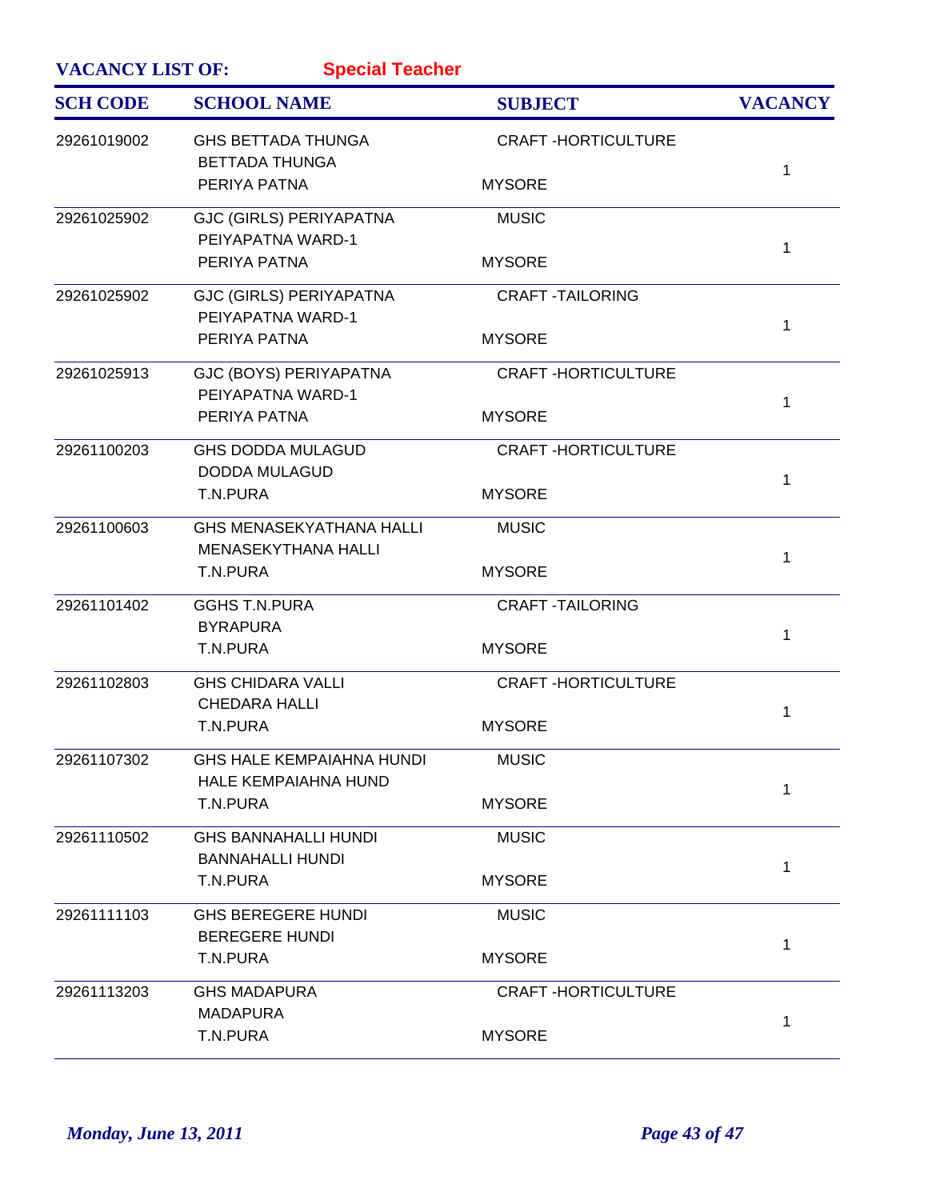**VACANCY LIST OF:** **Special Teacher**

| SCH CODE | SCHOOL NAME | SUBJECT | VACANCY |
|---|---|---|---|
| 29261019002 | GHS BETTADA THUNGA<br>BETTADA THUNGA<br>PERIYA PATNA | CRAFT -HORTICULTURE<br><br>MYSORE | 1 |
| 29261025902 | GJC (GIRLS) PERIYAPATNA<br>PEIYAPATNA WARD-1<br>PERIYA PATNA | MUSIC<br><br>MYSORE | 1 |
| 29261025902 | GJC (GIRLS) PERIYAPATNA<br>PEIYAPATNA WARD-1<br>PERIYA PATNA | CRAFT -TAILORING<br><br>MYSORE | 1 |
| 29261025913 | GJC (BOYS) PERIYAPATNA<br>PEIYAPATNA WARD-1<br>PERIYA PATNA | CRAFT -HORTICULTURE<br><br>MYSORE | 1 |
| 29261100203 | GHS DODDA MULAGUD<br>DODDA MULAGUD<br>T.N.PURA | CRAFT -HORTICULTURE<br><br>MYSORE | 1 |
| 29261100603 | GHS MENASEKYATHANA HALLI<br>MENASEKYTHANA HALLI<br>T.N.PURA | MUSIC<br><br>MYSORE | 1 |
| 29261101402 | GGHS T.N.PURA<br>BYRAPURA<br>T.N.PURA | CRAFT -TAILORING<br><br>MYSORE | 1 |
| 29261102803 | GHS CHIDARA VALLI<br>CHEDARA HALLI<br>T.N.PURA | CRAFT -HORTICULTURE<br><br>MYSORE | 1 |
| 29261107302 | GHS HALE KEMPAIAHNA HUNDI<br>HALE KEMPAIAHNA HUND<br>T.N.PURA | MUSIC<br><br>MYSORE | 1 |
| 29261110502 | GHS BANNAHALLI HUNDI<br>BANNAHALLI HUNDI<br>T.N.PURA | MUSIC<br><br>MYSORE | 1 |
| 29261111103 | GHS BEREGERE HUNDI<br>BEREGERE HUNDI<br>T.N.PURA | MUSIC<br><br>MYSORE | 1 |
| 29261113203 | GHS MADAPURA<br>MADAPURA<br>T.N.PURA | CRAFT -HORTICULTURE<br><br>MYSORE | 1 |

*Monday, June 13, 2011*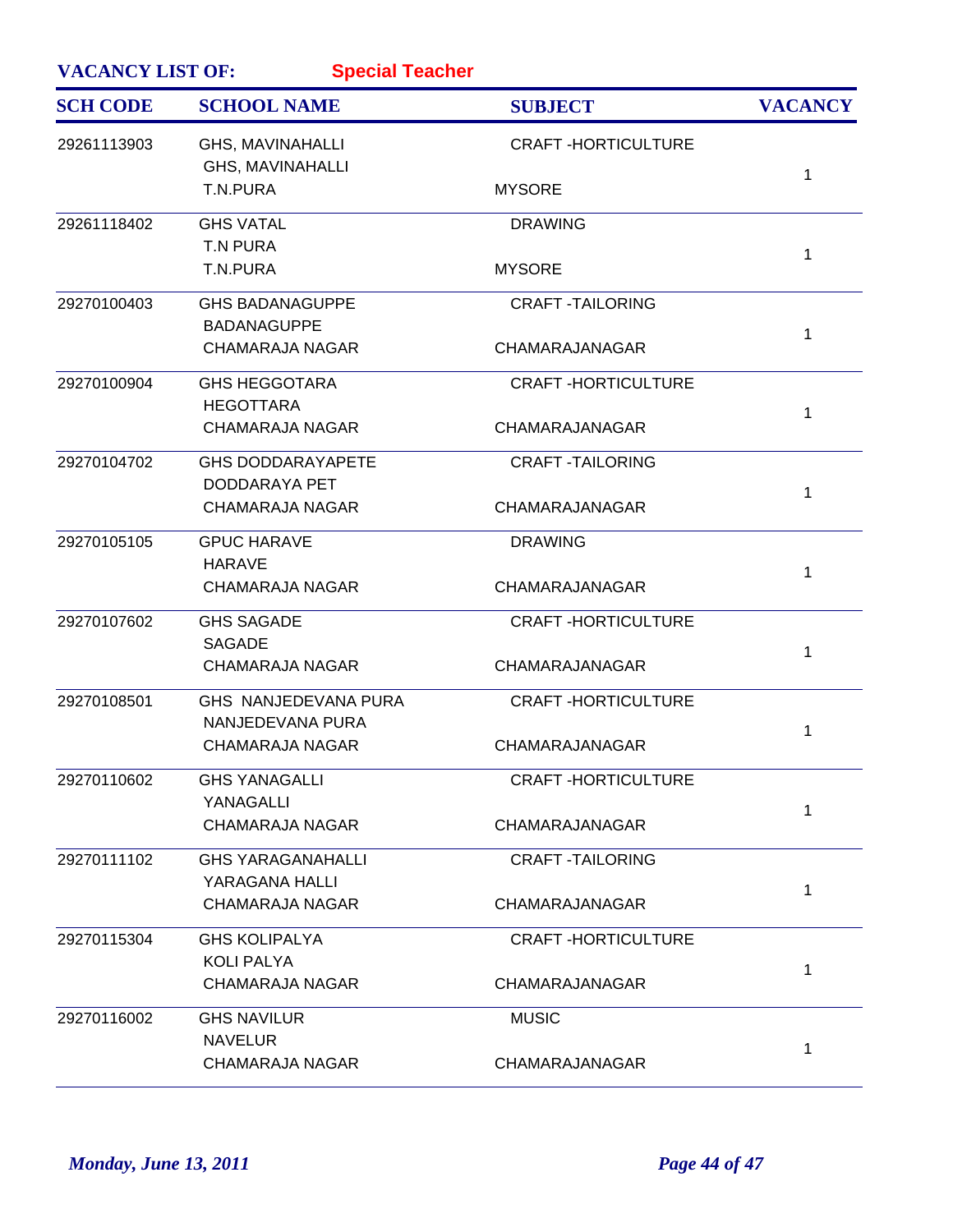**VACANCY LIST OF:** **Special Teacher**

| SCH CODE | SCHOOL NAME | SUBJECT | VACANCY |
|---|---|---|---|
| 29261113903 | GHS, MAVINAHALLI<br>GHS, MAVINAHALLI<br>T.N.PURA | CRAFT -HORTICULTURE<br>MYSORE | 1 |
| 29261118402 | GHS VATAL<br>T.N PURA<br>T.N.PURA | DRAWING<br>MYSORE | 1 |
| 29270100403 | GHS BADANAGUPPE<br>BADANAGUPPE<br>CHAMARAJA NAGAR | CRAFT -TAILORING<br>CHAMARAJANAGAR | 1 |
| 29270100904 | GHS HEGGOTARA<br>HEGOTTARA<br>CHAMARAJA NAGAR | CRAFT -HORTICULTURE<br>CHAMARAJANAGAR | 1 |
| 29270104702 | GHS DODDARAYAPETE<br>DODDARAYA PET<br>CHAMARAJA NAGAR | CRAFT -TAILORING<br>CHAMARAJANAGAR | 1 |
| 29270105105 | GPUC HARAVE<br>HARAVE<br>CHAMARAJA NAGAR | DRAWING<br>CHAMARAJANAGAR | 1 |
| 29270107602 | GHS SAGADE<br>SAGADE<br>CHAMARAJA NAGAR | CRAFT -HORTICULTURE<br>CHAMARAJANAGAR | 1 |
| 29270108501 | GHS NANJEDEVANA PURA<br>NANJEDEVANA PURA<br>CHAMARAJA NAGAR | CRAFT -HORTICULTURE<br>CHAMARAJANAGAR | 1 |
| 29270110602 | GHS YANAGALLI<br>YANAGALLI<br>CHAMARAJA NAGAR | CRAFT -HORTICULTURE<br>CHAMARAJANAGAR | 1 |
| 29270111102 | GHS YARAGANAHALLI<br>YARAGANA HALLI<br>CHAMARAJA NAGAR | CRAFT -TAILORING<br>CHAMARAJANAGAR | 1 |
| 29270115304 | GHS KOLIPALYA<br>KOLI PALYA<br>CHAMARAJA NAGAR | CRAFT -HORTICULTURE<br>CHAMARAJANAGAR | 1 |
| 29270116002 | GHS NAVILUR<br>NAVELUR<br>CHAMARAJA NAGAR | MUSIC<br>CHAMARAJANAGAR | 1 |

*Monday, June 13, 2011*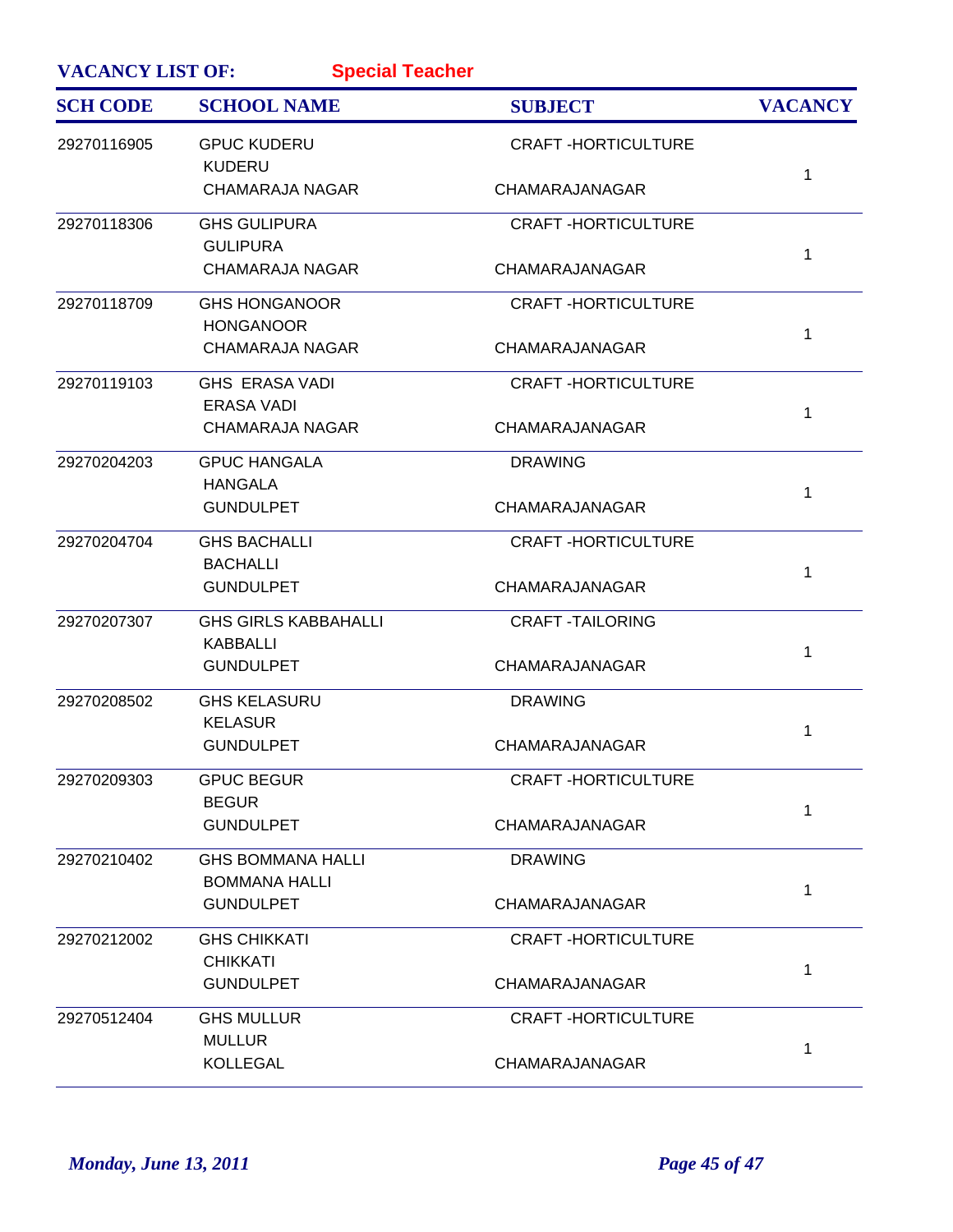**VACANCY LIST OF:** **Special Teacher**

| SCH CODE | SCHOOL NAME | SUBJECT | VACANCY |
|---|---|---|---|
| 29270116905 | GPUC KUDERU<br>KUDERU<br>CHAMARAJA NAGAR | CRAFT -HORTICULTURE<br>CHAMARAJANAGAR | 1 |
| 29270118306 | GHS GULIPURA<br>GULIPURA<br>CHAMARAJA NAGAR | CRAFT -HORTICULTURE<br>CHAMARAJANAGAR | 1 |
| 29270118709 | GHS HONGANOOR<br>HONGANOOR<br>CHAMARAJA NAGAR | CRAFT -HORTICULTURE<br>CHAMARAJANAGAR | 1 |
| 29270119103 | GHS ERASA VADI<br>ERASA VADI<br>CHAMARAJA NAGAR | CRAFT -HORTICULTURE<br>CHAMARAJANAGAR | 1 |
| 29270204203 | GPUC HANGALA<br>HANGALA<br>GUNDULPET | DRAWING<br>CHAMARAJANAGAR | 1 |
| 29270204704 | GHS BACHALLI<br>BACHALLI<br>GUNDULPET | CRAFT -HORTICULTURE<br>CHAMARAJANAGAR | 1 |
| 29270207307 | GHS GIRLS KABBAHALLI<br>KABBALLI<br>GUNDULPET | CRAFT -TAILORING<br>CHAMARAJANAGAR | 1 |
| 29270208502 | GHS KELASURU<br>KELASUR<br>GUNDULPET | DRAWING<br>CHAMARAJANAGAR | 1 |
| 29270209303 | GPUC BEGUR<br>BEGUR<br>GUNDULPET | CRAFT -HORTICULTURE<br>CHAMARAJANAGAR | 1 |
| 29270210402 | GHS BOMMANA HALLI<br>BOMMANA HALLI<br>GUNDULPET | DRAWING<br>CHAMARAJANAGAR | 1 |
| 29270212002 | GHS CHIKKATI<br>CHIKKATI<br>GUNDULPET | CRAFT -HORTICULTURE<br>CHAMARAJANAGAR | 1 |
| 29270512404 | GHS MULLUR<br>MULLUR<br>KOLLEGAL | CRAFT -HORTICULTURE<br>CHAMARAJANAGAR | 1 |

*Monday, June 13, 2011*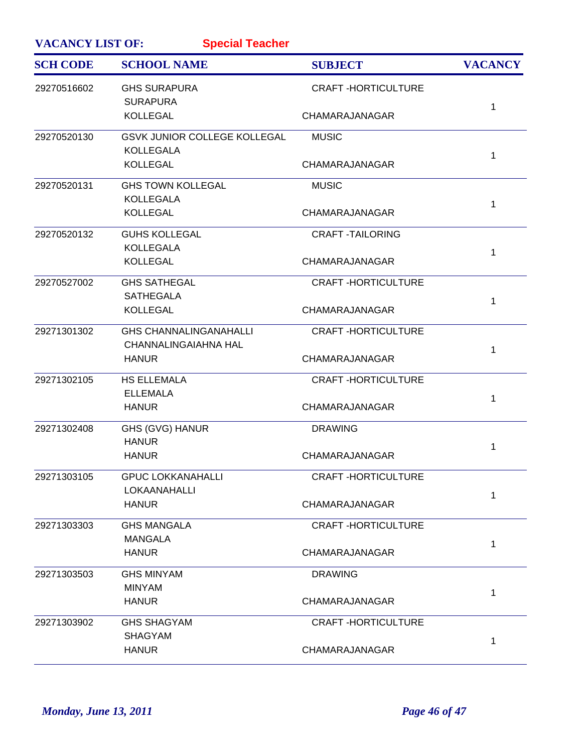**VACANCY LIST OF:** **Special Teacher**

| SCH CODE | SCHOOL NAME | SUBJECT | VACANCY |
| --- | --- | --- | --- |
| 29270516602 | GHS SURAPURA<br>SURAPURA<br>KOLLEGAL | CRAFT -HORTICULTURE<br><br>CHAMARAJANAGAR | 1 |
| 29270520130 | GSVK JUNIOR COLLEGE KOLLEGAL<br>KOLLEGALA<br>KOLLEGAL | MUSIC<br><br>CHAMARAJANAGAR | 1 |
| 29270520131 | GHS TOWN KOLLEGAL<br>KOLLEGALA<br>KOLLEGAL | MUSIC<br><br>CHAMARAJANAGAR | 1 |
| 29270520132 | GUHS KOLLEGAL<br>KOLLEGALA<br>KOLLEGAL | CRAFT -TAILORING<br><br>CHAMARAJANAGAR | 1 |
| 29270527002 | GHS SATHEGAL<br>SATHEGALA<br>KOLLEGAL | CRAFT -HORTICULTURE<br><br>CHAMARAJANAGAR | 1 |
| 29271301302 | GHS CHANNALINGANAHALLI<br>CHANNALINGAIAHNA HAL<br>HANUR | CRAFT -HORTICULTURE<br><br>CHAMARAJANAGAR | 1 |
| 29271302105 | HS ELLEMALA<br>ELLEMALA<br>HANUR | CRAFT -HORTICULTURE<br><br>CHAMARAJANAGAR | 1 |
| 29271302408 | GHS (GVG) HANUR<br>HANUR<br>HANUR | DRAWING<br><br>CHAMARAJANAGAR | 1 |
| 29271303105 | GPUC LOKKANAHALLI<br>LOKAANAHALLI<br>HANUR | CRAFT -HORTICULTURE<br><br>CHAMARAJANAGAR | 1 |
| 29271303303 | GHS MANGALA<br>MANGALA<br>HANUR | CRAFT -HORTICULTURE<br><br>CHAMARAJANAGAR | 1 |
| 29271303503 | GHS MINYAM<br>MINYAM<br>HANUR | DRAWING<br><br>CHAMARAJANAGAR | 1 |
| 29271303902 | GHS SHAGYAM<br>SHAGYAM<br>HANUR | CRAFT -HORTICULTURE<br><br>CHAMARAJANAGAR | 1 |

*Monday, June 13, 2011*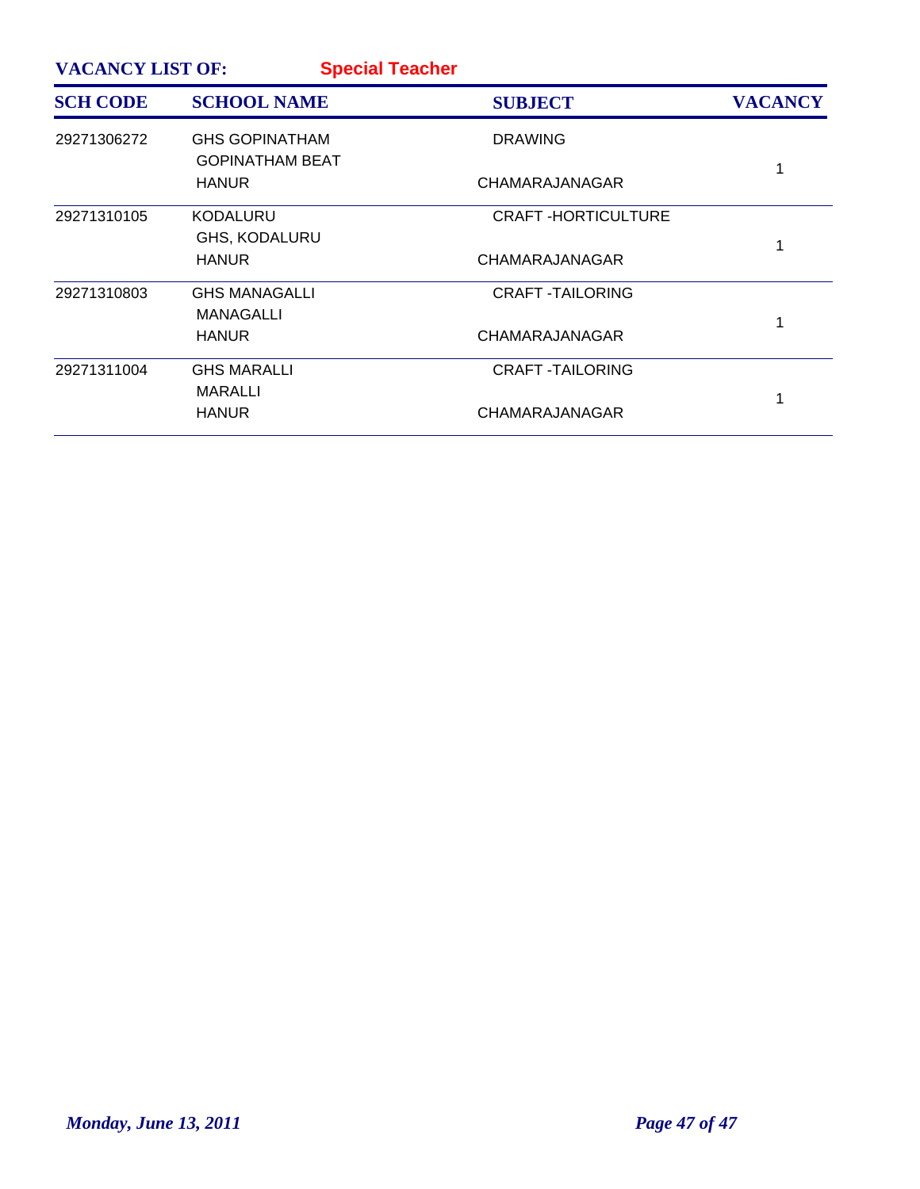**VACANCY LIST OF:** **Special Teacher**

| SCH CODE | SCHOOL NAME | SUBJECT | VACANCY |
| --- | --- | --- | --- |
| 29271306272 | GHS GOPINATHAM<br>GOPINATHAM BEAT<br>HANUR | DRAWING<br><br>CHAMARAJANAGAR | 1 |
| 29271310105 | KODALURU<br>GHS, KODALURU<br>HANUR | CRAFT -HORTICULTURE<br><br>CHAMARAJANAGAR | 1 |
| 29271310803 | GHS MANAGALLI<br>MANAGALLI<br>HANUR | CRAFT -TAILORING<br><br>CHAMARAJANAGAR | 1 |
| 29271311004 | GHS MARALLI<br>MARALLI<br>HANUR | CRAFT -TAILORING<br><br>CHAMARAJANAGAR | 1 |

*Monday, June 13, 2011*